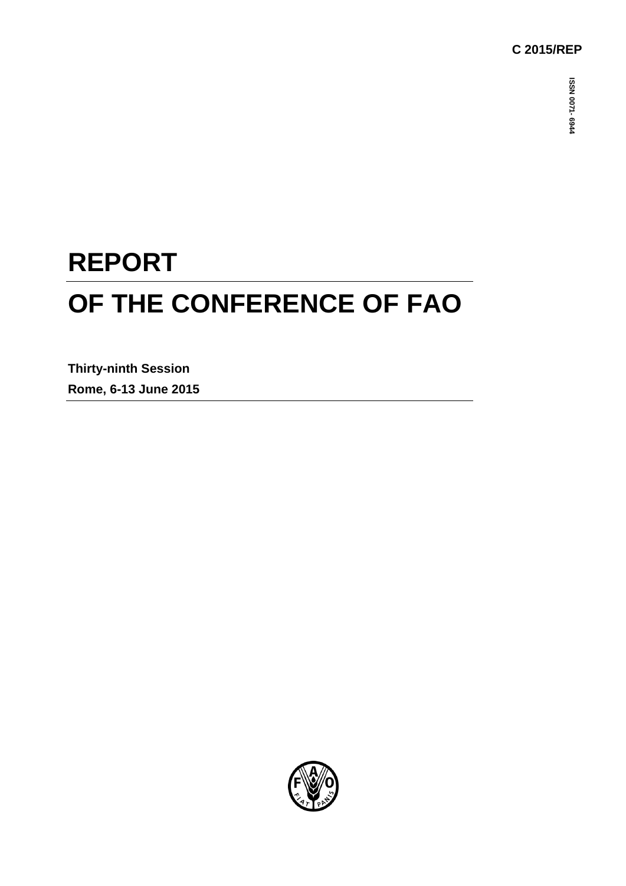C 2015/REP

ISSN 0071- 6944

# REPORT

# OF THE CONFERENCE OF FAO

**Thirty-ninth Session**

**Rome, 6-13 June 2015**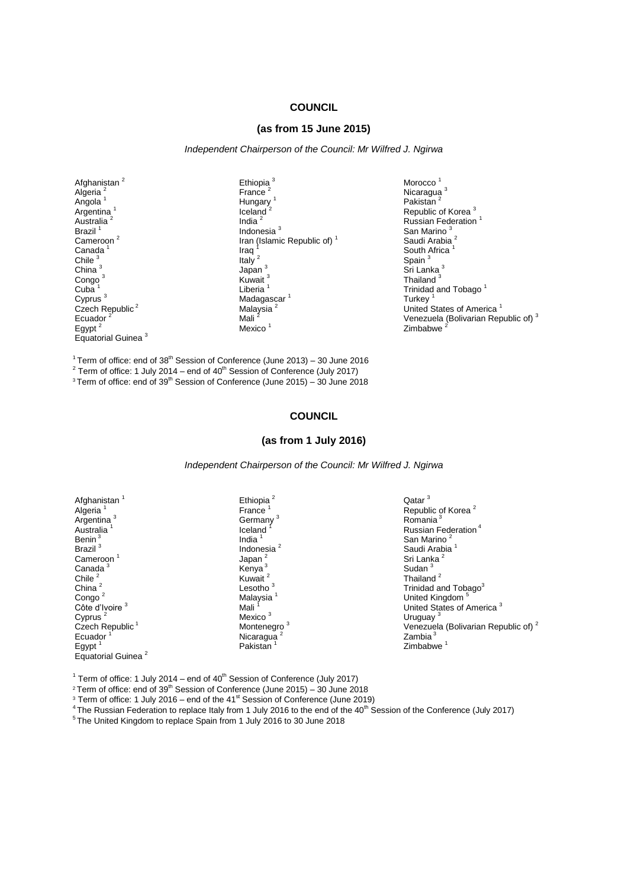## COUNCIL

### (as from 15 June 2015)

*Independent Chairperson of the Council: Mr Wilfred J. Ngirwa*

Afghanistan [2]
Algeria [2]
Angola [1]
Argentina [1]
Australia [2]
Brazil [1]
Cameroon [2]
Canada [1]
Chile [3]
China [3]
Congo [3]
Cuba [1]
Cyprus [3]
Czech Republic [2]
Ecuador [2]
Egypt [2]
Equatorial Guinea [3]
Ethiopia [3]
France [2]
Hungary [1]
Iceland [2]
India [2]
Indonesia [3]
Iran (Islamic Republic of) [1]
Iraq [1]
Italy [2]
Japan [3]
Kuwait [3]
Liberia [1]
Madagascar [1]
Malaysia [2]
Mali [2]
Mexico [1]
Morocco [1]
Nicaragua [3]
Pakistan [2]
Republic of Korea [3]
Russian Federation [1]
San Marino [3]
Saudi Arabia [2]
South Africa [1]
Spain [3]
Sri Lanka [3]
Thailand [3]
Trinidad and Tobago [1]
Turkey [1]
United States of America [1]
Venezuela (Bolivarian Republic of) [3]
Zimbabwe [2]

[1] Term of office: end of 38th Session of Conference (June 2013) – 30 June 2016
[2] Term of office: 1 July 2014 – end of 40th Session of Conference (July 2017)
[3] Term of office: end of 39th Session of Conference (June 2015) – 30 June 2018

## COUNCIL

### (as from 1 July 2016)

*Independent Chairperson of the Council: Mr Wilfred J. Ngirwa*

Afghanistan [1]
Algeria [1]
Argentina [3]
Australia [1]
Benin [3]
Brazil [3]
Cameroon [1]
Canada [3]
Chile [2]
China [2]
Congo [2]
Côte d'Ivoire [3]
Cyprus [2]
Czech Republic [1]
Ecuador [1]
Egypt [1]
Equatorial Guinea [2]
Ethiopia [2]
France [1]
Germany [3]
Iceland [1]
India [1]
Indonesia [2]
Japan [2]
Kenya [3]
Kuwait [2]
Lesotho [3]
Malaysia [1]
Mali [1]
Mexico [3]
Montenegro [3]
Nicaragua [2]
Pakistan [1]
Qatar [3]
Republic of Korea [2]
Romania [3]
Russian Federation [4]
San Marino [2]
Saudi Arabia [1]
Sri Lanka [2]
Sudan [3]
Thailand [2]
Trinidad and Tobago [3]
United Kingdom [5]
United States of America [3]
Uruguay [3]
Venezuela (Bolivarian Republic of) [2]
Zambia [3]
Zimbabwe [1]

[1] Term of office: 1 July 2014 – end of 40th Session of Conference (July 2017)
[2] Term of office: end of 39th Session of Conference (June 2015) – 30 June 2018
[3] Term of office: 1 July 2016 – end of the 41st Session of Conference (June 2019)
[4] The Russian Federation to replace Italy from 1 July 2016 to the end of the 40th Session of the Conference (July 2017)
[5] The United Kingdom to replace Spain from 1 July 2016 to 30 June 2018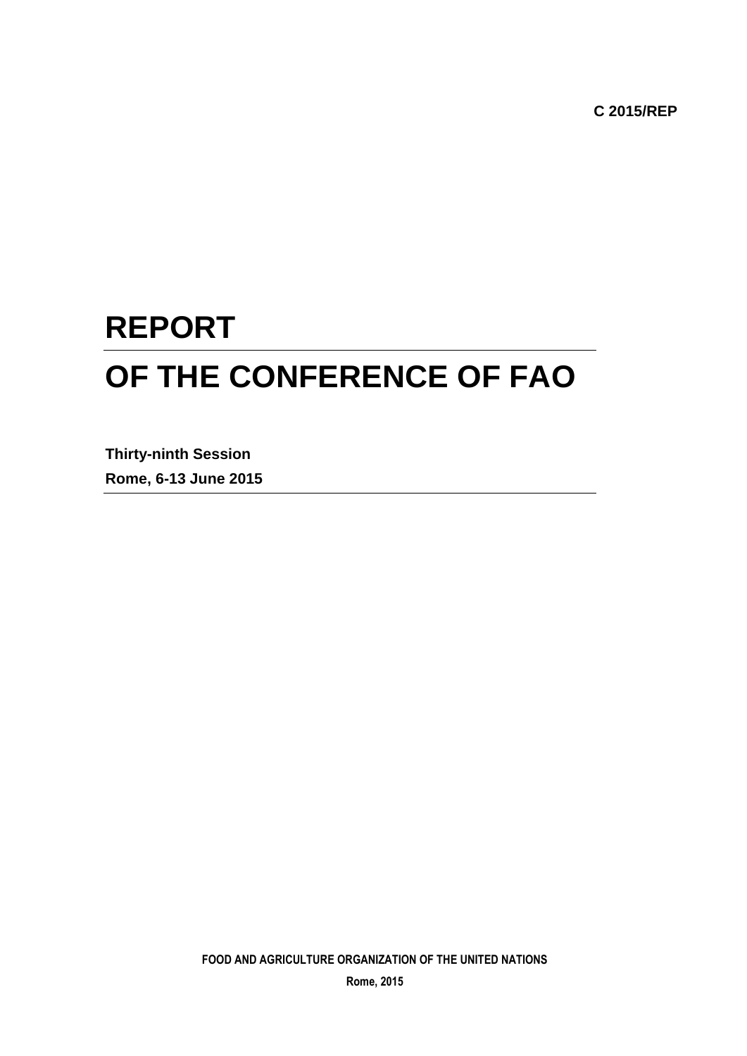C 2015/REP

# REPORT

# OF THE CONFERENCE OF FAO

**Thirty-ninth Session**

**Rome, 6-13 June 2015**

**FOOD AND AGRICULTURE ORGANIZATION OF THE UNITED NATIONS**

**Rome, 2015**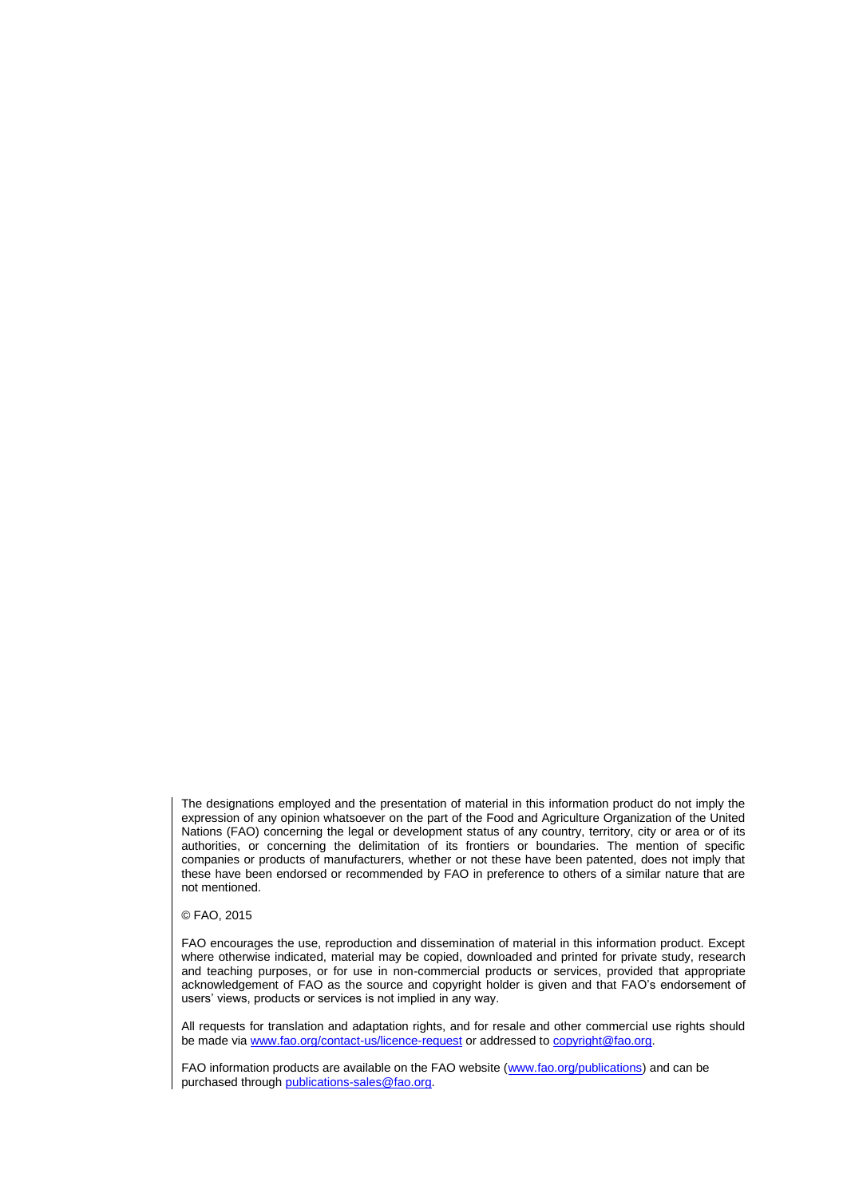The designations employed and the presentation of material in this information product do not imply the expression of any opinion whatsoever on the part of the Food and Agriculture Organization of the United Nations (FAO) concerning the legal or development status of any country, territory, city or area or of its authorities, or concerning the delimitation of its frontiers or boundaries. The mention of specific companies or products of manufacturers, whether or not these have been patented, does not imply that these have been endorsed or recommended by FAO in preference to others of a similar nature that are not mentioned.

© FAO, 2015

FAO encourages the use, reproduction and dissemination of material in this information product. Except where otherwise indicated, material may be copied, downloaded and printed for private study, research and teaching purposes, or for use in non-commercial products or services, provided that appropriate acknowledgement of FAO as the source and copyright holder is given and that FAO's endorsement of users' views, products or services is not implied in any way.

All requests for translation and adaptation rights, and for resale and other commercial use rights should be made via www.fao.org/contact-us/licence-request or addressed to copyright@fao.org.

FAO information products are available on the FAO website (www.fao.org/publications) and can be purchased through publications-sales@fao.org.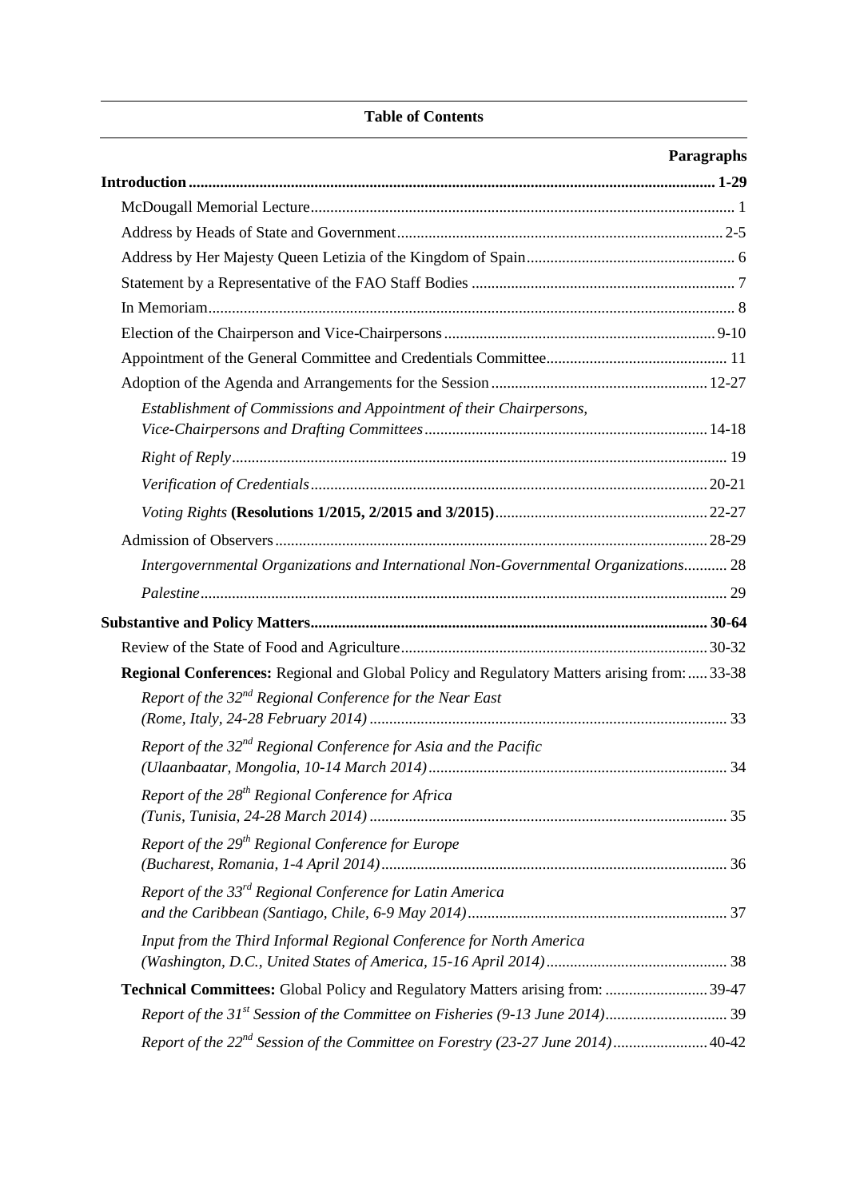**Table of Contents**

| | Paragraphs |
|---|---|
| **Introduction** | **1-29** |
| McDougall Memorial Lecture | 1 |
| Address by Heads of State and Government | 2-5 |
| Address by Her Majesty Queen Letizia of the Kingdom of Spain | 6 |
| Statement by a Representative of the FAO Staff Bodies | 7 |
| In Memoriam | 8 |
| Election of the Chairperson and Vice-Chairpersons | 9-10 |
| Appointment of the General Committee and Credentials Committee | 11 |
| Adoption of the Agenda and Arrangements for the Session | 12-27 |
| *Establishment of Commissions and Appointment of their Chairpersons, Vice-Chairpersons and Drafting Committees* | 14-18 |
| *Right of Reply* | 19 |
| *Verification of Credentials* | 20-21 |
| *Voting Rights* **(Resolutions 1/2015, 2/2015 and 3/2015)** | 22-27 |
| Admission of Observers | 28-29 |
| *Intergovernmental Organizations and International Non-Governmental Organizations* | 28 |
| *Palestine* | 29 |
| **Substantive and Policy Matters** | **30-64** |
| Review of the State of Food and Agriculture | 30-32 |
| **Regional Conferences:** Regional and Global Policy and Regulatory Matters arising from: | 33-38 |
| *Report of the 32nd Regional Conference for the Near East (Rome, Italy, 24-28 February 2014)* | 33 |
| *Report of the 32nd Regional Conference for Asia and the Pacific (Ulaanbaatar, Mongolia, 10-14 March 2014)* | 34 |
| *Report of the 28th Regional Conference for Africa (Tunis, Tunisia, 24-28 March 2014)* | 35 |
| *Report of the 29th Regional Conference for Europe (Bucharest, Romania, 1-4 April 2014)* | 36 |
| *Report of the 33rd Regional Conference for Latin America and the Caribbean (Santiago, Chile, 6-9 May 2014)* | 37 |
| *Input from the Third Informal Regional Conference for North America (Washington, D.C., United States of America, 15-16 April 2014)* | 38 |
| **Technical Committees:** Global Policy and Regulatory Matters arising from: | 39-47 |
| *Report of the 31st Session of the Committee on Fisheries (9-13 June 2014)* | 39 |
| *Report of the 22nd Session of the Committee on Forestry (23-27 June 2014)* | 40-42 |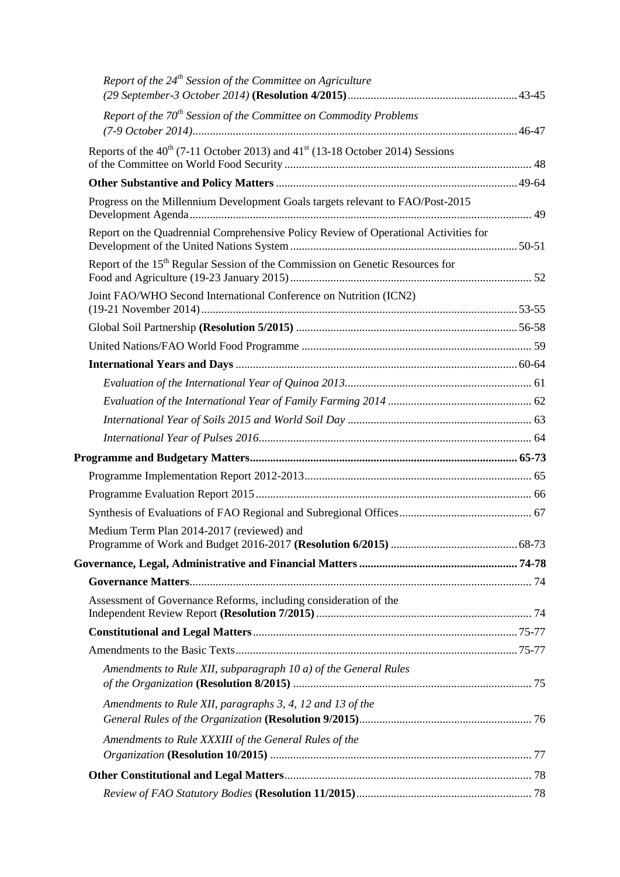*Report of the 24th Session of the Committee on Agriculture (29 September-3 October 2014)* **(Resolution 4/2015)** ... 43-45

*Report of the 70th Session of the Committee on Commodity Problems (7-9 October 2014)* ... 46-47

Reports of the 40th (7-11 October 2013) and 41st (13-18 October 2014) Sessions of the Committee on World Food Security ... 48

**Other Substantive and Policy Matters** ... 49-64

Progress on the Millennium Development Goals targets relevant to FAO/Post-2015 Development Agenda ... 49

Report on the Quadrennial Comprehensive Policy Review of Operational Activities for Development of the United Nations System ... 50-51

Report of the 15th Regular Session of the Commission on Genetic Resources for Food and Agriculture (19-23 January 2015) ... 52

Joint FAO/WHO Second International Conference on Nutrition (ICN2) (19-21 November 2014) ... 53-55

Global Soil Partnership **(Resolution 5/2015)** ... 56-58

United Nations/FAO World Food Programme ... 59

**International Years and Days** ... 60-64

*Evaluation of the International Year of Quinoa 2013* ... 61

*Evaluation of the International Year of Family Farming 2014* ... 62

*International Year of Soils 2015 and World Soil Day* ... 63

*International Year of Pulses 2016* ... 64

**Programme and Budgetary Matters** ... 65-73

Programme Implementation Report 2012-2013 ... 65

Programme Evaluation Report 2015 ... 66

Synthesis of Evaluations of FAO Regional and Subregional Offices ... 67

Medium Term Plan 2014-2017 (reviewed) and Programme of Work and Budget 2016-2017 **(Resolution 6/2015)** ... 68-73

**Governance, Legal, Administrative and Financial Matters** ... 74-78

**Governance Matters** ... 74

Assessment of Governance Reforms, including consideration of the Independent Review Report **(Resolution 7/2015)** ... 74

**Constitutional and Legal Matters** ... 75-77

Amendments to the Basic Texts ... 75-77

*Amendments to Rule XII, subparagraph 10 a) of the General Rules of the Organization* **(Resolution 8/2015)** ... 75

*Amendments to Rule XII, paragraphs 3, 4, 12 and 13 of the General Rules of the Organization* **(Resolution 9/2015)** ... 76

*Amendments to Rule XXXIII of the General Rules of the Organization* **(Resolution 10/2015)** ... 77

**Other Constitutional and Legal Matters** ... 78

*Review of FAO Statutory Bodies* **(Resolution 11/2015)** ... 78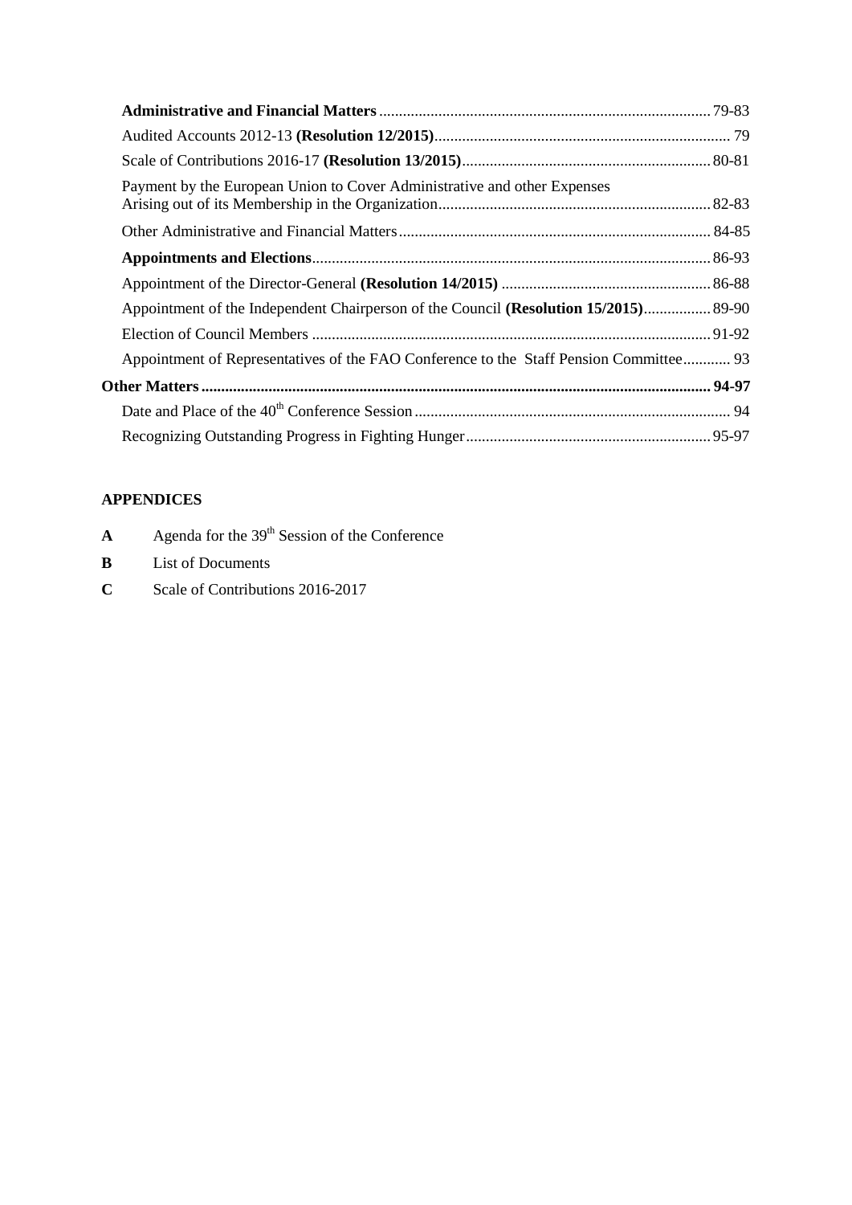| | |
|---|---|
| **Administrative and Financial Matters** | 79-83 |
| Audited Accounts 2012-13 **(Resolution 12/2015)** | 79 |
| Scale of Contributions 2016-17 **(Resolution 13/2015)** | 80-81 |
| Payment by the European Union to Cover Administrative and other Expenses Arising out of its Membership in the Organization | 82-83 |
| Other Administrative and Financial Matters | 84-85 |
| **Appointments and Elections** | 86-93 |
| Appointment of the Director-General **(Resolution 14/2015)** | 86-88 |
| Appointment of the Independent Chairperson of the Council **(Resolution 15/2015)** | 89-90 |
| Election of Council Members | 91-92 |
| Appointment of Representatives of the FAO Conference to the Staff Pension Committee | 93 |
| **Other Matters** | **94-97** |
| Date and Place of the 40th Conference Session | 94 |
| Recognizing Outstanding Progress in Fighting Hunger | 95-97 |

**APPENDICES**

**A** Agenda for the 39th Session of the Conference

**B** List of Documents

**C** Scale of Contributions 2016-2017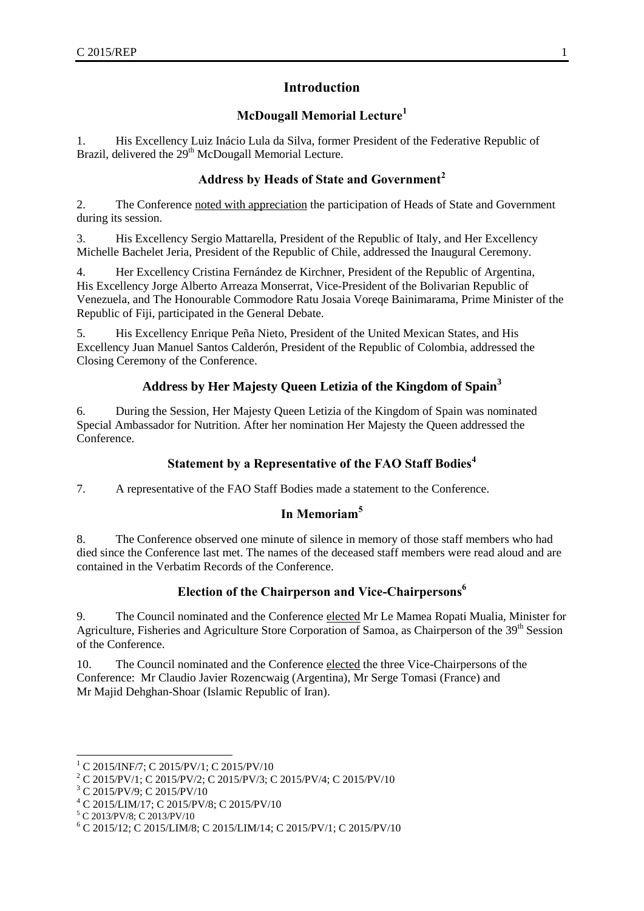# Introduction

## McDougall Memorial Lecture[1]

1. His Excellency Luiz Inácio Lula da Silva, former President of the Federative Republic of Brazil, delivered the 29th McDougall Memorial Lecture.

## Address by Heads of State and Government[2]

2. The Conference noted with appreciation the participation of Heads of State and Government during its session.

3. His Excellency Sergio Mattarella, President of the Republic of Italy, and Her Excellency Michelle Bachelet Jeria, President of the Republic of Chile, addressed the Inaugural Ceremony.

4. Her Excellency Cristina Fernández de Kirchner, President of the Republic of Argentina, His Excellency Jorge Alberto Arreaza Monserrat, Vice-President of the Bolivarian Republic of Venezuela, and The Honourable Commodore Ratu Josaia Voreqe Bainimarama, Prime Minister of the Republic of Fiji, participated in the General Debate.

5. His Excellency Enrique Peña Nieto, President of the United Mexican States, and His Excellency Juan Manuel Santos Calderón, President of the Republic of Colombia, addressed the Closing Ceremony of the Conference.

## Address by Her Majesty Queen Letizia of the Kingdom of Spain[3]

6. During the Session, Her Majesty Queen Letizia of the Kingdom of Spain was nominated Special Ambassador for Nutrition. After her nomination Her Majesty the Queen addressed the Conference.

## Statement by a Representative of the FAO Staff Bodies[4]

7. A representative of the FAO Staff Bodies made a statement to the Conference.

## In Memoriam[5]

8. The Conference observed one minute of silence in memory of those staff members who had died since the Conference last met. The names of the deceased staff members were read aloud and are contained in the Verbatim Records of the Conference.

## Election of the Chairperson and Vice-Chairpersons[6]

9. The Council nominated and the Conference elected Mr Le Mamea Ropati Mualia, Minister for Agriculture, Fisheries and Agriculture Store Corporation of Samoa, as Chairperson of the 39th Session of the Conference.

10. The Council nominated and the Conference elected the three Vice-Chairpersons of the Conference: Mr Claudio Javier Rozencwaig (Argentina), Mr Serge Tomasi (France) and Mr Majid Dehghan-Shoar (Islamic Republic of Iran).

---

[1] C 2015/INF/7; C 2015/PV/1; C 2015/PV/10

[2] C 2015/PV/1; C 2015/PV/2; C 2015/PV/3; C 2015/PV/4; C 2015/PV/10

[3] C 2015/PV/9; C 2015/PV/10

[4] C 2015/LIM/17; C 2015/PV/8; C 2015/PV/10

[5] C 2013/PV/8; C 2013/PV/10

[6] C 2015/12; C 2015/LIM/8; C 2015/LIM/14; C 2015/PV/1; C 2015/PV/10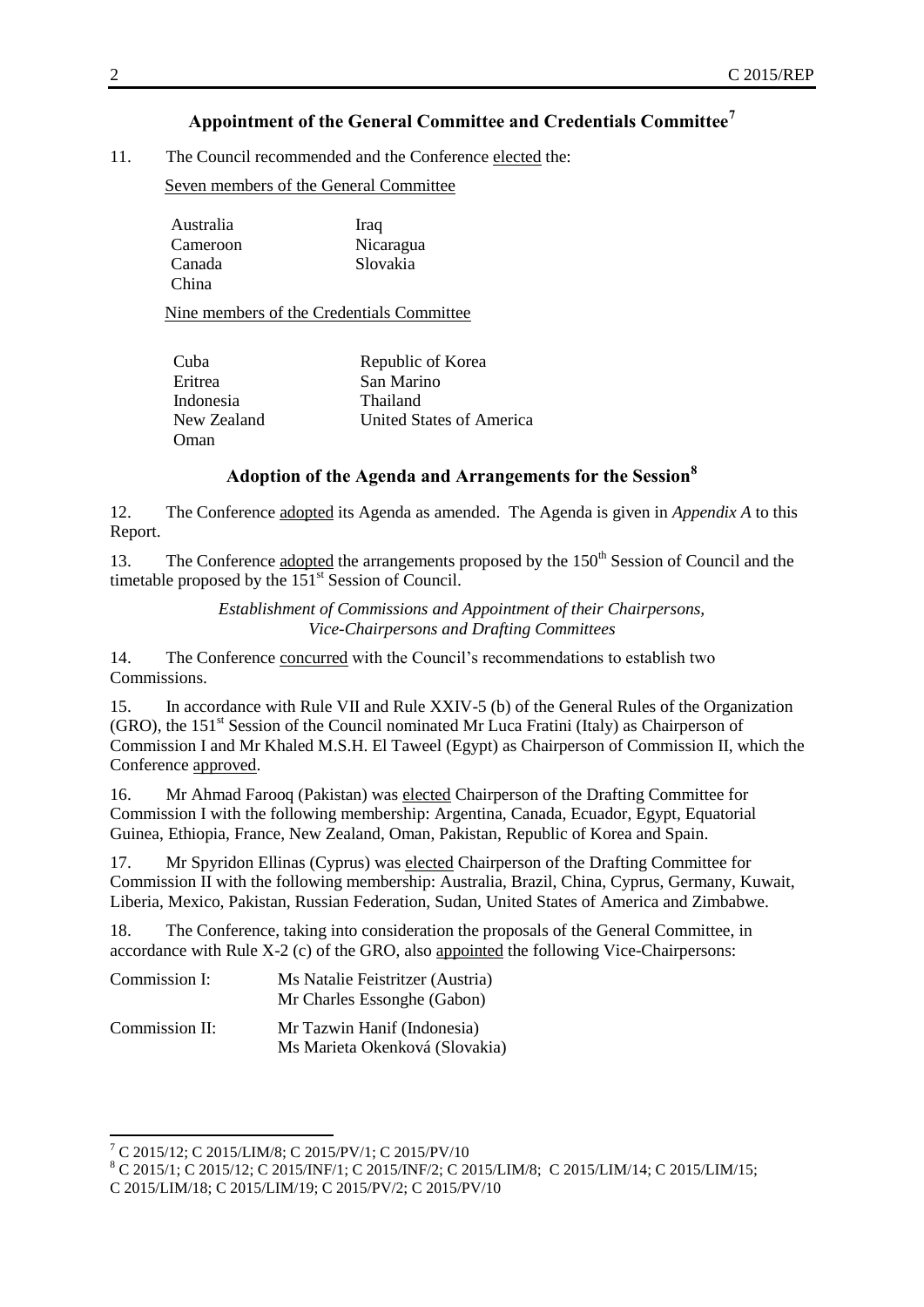## Appointment of the General Committee and Credentials Committee[7]

11. The Council recommended and the Conference elected the:

Seven members of the General Committee

| | |
|---|---|
| Australia | Iraq |
| Cameroon | Nicaragua |
| Canada | Slovakia |
| China | |

Nine members of the Credentials Committee

| | |
|---|---|
| Cuba | Republic of Korea |
| Eritrea | San Marino |
| Indonesia | Thailand |
| New Zealand | United States of America |
| Oman | |

## Adoption of the Agenda and Arrangements for the Session[8]

12. The Conference adopted its Agenda as amended. The Agenda is given in *Appendix A* to this Report.

13. The Conference adopted the arrangements proposed by the 150th Session of Council and the timetable proposed by the 151st Session of Council.

*Establishment of Commissions and Appointment of their Chairpersons, Vice-Chairpersons and Drafting Committees*

14. The Conference concurred with the Council's recommendations to establish two Commissions.

15. In accordance with Rule VII and Rule XXIV-5 (b) of the General Rules of the Organization (GRO), the 151st Session of the Council nominated Mr Luca Fratini (Italy) as Chairperson of Commission I and Mr Khaled M.S.H. El Taweel (Egypt) as Chairperson of Commission II, which the Conference approved.

16. Mr Ahmad Farooq (Pakistan) was elected Chairperson of the Drafting Committee for Commission I with the following membership: Argentina, Canada, Ecuador, Egypt, Equatorial Guinea, Ethiopia, France, New Zealand, Oman, Pakistan, Republic of Korea and Spain.

17. Mr Spyridon Ellinas (Cyprus) was elected Chairperson of the Drafting Committee for Commission II with the following membership: Australia, Brazil, China, Cyprus, Germany, Kuwait, Liberia, Mexico, Pakistan, Russian Federation, Sudan, United States of America and Zimbabwe.

18. The Conference, taking into consideration the proposals of the General Committee, in accordance with Rule X-2 (c) of the GRO, also appointed the following Vice-Chairpersons:

| | |
|---|---|
| Commission I: | Ms Natalie Feistritzer (Austria)<br>Mr Charles Essonghe (Gabon) |
| Commission II: | Mr Tazwin Hanif (Indonesia)<br>Ms Marieta Okenková (Slovakia) |

---

[7] C 2015/12; C 2015/LIM/8; C 2015/PV/1; C 2015/PV/10

[8] C 2015/1; C 2015/12; C 2015/INF/1; C 2015/INF/2; C 2015/LIM/8; C 2015/LIM/14; C 2015/LIM/15; C 2015/LIM/18; C 2015/LIM/19; C 2015/PV/2; C 2015/PV/10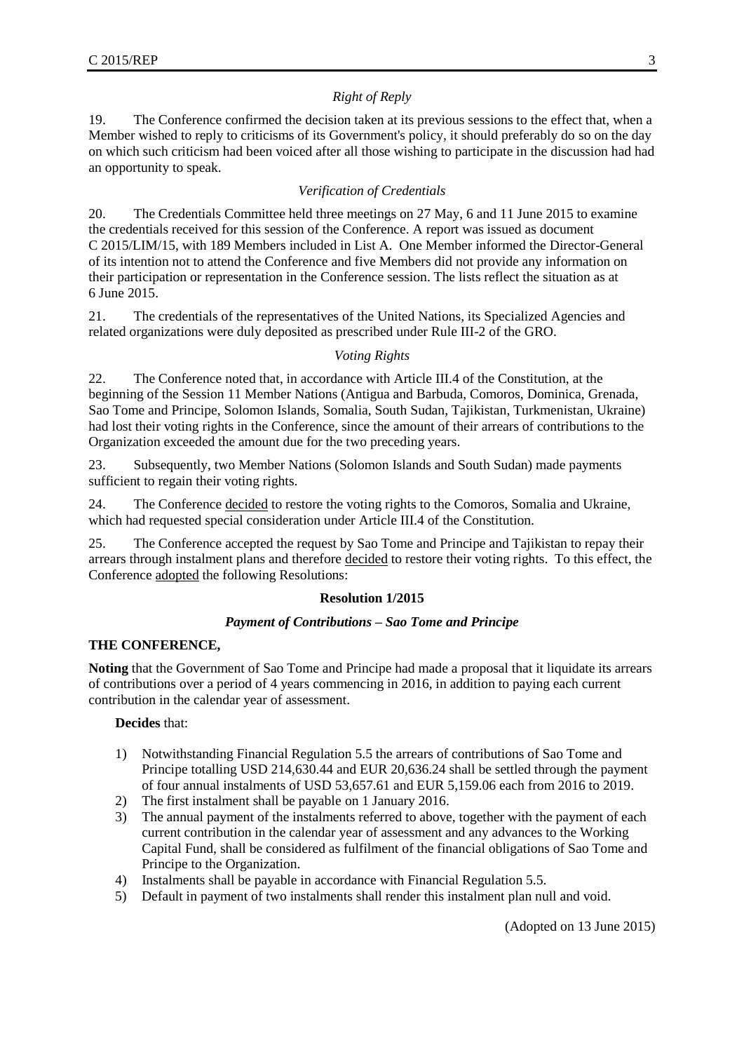*Right of Reply*

19. The Conference confirmed the decision taken at its previous sessions to the effect that, when a Member wished to reply to criticisms of its Government's policy, it should preferably do so on the day on which such criticism had been voiced after all those wishing to participate in the discussion had had an opportunity to speak.

*Verification of Credentials*

20. The Credentials Committee held three meetings on 27 May, 6 and 11 June 2015 to examine the credentials received for this session of the Conference. A report was issued as document C 2015/LIM/15, with 189 Members included in List A. One Member informed the Director-General of its intention not to attend the Conference and five Members did not provide any information on their participation or representation in the Conference session. The lists reflect the situation as at 6 June 2015.

21. The credentials of the representatives of the United Nations, its Specialized Agencies and related organizations were duly deposited as prescribed under Rule III-2 of the GRO.

*Voting Rights*

22. The Conference noted that, in accordance with Article III.4 of the Constitution, at the beginning of the Session 11 Member Nations (Antigua and Barbuda, Comoros, Dominica, Grenada, Sao Tome and Principe, Solomon Islands, Somalia, South Sudan, Tajikistan, Turkmenistan, Ukraine) had lost their voting rights in the Conference, since the amount of their arrears of contributions to the Organization exceeded the amount due for the two preceding years.

23. Subsequently, two Member Nations (Solomon Islands and South Sudan) made payments sufficient to regain their voting rights.

24. The Conference decided to restore the voting rights to the Comoros, Somalia and Ukraine, which had requested special consideration under Article III.4 of the Constitution.

25. The Conference accepted the request by Sao Tome and Principe and Tajikistan to repay their arrears through instalment plans and therefore decided to restore their voting rights. To this effect, the Conference adopted the following Resolutions:

**Resolution 1/2015**

***Payment of Contributions – Sao Tome and Principe***

**THE CONFERENCE,**

**Noting** that the Government of Sao Tome and Principe had made a proposal that it liquidate its arrears of contributions over a period of 4 years commencing in 2016, in addition to paying each current contribution in the calendar year of assessment.

**Decides** that:

1) Notwithstanding Financial Regulation 5.5 the arrears of contributions of Sao Tome and Principe totalling USD 214,630.44 and EUR 20,636.24 shall be settled through the payment of four annual instalments of USD 53,657.61 and EUR 5,159.06 each from 2016 to 2019.
2) The first instalment shall be payable on 1 January 2016.
3) The annual payment of the instalments referred to above, together with the payment of each current contribution in the calendar year of assessment and any advances to the Working Capital Fund, shall be considered as fulfilment of the financial obligations of Sao Tome and Principe to the Organization.
4) Instalments shall be payable in accordance with Financial Regulation 5.5.
5) Default in payment of two instalments shall render this instalment plan null and void.

(Adopted on 13 June 2015)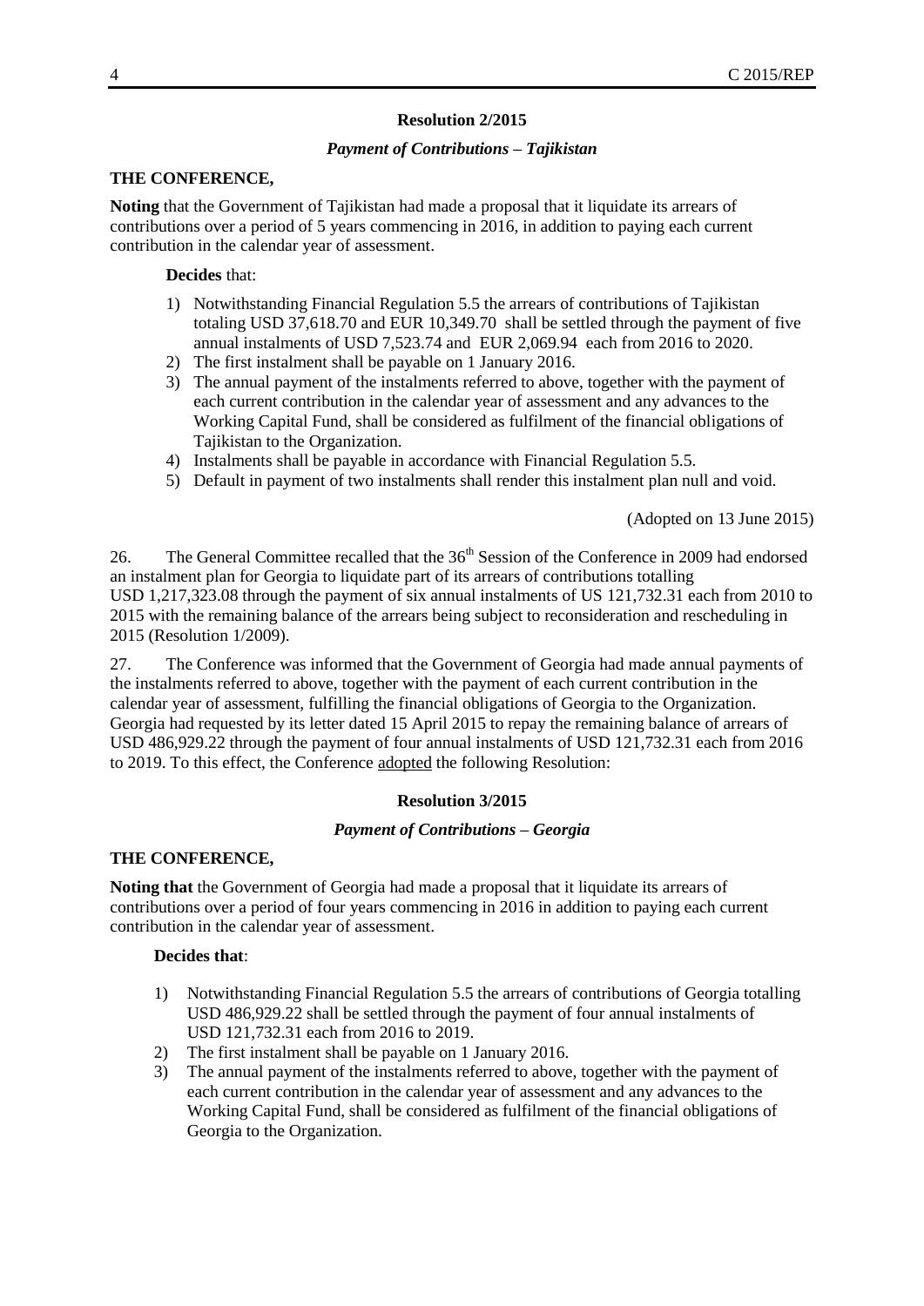**Resolution 2/2015**

***Payment of Contributions – Tajikistan***

**THE CONFERENCE,**

**Noting** that the Government of Tajikistan had made a proposal that it liquidate its arrears of contributions over a period of 5 years commencing in 2016, in addition to paying each current contribution in the calendar year of assessment.

**Decides** that:

1) Notwithstanding Financial Regulation 5.5 the arrears of contributions of Tajikistan totaling USD 37,618.70 and EUR 10,349.70 shall be settled through the payment of five annual instalments of USD 7,523.74 and EUR 2,069.94 each from 2016 to 2020.
2) The first instalment shall be payable on 1 January 2016.
3) The annual payment of the instalments referred to above, together with the payment of each current contribution in the calendar year of assessment and any advances to the Working Capital Fund, shall be considered as fulfilment of the financial obligations of Tajikistan to the Organization.
4) Instalments shall be payable in accordance with Financial Regulation 5.5.
5) Default in payment of two instalments shall render this instalment plan null and void.

(Adopted on 13 June 2015)

26. The General Committee recalled that the 36th Session of the Conference in 2009 had endorsed an instalment plan for Georgia to liquidate part of its arrears of contributions totalling USD 1,217,323.08 through the payment of six annual instalments of US 121,732.31 each from 2010 to 2015 with the remaining balance of the arrears being subject to reconsideration and rescheduling in 2015 (Resolution 1/2009).

27. The Conference was informed that the Government of Georgia had made annual payments of the instalments referred to above, together with the payment of each current contribution in the calendar year of assessment, fulfilling the financial obligations of Georgia to the Organization. Georgia had requested by its letter dated 15 April 2015 to repay the remaining balance of arrears of USD 486,929.22 through the payment of four annual instalments of USD 121,732.31 each from 2016 to 2019. To this effect, the Conference adopted the following Resolution:

**Resolution 3/2015**

***Payment of Contributions – Georgia***

**THE CONFERENCE,**

**Noting that** the Government of Georgia had made a proposal that it liquidate its arrears of contributions over a period of four years commencing in 2016 in addition to paying each current contribution in the calendar year of assessment.

**Decides that**:

1) Notwithstanding Financial Regulation 5.5 the arrears of contributions of Georgia totalling USD 486,929.22 shall be settled through the payment of four annual instalments of USD 121,732.31 each from 2016 to 2019.
2) The first instalment shall be payable on 1 January 2016.
3) The annual payment of the instalments referred to above, together with the payment of each current contribution in the calendar year of assessment and any advances to the Working Capital Fund, shall be considered as fulfilment of the financial obligations of Georgia to the Organization.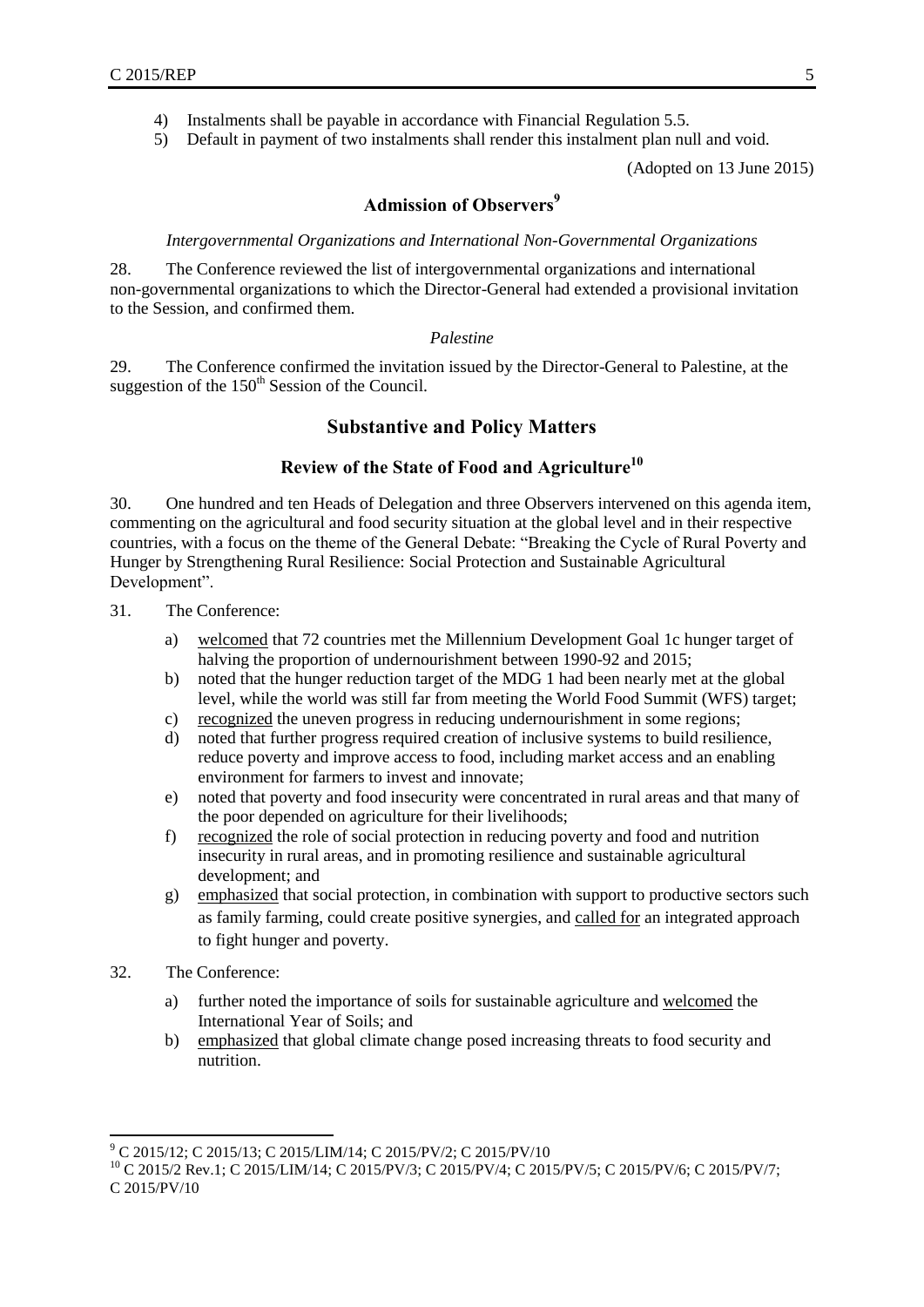4) Instalments shall be payable in accordance with Financial Regulation 5.5.
5) Default in payment of two instalments shall render this instalment plan null and void.

(Adopted on 13 June 2015)

## Admission of Observers[9]

*Intergovernmental Organizations and International Non-Governmental Organizations*

28. The Conference reviewed the list of intergovernmental organizations and international non-governmental organizations to which the Director-General had extended a provisional invitation to the Session, and confirmed them.

*Palestine*

29. The Conference confirmed the invitation issued by the Director-General to Palestine, at the suggestion of the 150th Session of the Council.

# Substantive and Policy Matters

## Review of the State of Food and Agriculture[10]

30. One hundred and ten Heads of Delegation and three Observers intervened on this agenda item, commenting on the agricultural and food security situation at the global level and in their respective countries, with a focus on the theme of the General Debate: "Breaking the Cycle of Rural Poverty and Hunger by Strengthening Rural Resilience: Social Protection and Sustainable Agricultural Development".

31. The Conference:

a) welcomed that 72 countries met the Millennium Development Goal 1c hunger target of halving the proportion of undernourishment between 1990-92 and 2015;
b) noted that the hunger reduction target of the MDG 1 had been nearly met at the global level, while the world was still far from meeting the World Food Summit (WFS) target;
c) recognized the uneven progress in reducing undernourishment in some regions;
d) noted that further progress required creation of inclusive systems to build resilience, reduce poverty and improve access to food, including market access and an enabling environment for farmers to invest and innovate;
e) noted that poverty and food insecurity were concentrated in rural areas and that many of the poor depended on agriculture for their livelihoods;
f) recognized the role of social protection in reducing poverty and food and nutrition insecurity in rural areas, and in promoting resilience and sustainable agricultural development; and
g) emphasized that social protection, in combination with support to productive sectors such as family farming, could create positive synergies, and called for an integrated approach to fight hunger and poverty.

32. The Conference:

a) further noted the importance of soils for sustainable agriculture and welcomed the International Year of Soils; and
b) emphasized that global climate change posed increasing threats to food security and nutrition.

---

[9] C 2015/12; C 2015/13; C 2015/LIM/14; C 2015/PV/2; C 2015/PV/10

[10] C 2015/2 Rev.1; C 2015/LIM/14; C 2015/PV/3; C 2015/PV/4; C 2015/PV/5; C 2015/PV/6; C 2015/PV/7; C 2015/PV/10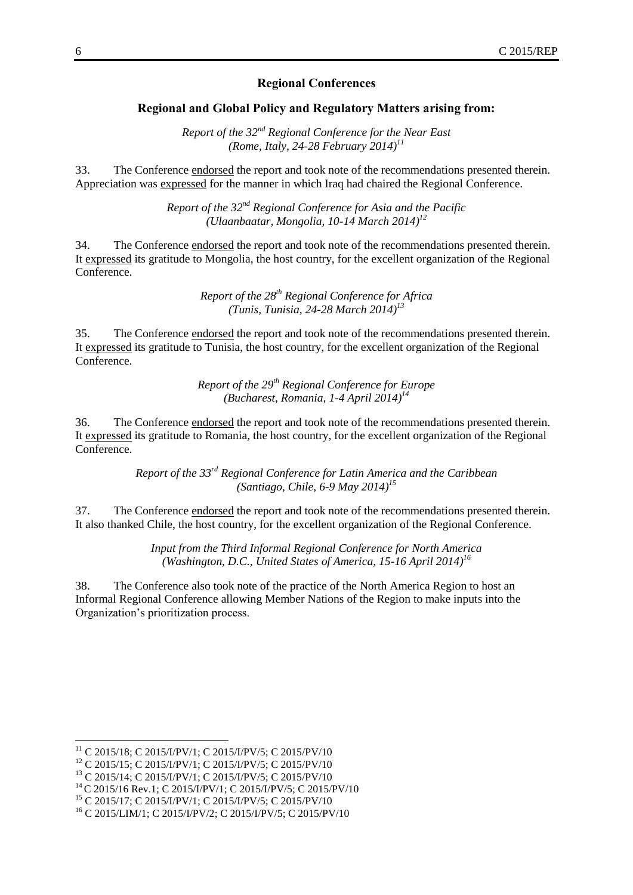## Regional Conferences

### Regional and Global Policy and Regulatory Matters arising from:

*Report of the 32nd Regional Conference for the Near East (Rome, Italy, 24-28 February 2014)*[11]

33. The Conference endorsed the report and took note of the recommendations presented therein. Appreciation was expressed for the manner in which Iraq had chaired the Regional Conference.

*Report of the 32nd Regional Conference for Asia and the Pacific (Ulaanbaatar, Mongolia, 10-14 March 2014)*[12]

34. The Conference endorsed the report and took note of the recommendations presented therein. It expressed its gratitude to Mongolia, the host country, for the excellent organization of the Regional Conference.

*Report of the 28th Regional Conference for Africa (Tunis, Tunisia, 24-28 March 2014)*[13]

35. The Conference endorsed the report and took note of the recommendations presented therein. It expressed its gratitude to Tunisia, the host country, for the excellent organization of the Regional Conference.

*Report of the 29th Regional Conference for Europe (Bucharest, Romania, 1-4 April 2014)*[14]

36. The Conference endorsed the report and took note of the recommendations presented therein. It expressed its gratitude to Romania, the host country, for the excellent organization of the Regional Conference.

*Report of the 33rd Regional Conference for Latin America and the Caribbean (Santiago, Chile, 6-9 May 2014)*[15]

37. The Conference endorsed the report and took note of the recommendations presented therein. It also thanked Chile, the host country, for the excellent organization of the Regional Conference.

*Input from the Third Informal Regional Conference for North America (Washington, D.C., United States of America, 15-16 April 2014)*[16]

38. The Conference also took note of the practice of the North America Region to host an Informal Regional Conference allowing Member Nations of the Region to make inputs into the Organization's prioritization process.

---

[11] C 2015/18; C 2015/I/PV/1; C 2015/I/PV/5; C 2015/PV/10

[12] C 2015/15; C 2015/I/PV/1; C 2015/I/PV/5; C 2015/PV/10

[13] C 2015/14; C 2015/I/PV/1; C 2015/I/PV/5; C 2015/PV/10

[14] C 2015/16 Rev.1; C 2015/I/PV/1; C 2015/I/PV/5; C 2015/PV/10

[15] C 2015/17; C 2015/I/PV/1; C 2015/I/PV/5; C 2015/PV/10

[16] C 2015/LIM/1; C 2015/I/PV/2; C 2015/I/PV/5; C 2015/PV/10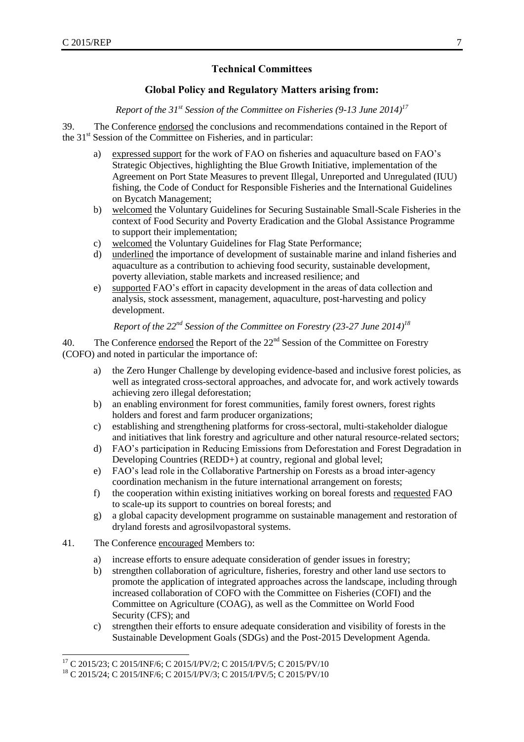## Technical Committees

### Global Policy and Regulatory Matters arising from:

*Report of the 31st Session of the Committee on Fisheries (9-13 June 2014)*[17]

39. The Conference endorsed the conclusions and recommendations contained in the Report of the 31st Session of the Committee on Fisheries, and in particular:

a) expressed support for the work of FAO on fisheries and aquaculture based on FAO's Strategic Objectives, highlighting the Blue Growth Initiative, implementation of the Agreement on Port State Measures to prevent Illegal, Unreported and Unregulated (IUU) fishing, the Code of Conduct for Responsible Fisheries and the International Guidelines on Bycatch Management;

b) welcomed the Voluntary Guidelines for Securing Sustainable Small-Scale Fisheries in the context of Food Security and Poverty Eradication and the Global Assistance Programme to support their implementation;

c) welcomed the Voluntary Guidelines for Flag State Performance;

d) underlined the importance of development of sustainable marine and inland fisheries and aquaculture as a contribution to achieving food security, sustainable development, poverty alleviation, stable markets and increased resilience; and

e) supported FAO's effort in capacity development in the areas of data collection and analysis, stock assessment, management, aquaculture, post-harvesting and policy development.

*Report of the 22nd Session of the Committee on Forestry (23-27 June 2014)*[18]

40. The Conference endorsed the Report of the 22nd Session of the Committee on Forestry (COFO) and noted in particular the importance of:

a) the Zero Hunger Challenge by developing evidence-based and inclusive forest policies, as well as integrated cross-sectoral approaches, and advocate for, and work actively towards achieving zero illegal deforestation;

b) an enabling environment for forest communities, family forest owners, forest rights holders and forest and farm producer organizations;

c) establishing and strengthening platforms for cross-sectoral, multi-stakeholder dialogue and initiatives that link forestry and agriculture and other natural resource-related sectors;

d) FAO's participation in Reducing Emissions from Deforestation and Forest Degradation in Developing Countries (REDD+) at country, regional and global level;

e) FAO's lead role in the Collaborative Partnership on Forests as a broad inter-agency coordination mechanism in the future international arrangement on forests;

f) the cooperation within existing initiatives working on boreal forests and requested FAO to scale-up its support to countries on boreal forests; and

g) a global capacity development programme on sustainable management and restoration of dryland forests and agrosilvopastoral systems.

41. The Conference encouraged Members to:

a) increase efforts to ensure adequate consideration of gender issues in forestry;

b) strengthen collaboration of agriculture, fisheries, forestry and other land use sectors to promote the application of integrated approaches across the landscape, including through increased collaboration of COFO with the Committee on Fisheries (COFI) and the Committee on Agriculture (COAG), as well as the Committee on World Food Security (CFS); and

c) strengthen their efforts to ensure adequate consideration and visibility of forests in the Sustainable Development Goals (SDGs) and the Post-2015 Development Agenda.

---

[17] C 2015/23; C 2015/INF/6; C 2015/I/PV/2; C 2015/I/PV/5; C 2015/PV/10

[18] C 2015/24; C 2015/INF/6; C 2015/I/PV/3; C 2015/I/PV/5; C 2015/PV/10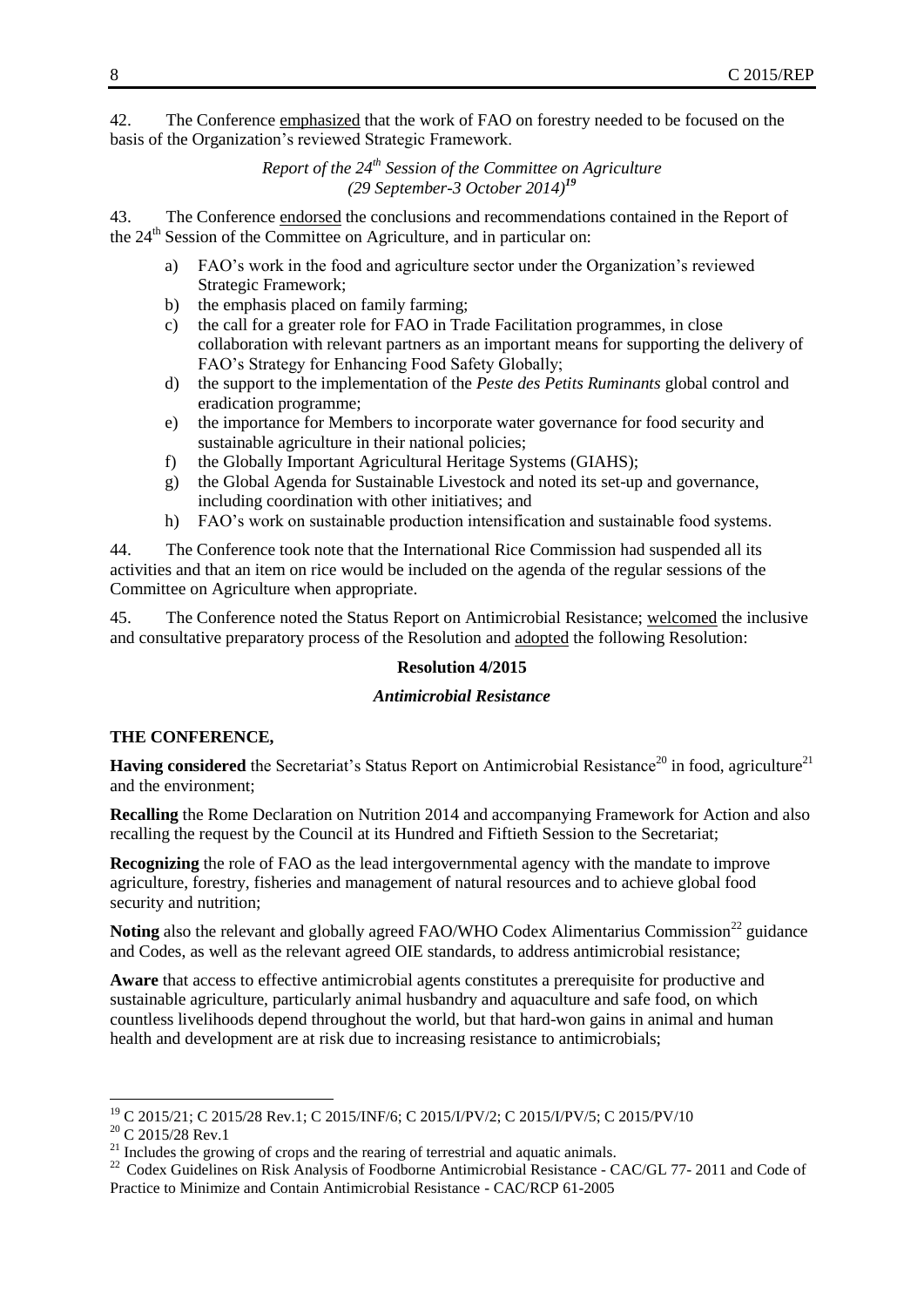42. The Conference emphasized that the work of FAO on forestry needed to be focused on the basis of the Organization's reviewed Strategic Framework.

*Report of the 24th Session of the Committee on Agriculture (29 September-3 October 2014)*[19]

43. The Conference endorsed the conclusions and recommendations contained in the Report of the 24th Session of the Committee on Agriculture, and in particular on:

a) FAO's work in the food and agriculture sector under the Organization's reviewed Strategic Framework;
b) the emphasis placed on family farming;
c) the call for a greater role for FAO in Trade Facilitation programmes, in close collaboration with relevant partners as an important means for supporting the delivery of FAO's Strategy for Enhancing Food Safety Globally;
d) the support to the implementation of the *Peste des Petits Ruminants* global control and eradication programme;
e) the importance for Members to incorporate water governance for food security and sustainable agriculture in their national policies;
f) the Globally Important Agricultural Heritage Systems (GIAHS);
g) the Global Agenda for Sustainable Livestock and noted its set-up and governance, including coordination with other initiatives; and
h) FAO's work on sustainable production intensification and sustainable food systems.

44. The Conference took note that the International Rice Commission had suspended all its activities and that an item on rice would be included on the agenda of the regular sessions of the Committee on Agriculture when appropriate.

45. The Conference noted the Status Report on Antimicrobial Resistance; welcomed the inclusive and consultative preparatory process of the Resolution and adopted the following Resolution:

**Resolution 4/2015**

***Antimicrobial Resistance***

**THE CONFERENCE,**

**Having considered** the Secretariat's Status Report on Antimicrobial Resistance[20] in food, agriculture[21] and the environment;

**Recalling** the Rome Declaration on Nutrition 2014 and accompanying Framework for Action and also recalling the request by the Council at its Hundred and Fiftieth Session to the Secretariat;

**Recognizing** the role of FAO as the lead intergovernmental agency with the mandate to improve agriculture, forestry, fisheries and management of natural resources and to achieve global food security and nutrition;

**Noting** also the relevant and globally agreed FAO/WHO Codex Alimentarius Commission[22] guidance and Codes, as well as the relevant agreed OIE standards, to address antimicrobial resistance;

**Aware** that access to effective antimicrobial agents constitutes a prerequisite for productive and sustainable agriculture, particularly animal husbandry and aquaculture and safe food, on which countless livelihoods depend throughout the world, but that hard-won gains in animal and human health and development are at risk due to increasing resistance to antimicrobials;

---

[19] C 2015/21; C 2015/28 Rev.1; C 2015/INF/6; C 2015/I/PV/2; C 2015/I/PV/5; C 2015/PV/10

[20] C 2015/28 Rev.1

[21] Includes the growing of crops and the rearing of terrestrial and aquatic animals.

[22] Codex Guidelines on Risk Analysis of Foodborne Antimicrobial Resistance - CAC/GL 77- 2011 and Code of Practice to Minimize and Contain Antimicrobial Resistance - CAC/RCP 61-2005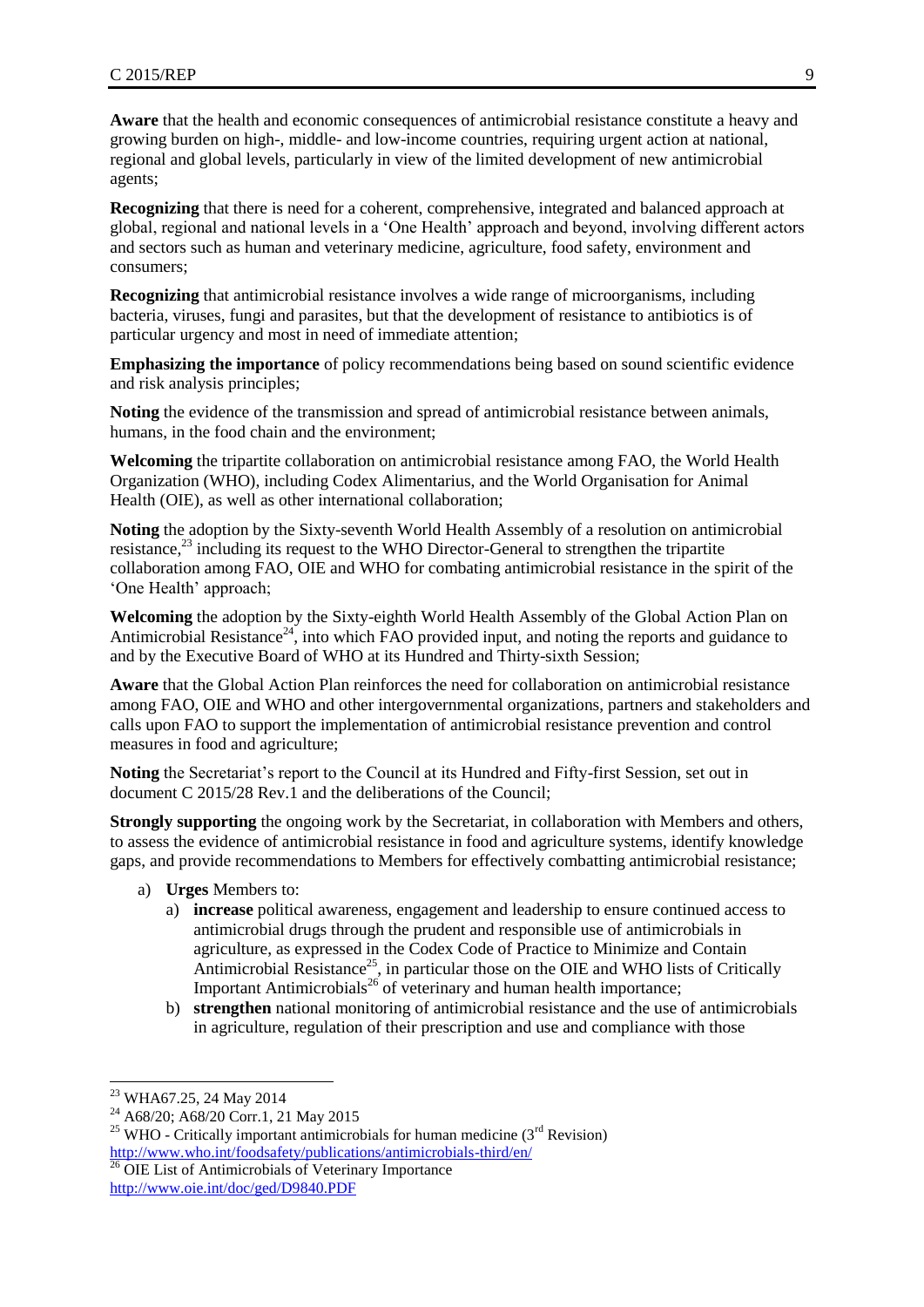**Aware** that the health and economic consequences of antimicrobial resistance constitute a heavy and growing burden on high-, middle- and low-income countries, requiring urgent action at national, regional and global levels, particularly in view of the limited development of new antimicrobial agents;

**Recognizing** that there is need for a coherent, comprehensive, integrated and balanced approach at global, regional and national levels in a 'One Health' approach and beyond, involving different actors and sectors such as human and veterinary medicine, agriculture, food safety, environment and consumers;

**Recognizing** that antimicrobial resistance involves a wide range of microorganisms, including bacteria, viruses, fungi and parasites, but that the development of resistance to antibiotics is of particular urgency and most in need of immediate attention;

**Emphasizing the importance** of policy recommendations being based on sound scientific evidence and risk analysis principles;

**Noting** the evidence of the transmission and spread of antimicrobial resistance between animals, humans, in the food chain and the environment;

**Welcoming** the tripartite collaboration on antimicrobial resistance among FAO, the World Health Organization (WHO), including Codex Alimentarius, and the World Organisation for Animal Health (OIE), as well as other international collaboration;

**Noting** the adoption by the Sixty-seventh World Health Assembly of a resolution on antimicrobial resistance,[23] including its request to the WHO Director-General to strengthen the tripartite collaboration among FAO, OIE and WHO for combating antimicrobial resistance in the spirit of the 'One Health' approach;

**Welcoming** the adoption by the Sixty-eighth World Health Assembly of the Global Action Plan on Antimicrobial Resistance[24], into which FAO provided input, and noting the reports and guidance to and by the Executive Board of WHO at its Hundred and Thirty-sixth Session;

**Aware** that the Global Action Plan reinforces the need for collaboration on antimicrobial resistance among FAO, OIE and WHO and other intergovernmental organizations, partners and stakeholders and calls upon FAO to support the implementation of antimicrobial resistance prevention and control measures in food and agriculture;

**Noting** the Secretariat's report to the Council at its Hundred and Fifty-first Session, set out in document C 2015/28 Rev.1 and the deliberations of the Council;

**Strongly supporting** the ongoing work by the Secretariat, in collaboration with Members and others, to assess the evidence of antimicrobial resistance in food and agriculture systems, identify knowledge gaps, and provide recommendations to Members for effectively combatting antimicrobial resistance;

a) **Urges** Members to:
   a) **increase** political awareness, engagement and leadership to ensure continued access to antimicrobial drugs through the prudent and responsible use of antimicrobials in agriculture, as expressed in the Codex Code of Practice to Minimize and Contain Antimicrobial Resistance[25], in particular those on the OIE and WHO lists of Critically Important Antimicrobials[26] of veterinary and human health importance;
   b) **strengthen** national monitoring of antimicrobial resistance and the use of antimicrobials in agriculture, regulation of their prescription and use and compliance with those

---

[23] WHA67.25, 24 May 2014

[24] A68/20; A68/20 Corr.1, 21 May 2015

[25] WHO - Critically important antimicrobials for human medicine (3rd Revision) http://www.who.int/foodsafety/publications/antimicrobials-third/en/

[26] OIE List of Antimicrobials of Veterinary Importance http://www.oie.int/doc/ged/D9840.PDF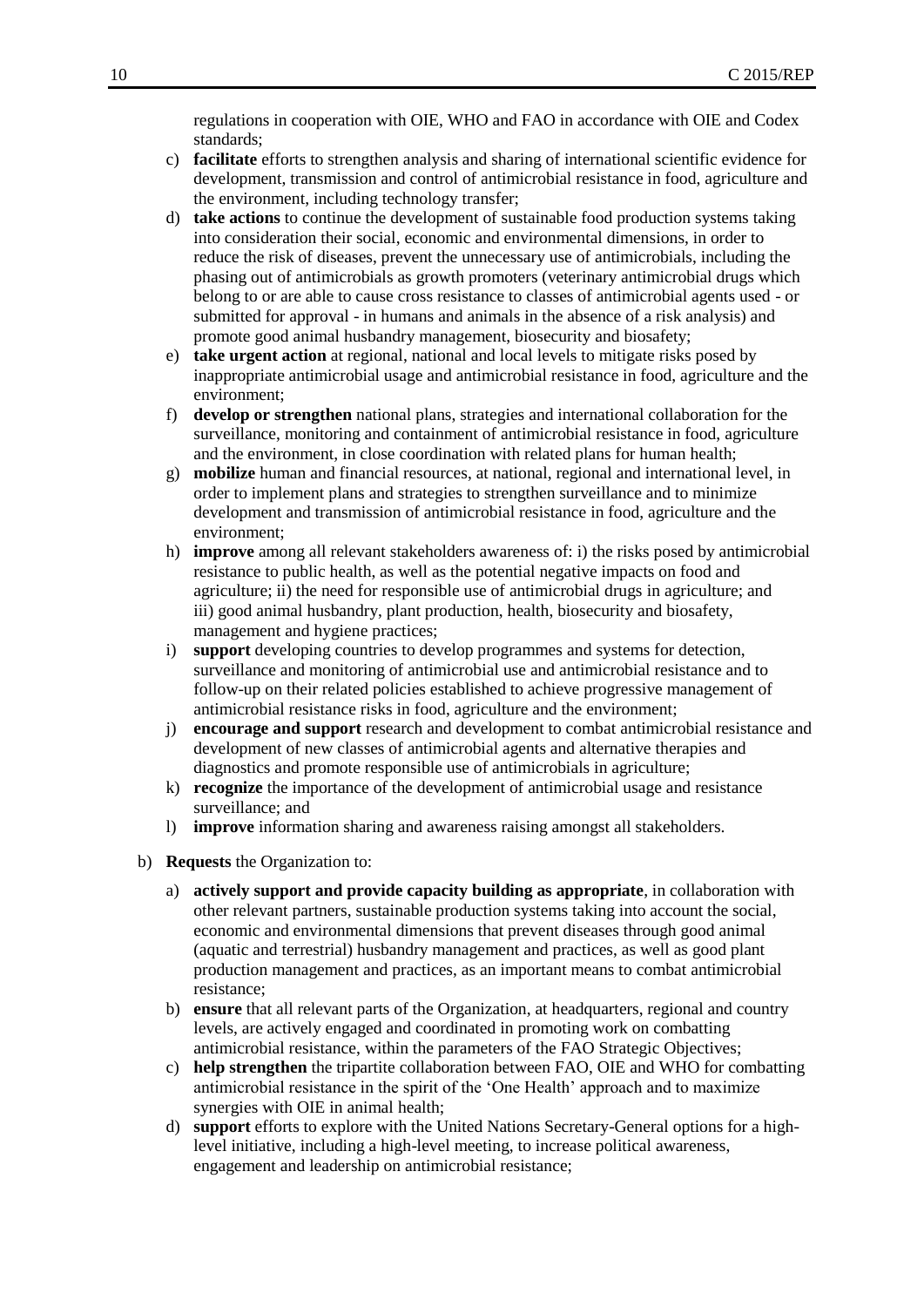regulations in cooperation with OIE, WHO and FAO in accordance with OIE and Codex standards;

c) **facilitate** efforts to strengthen analysis and sharing of international scientific evidence for development, transmission and control of antimicrobial resistance in food, agriculture and the environment, including technology transfer;

d) **take actions** to continue the development of sustainable food production systems taking into consideration their social, economic and environmental dimensions, in order to reduce the risk of diseases, prevent the unnecessary use of antimicrobials, including the phasing out of antimicrobials as growth promoters (veterinary antimicrobial drugs which belong to or are able to cause cross resistance to classes of antimicrobial agents used - or submitted for approval - in humans and animals in the absence of a risk analysis) and promote good animal husbandry management, biosecurity and biosafety;

e) **take urgent action** at regional, national and local levels to mitigate risks posed by inappropriate antimicrobial usage and antimicrobial resistance in food, agriculture and the environment;

f) **develop or strengthen** national plans, strategies and international collaboration for the surveillance, monitoring and containment of antimicrobial resistance in food, agriculture and the environment, in close coordination with related plans for human health;

g) **mobilize** human and financial resources, at national, regional and international level, in order to implement plans and strategies to strengthen surveillance and to minimize development and transmission of antimicrobial resistance in food, agriculture and the environment;

h) **improve** among all relevant stakeholders awareness of: i) the risks posed by antimicrobial resistance to public health, as well as the potential negative impacts on food and agriculture; ii) the need for responsible use of antimicrobial drugs in agriculture; and iii) good animal husbandry, plant production, health, biosecurity and biosafety, management and hygiene practices;

i) **support** developing countries to develop programmes and systems for detection, surveillance and monitoring of antimicrobial use and antimicrobial resistance and to follow-up on their related policies established to achieve progressive management of antimicrobial resistance risks in food, agriculture and the environment;

j) **encourage and support** research and development to combat antimicrobial resistance and development of new classes of antimicrobial agents and alternative therapies and diagnostics and promote responsible use of antimicrobials in agriculture;

k) **recognize** the importance of the development of antimicrobial usage and resistance surveillance; and

l) **improve** information sharing and awareness raising amongst all stakeholders.

b) **Requests** the Organization to:

a) **actively support and provide capacity building as appropriate**, in collaboration with other relevant partners, sustainable production systems taking into account the social, economic and environmental dimensions that prevent diseases through good animal (aquatic and terrestrial) husbandry management and practices, as well as good plant production management and practices, as an important means to combat antimicrobial resistance;

b) **ensure** that all relevant parts of the Organization, at headquarters, regional and country levels, are actively engaged and coordinated in promoting work on combatting antimicrobial resistance, within the parameters of the FAO Strategic Objectives;

c) **help strengthen** the tripartite collaboration between FAO, OIE and WHO for combatting antimicrobial resistance in the spirit of the 'One Health' approach and to maximize synergies with OIE in animal health;

d) **support** efforts to explore with the United Nations Secretary-General options for a high-level initiative, including a high-level meeting, to increase political awareness, engagement and leadership on antimicrobial resistance;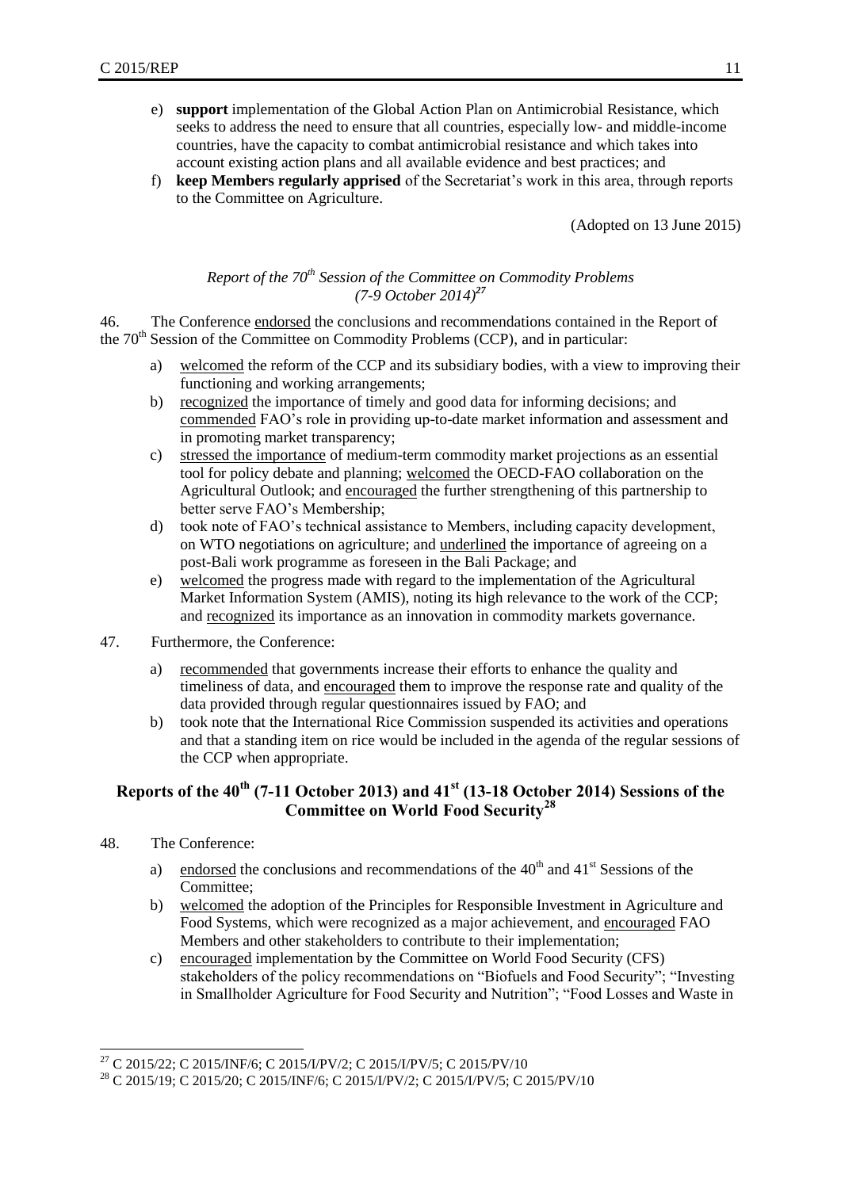e) **support** implementation of the Global Action Plan on Antimicrobial Resistance, which seeks to address the need to ensure that all countries, especially low- and middle-income countries, have the capacity to combat antimicrobial resistance and which takes into account existing action plans and all available evidence and best practices; and

f) **keep Members regularly apprised** of the Secretariat's work in this area, through reports to the Committee on Agriculture.

(Adopted on 13 June 2015)

*Report of the 70th Session of the Committee on Commodity Problems (7-9 October 2014)*[27]

46. The Conference endorsed the conclusions and recommendations contained in the Report of the 70th Session of the Committee on Commodity Problems (CCP), and in particular:

a) welcomed the reform of the CCP and its subsidiary bodies, with a view to improving their functioning and working arrangements;

b) recognized the importance of timely and good data for informing decisions; and commended FAO's role in providing up-to-date market information and assessment and in promoting market transparency;

c) stressed the importance of medium-term commodity market projections as an essential tool for policy debate and planning; welcomed the OECD-FAO collaboration on the Agricultural Outlook; and encouraged the further strengthening of this partnership to better serve FAO's Membership;

d) took note of FAO's technical assistance to Members, including capacity development, on WTO negotiations on agriculture; and underlined the importance of agreeing on a post-Bali work programme as foreseen in the Bali Package; and

e) welcomed the progress made with regard to the implementation of the Agricultural Market Information System (AMIS), noting its high relevance to the work of the CCP; and recognized its importance as an innovation in commodity markets governance.

47. Furthermore, the Conference:

a) recommended that governments increase their efforts to enhance the quality and timeliness of data, and encouraged them to improve the response rate and quality of the data provided through regular questionnaires issued by FAO; and

b) took note that the International Rice Commission suspended its activities and operations and that a standing item on rice would be included in the agenda of the regular sessions of the CCP when appropriate.

## Reports of the 40th (7-11 October 2013) and 41st (13-18 October 2014) Sessions of the Committee on World Food Security[28]

48. The Conference:

a) endorsed the conclusions and recommendations of the 40th and 41st Sessions of the Committee;

b) welcomed the adoption of the Principles for Responsible Investment in Agriculture and Food Systems, which were recognized as a major achievement, and encouraged FAO Members and other stakeholders to contribute to their implementation;

c) encouraged implementation by the Committee on World Food Security (CFS) stakeholders of the policy recommendations on "Biofuels and Food Security"; "Investing in Smallholder Agriculture for Food Security and Nutrition"; "Food Losses and Waste in

---

[27] C 2015/22; C 2015/INF/6; C 2015/I/PV/2; C 2015/I/PV/5; C 2015/PV/10

[28] C 2015/19; C 2015/20; C 2015/INF/6; C 2015/I/PV/2; C 2015/I/PV/5; C 2015/PV/10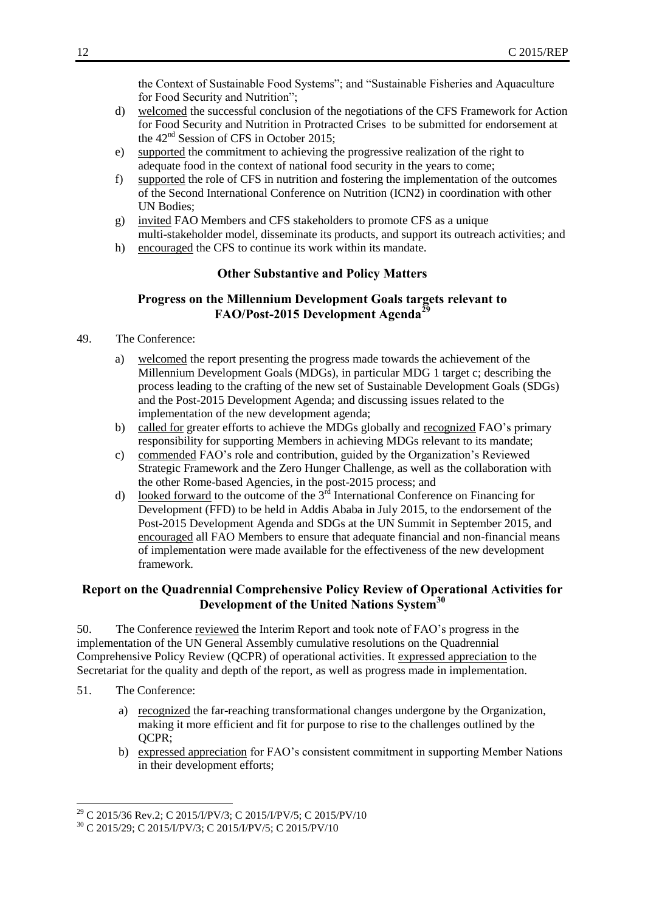the Context of Sustainable Food Systems"; and "Sustainable Fisheries and Aquaculture for Food Security and Nutrition";

d) welcomed the successful conclusion of the negotiations of the CFS Framework for Action for Food Security and Nutrition in Protracted Crises to be submitted for endorsement at the 42nd Session of CFS in October 2015;

e) supported the commitment to achieving the progressive realization of the right to adequate food in the context of national food security in the years to come;

f) supported the role of CFS in nutrition and fostering the implementation of the outcomes of the Second International Conference on Nutrition (ICN2) in coordination with other UN Bodies;

g) invited FAO Members and CFS stakeholders to promote CFS as a unique multi-stakeholder model, disseminate its products, and support its outreach activities; and

h) encouraged the CFS to continue its work within its mandate.

## Other Substantive and Policy Matters

### Progress on the Millennium Development Goals targets relevant to FAO/Post-2015 Development Agenda[29]

49. The Conference:

a) welcomed the report presenting the progress made towards the achievement of the Millennium Development Goals (MDGs), in particular MDG 1 target c; describing the process leading to the crafting of the new set of Sustainable Development Goals (SDGs) and the Post-2015 Development Agenda; and discussing issues related to the implementation of the new development agenda;

b) called for greater efforts to achieve the MDGs globally and recognized FAO's primary responsibility for supporting Members in achieving MDGs relevant to its mandate;

c) commended FAO's role and contribution, guided by the Organization's Reviewed Strategic Framework and the Zero Hunger Challenge, as well as the collaboration with the other Rome-based Agencies, in the post-2015 process; and

d) looked forward to the outcome of the 3rd International Conference on Financing for Development (FFD) to be held in Addis Ababa in July 2015, to the endorsement of the Post-2015 Development Agenda and SDGs at the UN Summit in September 2015, and encouraged all FAO Members to ensure that adequate financial and non-financial means of implementation were made available for the effectiveness of the new development framework.

### Report on the Quadrennial Comprehensive Policy Review of Operational Activities for Development of the United Nations System[30]

50. The Conference reviewed the Interim Report and took note of FAO's progress in the implementation of the UN General Assembly cumulative resolutions on the Quadrennial Comprehensive Policy Review (QCPR) of operational activities. It expressed appreciation to the Secretariat for the quality and depth of the report, as well as progress made in implementation.

51. The Conference:

a) recognized the far-reaching transformational changes undergone by the Organization, making it more efficient and fit for purpose to rise to the challenges outlined by the QCPR;

b) expressed appreciation for FAO's consistent commitment in supporting Member Nations in their development efforts;

[29] C 2015/36 Rev.2; C 2015/I/PV/3; C 2015/I/PV/5; C 2015/PV/10

[30] C 2015/29; C 2015/I/PV/3; C 2015/I/PV/5; C 2015/PV/10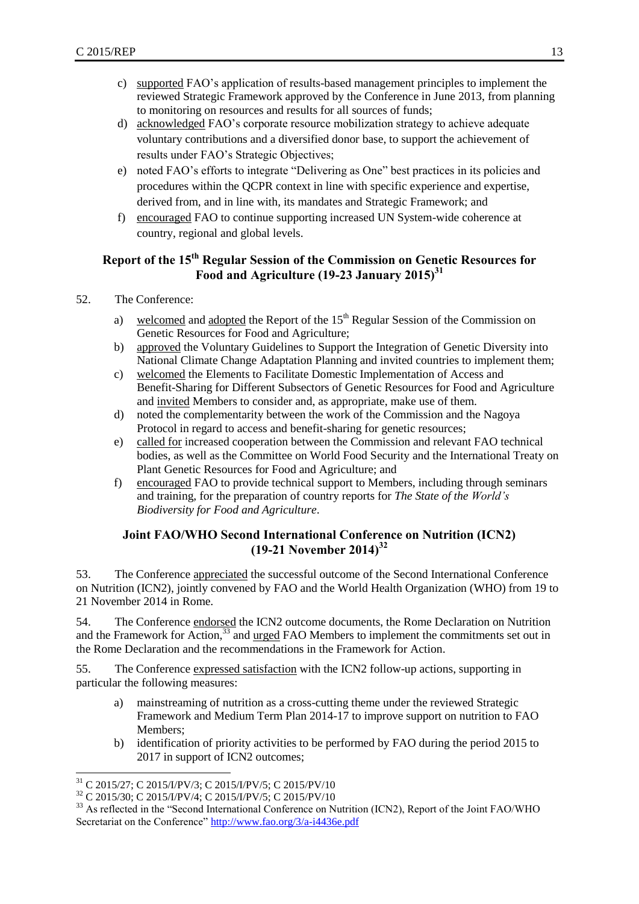c) supported FAO's application of results-based management principles to implement the reviewed Strategic Framework approved by the Conference in June 2013, from planning to monitoring on resources and results for all sources of funds;
d) acknowledged FAO's corporate resource mobilization strategy to achieve adequate voluntary contributions and a diversified donor base, to support the achievement of results under FAO's Strategic Objectives;
e) noted FAO's efforts to integrate "Delivering as One" best practices in its policies and procedures within the QCPR context in line with specific experience and expertise, derived from, and in line with, its mandates and Strategic Framework; and
f) encouraged FAO to continue supporting increased UN System-wide coherence at country, regional and global levels.

### Report of the 15th Regular Session of the Commission on Genetic Resources for Food and Agriculture (19-23 January 2015)[31]

52. The Conference:

a) welcomed and adopted the Report of the 15th Regular Session of the Commission on Genetic Resources for Food and Agriculture;
b) approved the Voluntary Guidelines to Support the Integration of Genetic Diversity into National Climate Change Adaptation Planning and invited countries to implement them;
c) welcomed the Elements to Facilitate Domestic Implementation of Access and Benefit-Sharing for Different Subsectors of Genetic Resources for Food and Agriculture and invited Members to consider and, as appropriate, make use of them.
d) noted the complementarity between the work of the Commission and the Nagoya Protocol in regard to access and benefit-sharing for genetic resources;
e) called for increased cooperation between the Commission and relevant FAO technical bodies, as well as the Committee on World Food Security and the International Treaty on Plant Genetic Resources for Food and Agriculture; and
f) encouraged FAO to provide technical support to Members, including through seminars and training, for the preparation of country reports for *The State of the World's Biodiversity for Food and Agriculture*.

### Joint FAO/WHO Second International Conference on Nutrition (ICN2) (19-21 November 2014)[32]

53. The Conference appreciated the successful outcome of the Second International Conference on Nutrition (ICN2), jointly convened by FAO and the World Health Organization (WHO) from 19 to 21 November 2014 in Rome.

54. The Conference endorsed the ICN2 outcome documents, the Rome Declaration on Nutrition and the Framework for Action,[33] and urged FAO Members to implement the commitments set out in the Rome Declaration and the recommendations in the Framework for Action.

55. The Conference expressed satisfaction with the ICN2 follow-up actions, supporting in particular the following measures:

a) mainstreaming of nutrition as a cross-cutting theme under the reviewed Strategic Framework and Medium Term Plan 2014-17 to improve support on nutrition to FAO Members;
b) identification of priority activities to be performed by FAO during the period 2015 to 2017 in support of ICN2 outcomes;

---

[31] C 2015/27; C 2015/I/PV/3; C 2015/I/PV/5; C 2015/PV/10

[32] C 2015/30; C 2015/I/PV/4; C 2015/I/PV/5; C 2015/PV/10

[33] As reflected in the "Second International Conference on Nutrition (ICN2), Report of the Joint FAO/WHO Secretariat on the Conference" http://www.fao.org/3/a-i4436e.pdf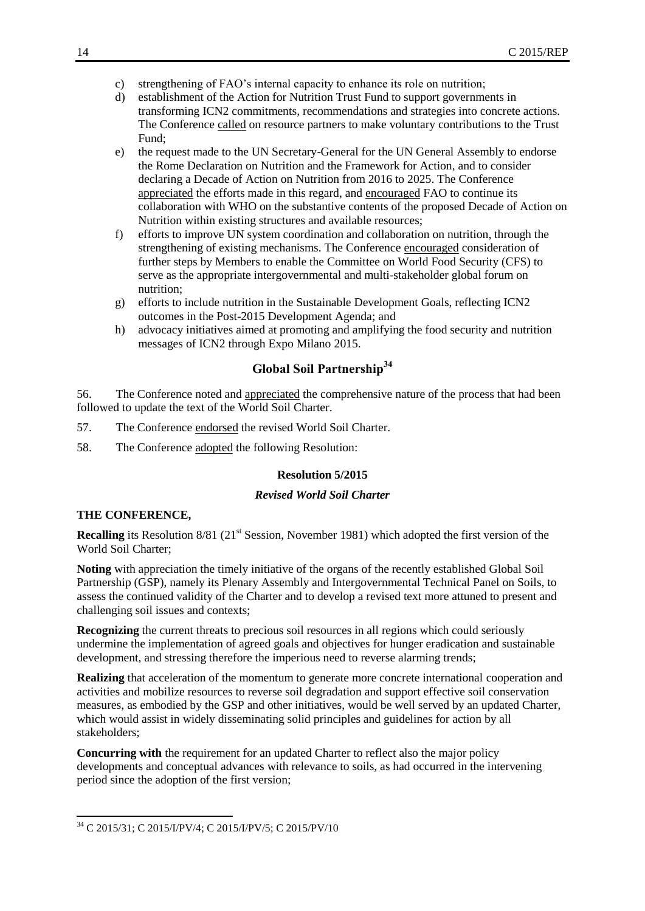c) strengthening of FAO's internal capacity to enhance its role on nutrition;
d) establishment of the Action for Nutrition Trust Fund to support governments in transforming ICN2 commitments, recommendations and strategies into concrete actions. The Conference called on resource partners to make voluntary contributions to the Trust Fund;
e) the request made to the UN Secretary-General for the UN General Assembly to endorse the Rome Declaration on Nutrition and the Framework for Action, and to consider declaring a Decade of Action on Nutrition from 2016 to 2025. The Conference appreciated the efforts made in this regard, and encouraged FAO to continue its collaboration with WHO on the substantive contents of the proposed Decade of Action on Nutrition within existing structures and available resources;
f) efforts to improve UN system coordination and collaboration on nutrition, through the strengthening of existing mechanisms. The Conference encouraged consideration of further steps by Members to enable the Committee on World Food Security (CFS) to serve as the appropriate intergovernmental and multi-stakeholder global forum on nutrition;
g) efforts to include nutrition in the Sustainable Development Goals, reflecting ICN2 outcomes in the Post-2015 Development Agenda; and
h) advocacy initiatives aimed at promoting and amplifying the food security and nutrition messages of ICN2 through Expo Milano 2015.

## Global Soil Partnership[34]

56. The Conference noted and appreciated the comprehensive nature of the process that had been followed to update the text of the World Soil Charter.

57. The Conference endorsed the revised World Soil Charter.

58. The Conference adopted the following Resolution:

### Resolution 5/2015

*Revised World Soil Charter*

**THE CONFERENCE,**

**Recalling** its Resolution 8/81 (21st Session, November 1981) which adopted the first version of the World Soil Charter;

**Noting** with appreciation the timely initiative of the organs of the recently established Global Soil Partnership (GSP), namely its Plenary Assembly and Intergovernmental Technical Panel on Soils, to assess the continued validity of the Charter and to develop a revised text more attuned to present and challenging soil issues and contexts;

**Recognizing** the current threats to precious soil resources in all regions which could seriously undermine the implementation of agreed goals and objectives for hunger eradication and sustainable development, and stressing therefore the imperious need to reverse alarming trends;

**Realizing** that acceleration of the momentum to generate more concrete international cooperation and activities and mobilize resources to reverse soil degradation and support effective soil conservation measures, as embodied by the GSP and other initiatives, would be well served by an updated Charter, which would assist in widely disseminating solid principles and guidelines for action by all stakeholders;

**Concurring with** the requirement for an updated Charter to reflect also the major policy developments and conceptual advances with relevance to soils, as had occurred in the intervening period since the adoption of the first version;

---

[34] C 2015/31; C 2015/I/PV/4; C 2015/I/PV/5; C 2015/PV/10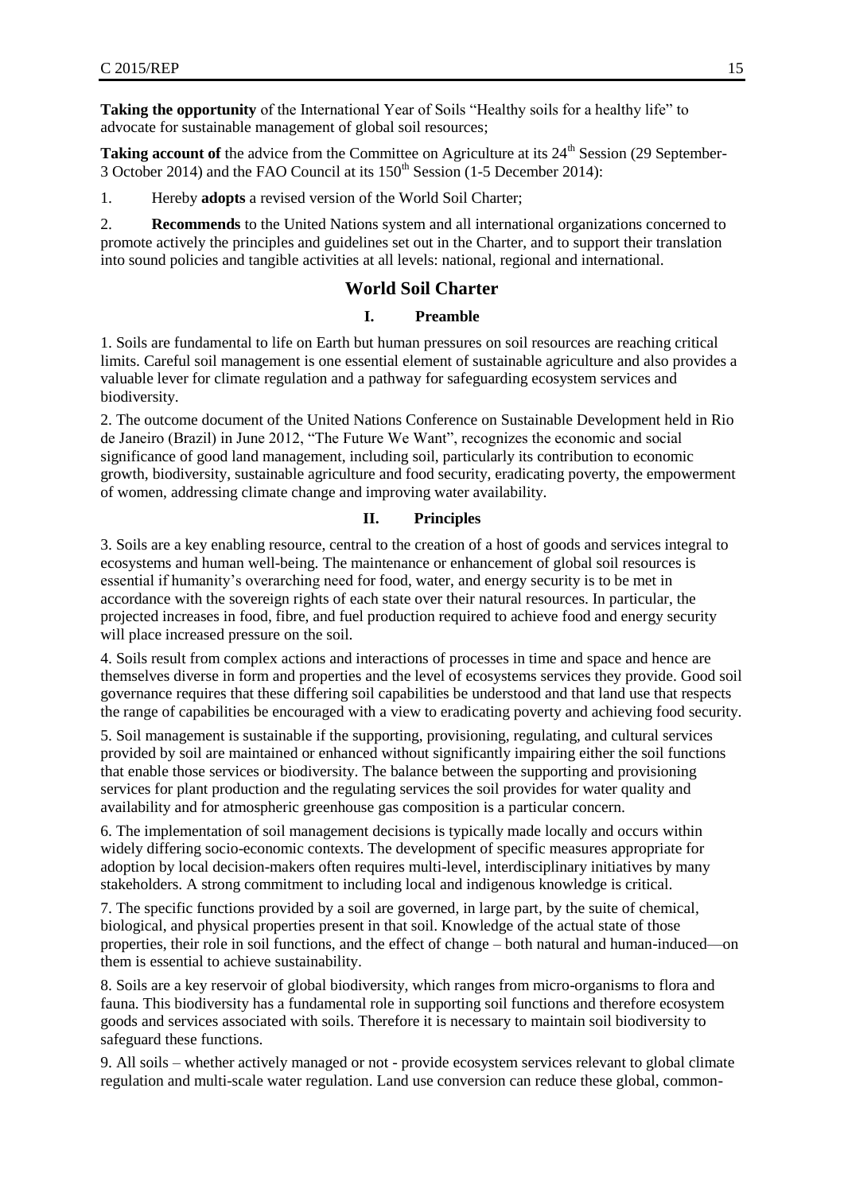**Taking the opportunity** of the International Year of Soils "Healthy soils for a healthy life" to advocate for sustainable management of global soil resources;

**Taking account of** the advice from the Committee on Agriculture at its 24th Session (29 September-3 October 2014) and the FAO Council at its 150th Session (1-5 December 2014):

1. Hereby **adopts** a revised version of the World Soil Charter;

2. **Recommends** to the United Nations system and all international organizations concerned to promote actively the principles and guidelines set out in the Charter, and to support their translation into sound policies and tangible activities at all levels: national, regional and international.

## World Soil Charter

### I. Preamble

1. Soils are fundamental to life on Earth but human pressures on soil resources are reaching critical limits. Careful soil management is one essential element of sustainable agriculture and also provides a valuable lever for climate regulation and a pathway for safeguarding ecosystem services and biodiversity.

2. The outcome document of the United Nations Conference on Sustainable Development held in Rio de Janeiro (Brazil) in June 2012, "The Future We Want", recognizes the economic and social significance of good land management, including soil, particularly its contribution to economic growth, biodiversity, sustainable agriculture and food security, eradicating poverty, the empowerment of women, addressing climate change and improving water availability.

### II. Principles

3. Soils are a key enabling resource, central to the creation of a host of goods and services integral to ecosystems and human well-being. The maintenance or enhancement of global soil resources is essential if humanity's overarching need for food, water, and energy security is to be met in accordance with the sovereign rights of each state over their natural resources. In particular, the projected increases in food, fibre, and fuel production required to achieve food and energy security will place increased pressure on the soil.

4. Soils result from complex actions and interactions of processes in time and space and hence are themselves diverse in form and properties and the level of ecosystems services they provide. Good soil governance requires that these differing soil capabilities be understood and that land use that respects the range of capabilities be encouraged with a view to eradicating poverty and achieving food security.

5. Soil management is sustainable if the supporting, provisioning, regulating, and cultural services provided by soil are maintained or enhanced without significantly impairing either the soil functions that enable those services or biodiversity. The balance between the supporting and provisioning services for plant production and the regulating services the soil provides for water quality and availability and for atmospheric greenhouse gas composition is a particular concern.

6. The implementation of soil management decisions is typically made locally and occurs within widely differing socio-economic contexts. The development of specific measures appropriate for adoption by local decision-makers often requires multi-level, interdisciplinary initiatives by many stakeholders. A strong commitment to including local and indigenous knowledge is critical.

7. The specific functions provided by a soil are governed, in large part, by the suite of chemical, biological, and physical properties present in that soil. Knowledge of the actual state of those properties, their role in soil functions, and the effect of change – both natural and human-induced—on them is essential to achieve sustainability.

8. Soils are a key reservoir of global biodiversity, which ranges from micro-organisms to flora and fauna. This biodiversity has a fundamental role in supporting soil functions and therefore ecosystem goods and services associated with soils. Therefore it is necessary to maintain soil biodiversity to safeguard these functions.

9. All soils – whether actively managed or not - provide ecosystem services relevant to global climate regulation and multi-scale water regulation. Land use conversion can reduce these global, common-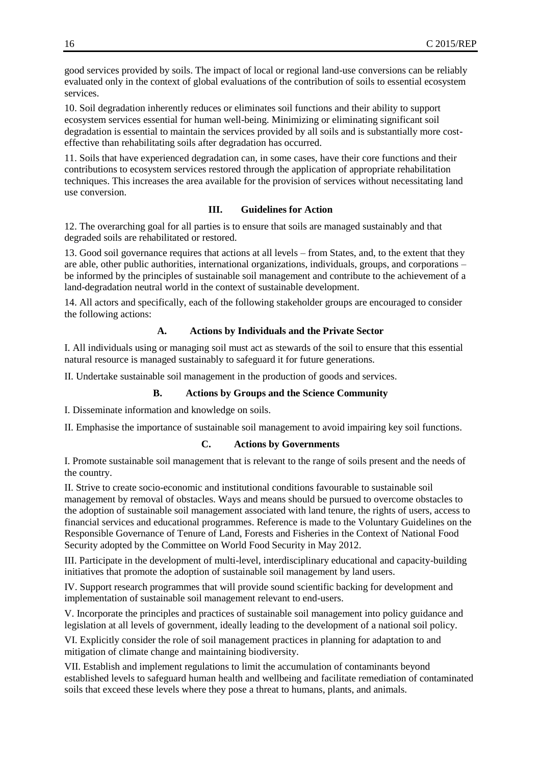good services provided by soils. The impact of local or regional land-use conversions can be reliably evaluated only in the context of global evaluations of the contribution of soils to essential ecosystem services.

10. Soil degradation inherently reduces or eliminates soil functions and their ability to support ecosystem services essential for human well-being. Minimizing or eliminating significant soil degradation is essential to maintain the services provided by all soils and is substantially more cost-effective than rehabilitating soils after degradation has occurred.

11. Soils that have experienced degradation can, in some cases, have their core functions and their contributions to ecosystem services restored through the application of appropriate rehabilitation techniques. This increases the area available for the provision of services without necessitating land use conversion.

## III. Guidelines for Action

12. The overarching goal for all parties is to ensure that soils are managed sustainably and that degraded soils are rehabilitated or restored.

13. Good soil governance requires that actions at all levels – from States, and, to the extent that they are able, other public authorities, international organizations, individuals, groups, and corporations – be informed by the principles of sustainable soil management and contribute to the achievement of a land-degradation neutral world in the context of sustainable development.

14. All actors and specifically, each of the following stakeholder groups are encouraged to consider the following actions:

### A. Actions by Individuals and the Private Sector

I. All individuals using or managing soil must act as stewards of the soil to ensure that this essential natural resource is managed sustainably to safeguard it for future generations.

II. Undertake sustainable soil management in the production of goods and services.

### B. Actions by Groups and the Science Community

I. Disseminate information and knowledge on soils.

II. Emphasise the importance of sustainable soil management to avoid impairing key soil functions.

### C. Actions by Governments

I. Promote sustainable soil management that is relevant to the range of soils present and the needs of the country.

II. Strive to create socio-economic and institutional conditions favourable to sustainable soil management by removal of obstacles. Ways and means should be pursued to overcome obstacles to the adoption of sustainable soil management associated with land tenure, the rights of users, access to financial services and educational programmes. Reference is made to the Voluntary Guidelines on the Responsible Governance of Tenure of Land, Forests and Fisheries in the Context of National Food Security adopted by the Committee on World Food Security in May 2012.

III. Participate in the development of multi-level, interdisciplinary educational and capacity-building initiatives that promote the adoption of sustainable soil management by land users.

IV. Support research programmes that will provide sound scientific backing for development and implementation of sustainable soil management relevant to end-users.

V. Incorporate the principles and practices of sustainable soil management into policy guidance and legislation at all levels of government, ideally leading to the development of a national soil policy.

VI. Explicitly consider the role of soil management practices in planning for adaptation to and mitigation of climate change and maintaining biodiversity.

VII. Establish and implement regulations to limit the accumulation of contaminants beyond established levels to safeguard human health and wellbeing and facilitate remediation of contaminated soils that exceed these levels where they pose a threat to humans, plants, and animals.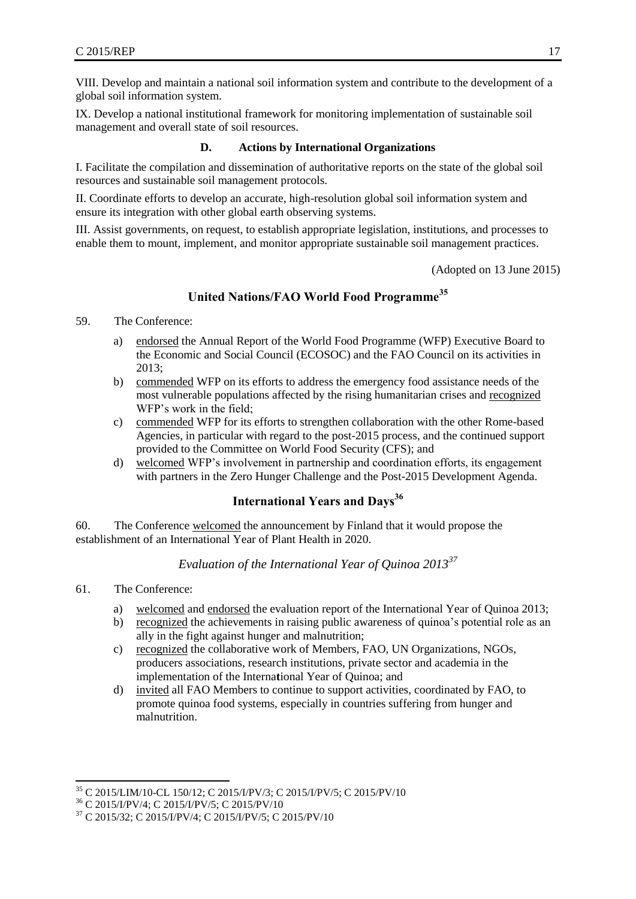VIII. Develop and maintain a national soil information system and contribute to the development of a global soil information system.

IX. Develop a national institutional framework for monitoring implementation of sustainable soil management and overall state of soil resources.

### D. Actions by International Organizations

I. Facilitate the compilation and dissemination of authoritative reports on the state of the global soil resources and sustainable soil management protocols.

II. Coordinate efforts to develop an accurate, high-resolution global soil information system and ensure its integration with other global earth observing systems.

III. Assist governments, on request, to establish appropriate legislation, institutions, and processes to enable them to mount, implement, and monitor appropriate sustainable soil management practices.

(Adopted on 13 June 2015)

## United Nations/FAO World Food Programme[35]

59. The Conference:

a) endorsed the Annual Report of the World Food Programme (WFP) Executive Board to the Economic and Social Council (ECOSOC) and the FAO Council on its activities in 2013;

b) commended WFP on its efforts to address the emergency food assistance needs of the most vulnerable populations affected by the rising humanitarian crises and recognized WFP's work in the field;

c) commended WFP for its efforts to strengthen collaboration with the other Rome-based Agencies, in particular with regard to the post-2015 process, and the continued support provided to the Committee on World Food Security (CFS); and

d) welcomed WFP's involvement in partnership and coordination efforts, its engagement with partners in the Zero Hunger Challenge and the Post-2015 Development Agenda.

## International Years and Days[36]

60. The Conference welcomed the announcement by Finland that it would propose the establishment of an International Year of Plant Health in 2020.

### *Evaluation of the International Year of Quinoa 2013*[37]

61. The Conference:

a) welcomed and endorsed the evaluation report of the International Year of Quinoa 2013;

b) recognized the achievements in raising public awareness of quinoa's potential role as an ally in the fight against hunger and malnutrition;

c) recognized the collaborative work of Members, FAO, UN Organizations, NGOs, producers associations, research institutions, private sector and academia in the implementation of the International Year of Quinoa; and

d) invited all FAO Members to continue to support activities, coordinated by FAO, to promote quinoa food systems, especially in countries suffering from hunger and malnutrition.

---

[35] C 2015/LIM/10-CL 150/12; C 2015/I/PV/3; C 2015/I/PV/5; C 2015/PV/10

[36] C 2015/I/PV/4; C 2015/I/PV/5; C 2015/PV/10

[37] C 2015/32; C 2015/I/PV/4; C 2015/I/PV/5; C 2015/PV/10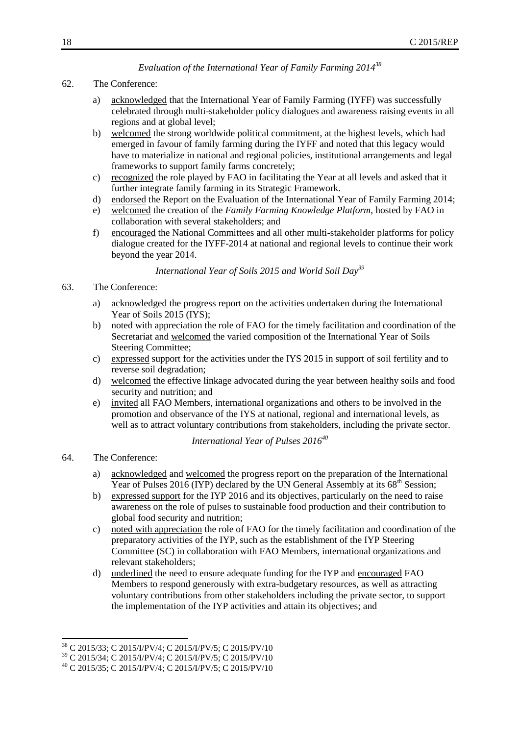*Evaluation of the International Year of Family Farming 2014*[38]

62. The Conference:

a) acknowledged that the International Year of Family Farming (IYFF) was successfully celebrated through multi-stakeholder policy dialogues and awareness raising events in all regions and at global level;
b) welcomed the strong worldwide political commitment, at the highest levels, which had emerged in favour of family farming during the IYFF and noted that this legacy would have to materialize in national and regional policies, institutional arrangements and legal frameworks to support family farms concretely;
c) recognized the role played by FAO in facilitating the Year at all levels and asked that it further integrate family farming in its Strategic Framework.
d) endorsed the Report on the Evaluation of the International Year of Family Farming 2014;
e) welcomed the creation of the *Family Farming Knowledge Platform*, hosted by FAO in collaboration with several stakeholders; and
f) encouraged the National Committees and all other multi-stakeholder platforms for policy dialogue created for the IYFF-2014 at national and regional levels to continue their work beyond the year 2014.

*International Year of Soils 2015 and World Soil Day*[39]

63. The Conference:

a) acknowledged the progress report on the activities undertaken during the International Year of Soils 2015 (IYS);
b) noted with appreciation the role of FAO for the timely facilitation and coordination of the Secretariat and welcomed the varied composition of the International Year of Soils Steering Committee;
c) expressed support for the activities under the IYS 2015 in support of soil fertility and to reverse soil degradation;
d) welcomed the effective linkage advocated during the year between healthy soils and food security and nutrition; and
e) invited all FAO Members, international organizations and others to be involved in the promotion and observance of the IYS at national, regional and international levels, as well as to attract voluntary contributions from stakeholders, including the private sector.

*International Year of Pulses 2016*[40]

64. The Conference:

a) acknowledged and welcomed the progress report on the preparation of the International Year of Pulses 2016 (IYP) declared by the UN General Assembly at its 68th Session;
b) expressed support for the IYP 2016 and its objectives, particularly on the need to raise awareness on the role of pulses to sustainable food production and their contribution to global food security and nutrition;
c) noted with appreciation the role of FAO for the timely facilitation and coordination of the preparatory activities of the IYP, such as the establishment of the IYP Steering Committee (SC) in collaboration with FAO Members, international organizations and relevant stakeholders;
d) underlined the need to ensure adequate funding for the IYP and encouraged FAO Members to respond generously with extra-budgetary resources, as well as attracting voluntary contributions from other stakeholders including the private sector, to support the implementation of the IYP activities and attain its objectives; and

---

[38] C 2015/33; C 2015/I/PV/4; C 2015/I/PV/5; C 2015/PV/10

[39] C 2015/34; C 2015/I/PV/4; C 2015/I/PV/5; C 2015/PV/10

[40] C 2015/35; C 2015/I/PV/4; C 2015/I/PV/5; C 2015/PV/10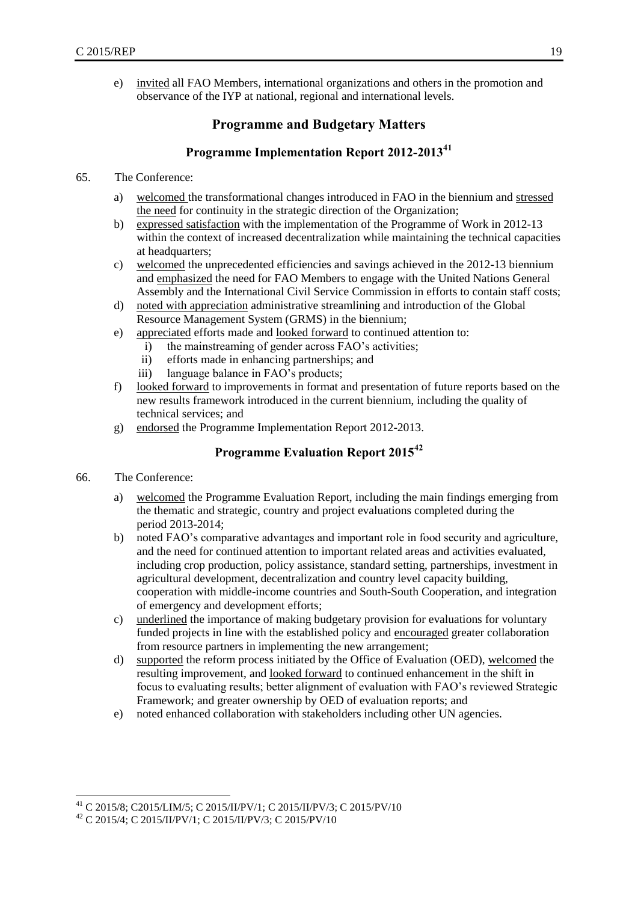e) invited all FAO Members, international organizations and others in the promotion and observance of the IYP at national, regional and international levels.

## Programme and Budgetary Matters

### Programme Implementation Report 2012-2013[41]

65. The Conference:

a) welcomed the transformational changes introduced in FAO in the biennium and stressed the need for continuity in the strategic direction of the Organization;
b) expressed satisfaction with the implementation of the Programme of Work in 2012-13 within the context of increased decentralization while maintaining the technical capacities at headquarters;
c) welcomed the unprecedented efficiencies and savings achieved in the 2012-13 biennium and emphasized the need for FAO Members to engage with the United Nations General Assembly and the International Civil Service Commission in efforts to contain staff costs;
d) noted with appreciation administrative streamlining and introduction of the Global Resource Management System (GRMS) in the biennium;
e) appreciated efforts made and looked forward to continued attention to:
   i) the mainstreaming of gender across FAO's activities;
   ii) efforts made in enhancing partnerships; and
   iii) language balance in FAO's products;
f) looked forward to improvements in format and presentation of future reports based on the new results framework introduced in the current biennium, including the quality of technical services; and
g) endorsed the Programme Implementation Report 2012-2013.

### Programme Evaluation Report 2015[42]

66. The Conference:

a) welcomed the Programme Evaluation Report, including the main findings emerging from the thematic and strategic, country and project evaluations completed during the period 2013-2014;
b) noted FAO's comparative advantages and important role in food security and agriculture, and the need for continued attention to important related areas and activities evaluated, including crop production, policy assistance, standard setting, partnerships, investment in agricultural development, decentralization and country level capacity building, cooperation with middle-income countries and South-South Cooperation, and integration of emergency and development efforts;
c) underlined the importance of making budgetary provision for evaluations for voluntary funded projects in line with the established policy and encouraged greater collaboration from resource partners in implementing the new arrangement;
d) supported the reform process initiated by the Office of Evaluation (OED), welcomed the resulting improvement, and looked forward to continued enhancement in the shift in focus to evaluating results; better alignment of evaluation with FAO's reviewed Strategic Framework; and greater ownership by OED of evaluation reports; and
e) noted enhanced collaboration with stakeholders including other UN agencies.

---

[41] C 2015/8; C2015/LIM/5; C 2015/II/PV/1; C 2015/II/PV/3; C 2015/PV/10

[42] C 2015/4; C 2015/II/PV/1; C 2015/II/PV/3; C 2015/PV/10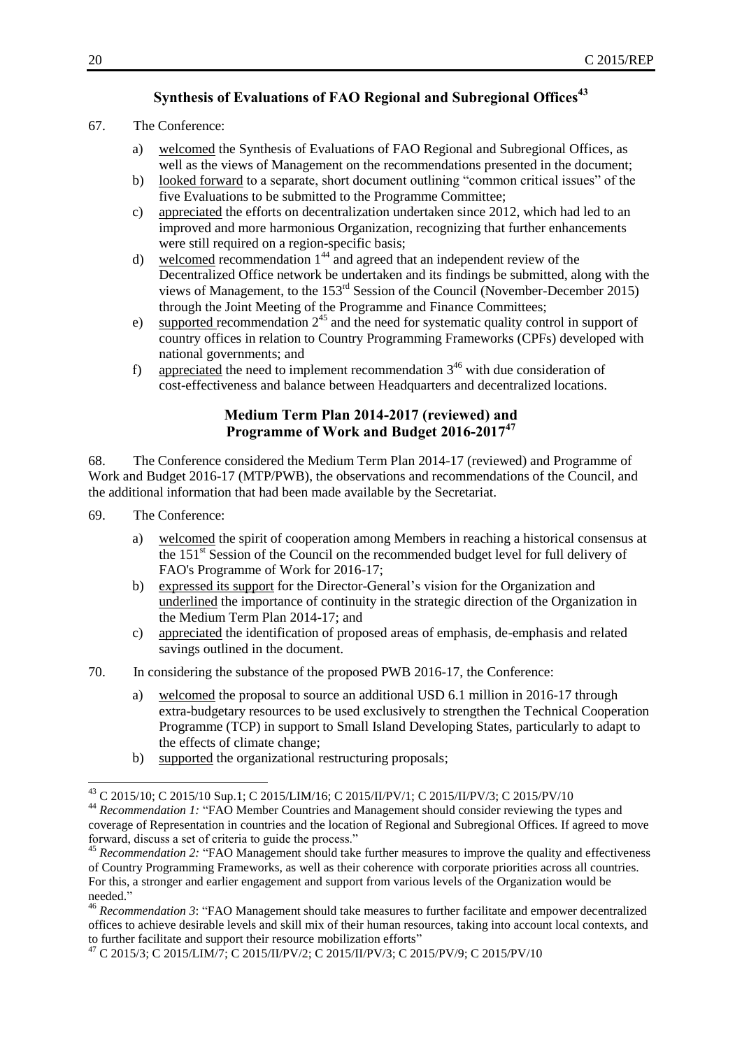## Synthesis of Evaluations of FAO Regional and Subregional Offices[43]

67. The Conference:

a) welcomed the Synthesis of Evaluations of FAO Regional and Subregional Offices, as well as the views of Management on the recommendations presented in the document;
b) looked forward to a separate, short document outlining "common critical issues" of the five Evaluations to be submitted to the Programme Committee;
c) appreciated the efforts on decentralization undertaken since 2012, which had led to an improved and more harmonious Organization, recognizing that further enhancements were still required on a region-specific basis;
d) welcomed recommendation 1[44] and agreed that an independent review of the Decentralized Office network be undertaken and its findings be submitted, along with the views of Management, to the 153rd Session of the Council (November-December 2015) through the Joint Meeting of the Programme and Finance Committees;
e) supported recommendation 2[45] and the need for systematic quality control in support of country offices in relation to Country Programming Frameworks (CPFs) developed with national governments; and
f) appreciated the need to implement recommendation 3[46] with due consideration of cost-effectiveness and balance between Headquarters and decentralized locations.

## Medium Term Plan 2014-2017 (reviewed) and Programme of Work and Budget 2016-2017[47]

68. The Conference considered the Medium Term Plan 2014-17 (reviewed) and Programme of Work and Budget 2016-17 (MTP/PWB), the observations and recommendations of the Council, and the additional information that had been made available by the Secretariat.

69. The Conference:

a) welcomed the spirit of cooperation among Members in reaching a historical consensus at the 151st Session of the Council on the recommended budget level for full delivery of FAO's Programme of Work for 2016-17;
b) expressed its support for the Director-General's vision for the Organization and underlined the importance of continuity in the strategic direction of the Organization in the Medium Term Plan 2014-17; and
c) appreciated the identification of proposed areas of emphasis, de-emphasis and related savings outlined in the document.

70. In considering the substance of the proposed PWB 2016-17, the Conference:

a) welcomed the proposal to source an additional USD 6.1 million in 2016-17 through extra-budgetary resources to be used exclusively to strengthen the Technical Cooperation Programme (TCP) in support to Small Island Developing States, particularly to adapt to the effects of climate change;
b) supported the organizational restructuring proposals;

---

[43] C 2015/10; C 2015/10 Sup.1; C 2015/LIM/16; C 2015/II/PV/1; C 2015/II/PV/3; C 2015/PV/10

[44] *Recommendation 1:* "FAO Member Countries and Management should consider reviewing the types and coverage of Representation in countries and the location of Regional and Subregional Offices. If agreed to move forward, discuss a set of criteria to guide the process."

[45] *Recommendation 2:* "FAO Management should take further measures to improve the quality and effectiveness of Country Programming Frameworks, as well as their coherence with corporate priorities across all countries. For this, a stronger and earlier engagement and support from various levels of the Organization would be needed."

[46] *Recommendation 3*: "FAO Management should take measures to further facilitate and empower decentralized offices to achieve desirable levels and skill mix of their human resources, taking into account local contexts, and to further facilitate and support their resource mobilization efforts"

[47] C 2015/3; C 2015/LIM/7; C 2015/II/PV/2; C 2015/II/PV/3; C 2015/PV/9; C 2015/PV/10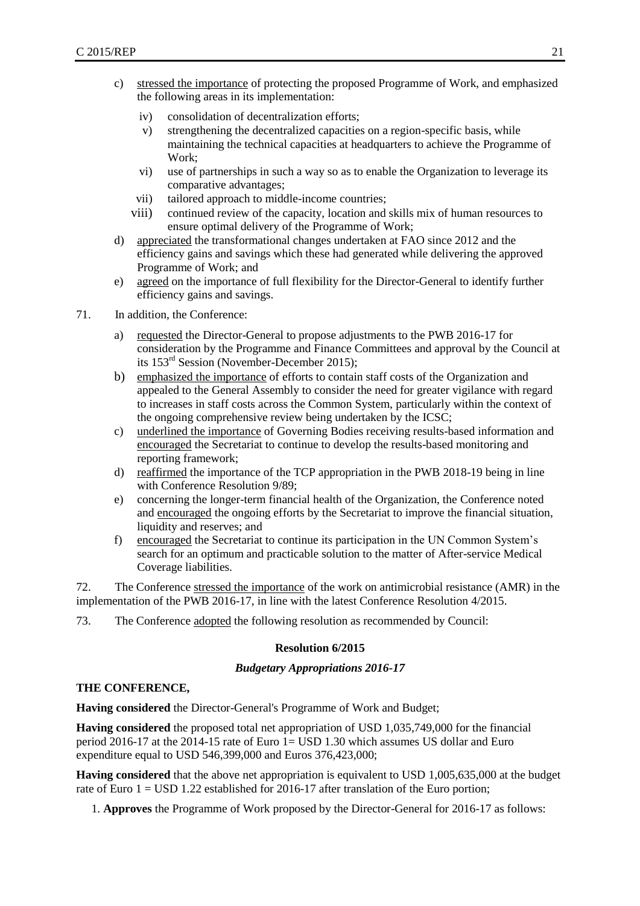c) stressed the importance of protecting the proposed Programme of Work, and emphasized the following areas in its implementation:

   iv) consolidation of decentralization efforts;

   v) strengthening the decentralized capacities on a region-specific basis, while maintaining the technical capacities at headquarters to achieve the Programme of Work;

   vi) use of partnerships in such a way so as to enable the Organization to leverage its comparative advantages;

   vii) tailored approach to middle-income countries;

   viii) continued review of the capacity, location and skills mix of human resources to ensure optimal delivery of the Programme of Work;

d) appreciated the transformational changes undertaken at FAO since 2012 and the efficiency gains and savings which these had generated while delivering the approved Programme of Work; and

e) agreed on the importance of full flexibility for the Director-General to identify further efficiency gains and savings.

71. In addition, the Conference:

a) requested the Director-General to propose adjustments to the PWB 2016-17 for consideration by the Programme and Finance Committees and approval by the Council at its 153rd Session (November-December 2015);

b) emphasized the importance of efforts to contain staff costs of the Organization and appealed to the General Assembly to consider the need for greater vigilance with regard to increases in staff costs across the Common System, particularly within the context of the ongoing comprehensive review being undertaken by the ICSC;

c) underlined the importance of Governing Bodies receiving results-based information and encouraged the Secretariat to continue to develop the results-based monitoring and reporting framework;

d) reaffirmed the importance of the TCP appropriation in the PWB 2018-19 being in line with Conference Resolution 9/89;

e) concerning the longer-term financial health of the Organization, the Conference noted and encouraged the ongoing efforts by the Secretariat to improve the financial situation, liquidity and reserves; and

f) encouraged the Secretariat to continue its participation in the UN Common System's search for an optimum and practicable solution to the matter of After-service Medical Coverage liabilities.

72. The Conference stressed the importance of the work on antimicrobial resistance (AMR) in the implementation of the PWB 2016-17, in line with the latest Conference Resolution 4/2015.

73. The Conference adopted the following resolution as recommended by Council:

**Resolution 6/2015**

***Budgetary Appropriations 2016-17***

**THE CONFERENCE,**

**Having considered** the Director-General's Programme of Work and Budget;

**Having considered** the proposed total net appropriation of USD 1,035,749,000 for the financial period 2016-17 at the 2014-15 rate of Euro 1= USD 1.30 which assumes US dollar and Euro expenditure equal to USD 546,399,000 and Euros 376,423,000;

**Having considered** that the above net appropriation is equivalent to USD 1,005,635,000 at the budget rate of Euro 1 = USD 1.22 established for 2016-17 after translation of the Euro portion;

1. **Approves** the Programme of Work proposed by the Director-General for 2016-17 as follows: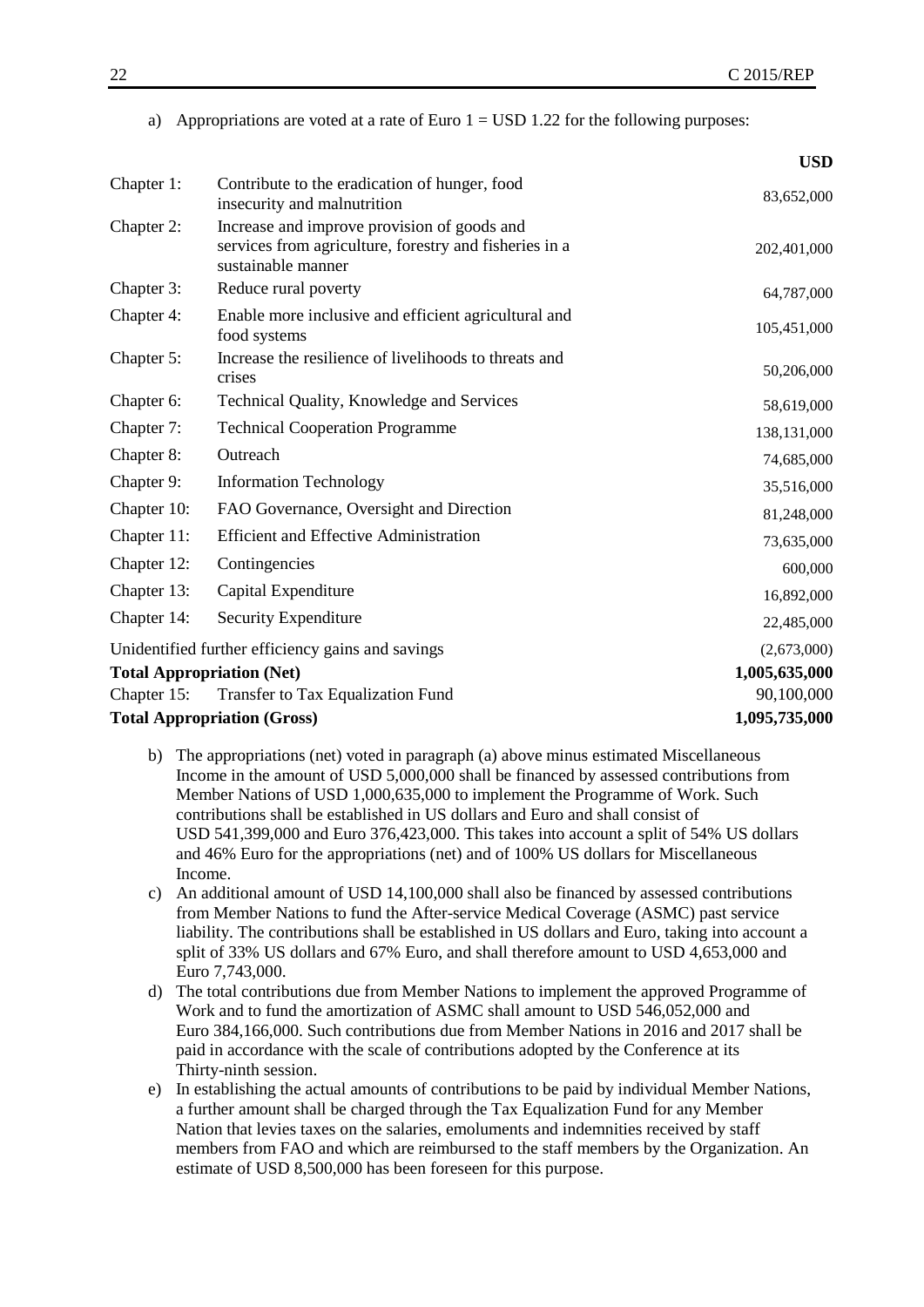a) Appropriations are voted at a rate of Euro 1 = USD 1.22 for the following purposes:

| | | USD |
|---|---|---|
| Chapter 1: | Contribute to the eradication of hunger, food insecurity and malnutrition | 83,652,000 |
| Chapter 2: | Increase and improve provision of goods and services from agriculture, forestry and fisheries in a sustainable manner | 202,401,000 |
| Chapter 3: | Reduce rural poverty | 64,787,000 |
| Chapter 4: | Enable more inclusive and efficient agricultural and food systems | 105,451,000 |
| Chapter 5: | Increase the resilience of livelihoods to threats and crises | 50,206,000 |
| Chapter 6: | Technical Quality, Knowledge and Services | 58,619,000 |
| Chapter 7: | Technical Cooperation Programme | 138,131,000 |
| Chapter 8: | Outreach | 74,685,000 |
| Chapter 9: | Information Technology | 35,516,000 |
| Chapter 10: | FAO Governance, Oversight and Direction | 81,248,000 |
| Chapter 11: | Efficient and Effective Administration | 73,635,000 |
| Chapter 12: | Contingencies | 600,000 |
| Chapter 13: | Capital Expenditure | 16,892,000 |
| Chapter 14: | Security Expenditure | 22,485,000 |
| Unidentified further efficiency gains and savings | | (2,673,000) |
| **Total Appropriation (Net)** | | **1,005,635,000** |
| Chapter 15: | Transfer to Tax Equalization Fund | 90,100,000 |
| **Total Appropriation (Gross)** | | **1,095,735,000** |

b) The appropriations (net) voted in paragraph (a) above minus estimated Miscellaneous Income in the amount of USD 5,000,000 shall be financed by assessed contributions from Member Nations of USD 1,000,635,000 to implement the Programme of Work. Such contributions shall be established in US dollars and Euro and shall consist of USD 541,399,000 and Euro 376,423,000. This takes into account a split of 54% US dollars and 46% Euro for the appropriations (net) and of 100% US dollars for Miscellaneous Income.

c) An additional amount of USD 14,100,000 shall also be financed by assessed contributions from Member Nations to fund the After-service Medical Coverage (ASMC) past service liability. The contributions shall be established in US dollars and Euro, taking into account a split of 33% US dollars and 67% Euro, and shall therefore amount to USD 4,653,000 and Euro 7,743,000.

d) The total contributions due from Member Nations to implement the approved Programme of Work and to fund the amortization of ASMC shall amount to USD 546,052,000 and Euro 384,166,000. Such contributions due from Member Nations in 2016 and 2017 shall be paid in accordance with the scale of contributions adopted by the Conference at its Thirty-ninth session.

e) In establishing the actual amounts of contributions to be paid by individual Member Nations, a further amount shall be charged through the Tax Equalization Fund for any Member Nation that levies taxes on the salaries, emoluments and indemnities received by staff members from FAO and which are reimbursed to the staff members by the Organization. An estimate of USD 8,500,000 has been foreseen for this purpose.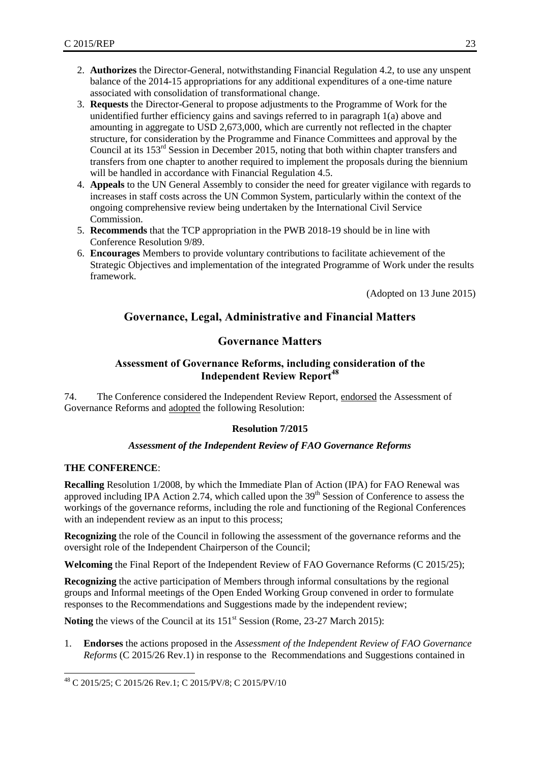2. **Authorizes** the Director-General, notwithstanding Financial Regulation 4.2, to use any unspent balance of the 2014-15 appropriations for any additional expenditures of a one-time nature associated with consolidation of transformational change.
3. **Requests** the Director-General to propose adjustments to the Programme of Work for the unidentified further efficiency gains and savings referred to in paragraph 1(a) above and amounting in aggregate to USD 2,673,000, which are currently not reflected in the chapter structure, for consideration by the Programme and Finance Committees and approval by the Council at its 153rd Session in December 2015, noting that both within chapter transfers and transfers from one chapter to another required to implement the proposals during the biennium will be handled in accordance with Financial Regulation 4.5.
4. **Appeals** to the UN General Assembly to consider the need for greater vigilance with regards to increases in staff costs across the UN Common System, particularly within the context of the ongoing comprehensive review being undertaken by the International Civil Service Commission.
5. **Recommends** that the TCP appropriation in the PWB 2018-19 should be in line with Conference Resolution 9/89.
6. **Encourages** Members to provide voluntary contributions to facilitate achievement of the Strategic Objectives and implementation of the integrated Programme of Work under the results framework.

(Adopted on 13 June 2015)

# Governance, Legal, Administrative and Financial Matters

## Governance Matters

### Assessment of Governance Reforms, including consideration of the Independent Review Report[48]

74. The Conference considered the Independent Review Report, endorsed the Assessment of Governance Reforms and adopted the following Resolution:

**Resolution 7/2015**

***Assessment of the Independent Review of FAO Governance Reforms***

**THE CONFERENCE**:

**Recalling** Resolution 1/2008, by which the Immediate Plan of Action (IPA) for FAO Renewal was approved including IPA Action 2.74, which called upon the 39th Session of Conference to assess the workings of the governance reforms, including the role and functioning of the Regional Conferences with an independent review as an input to this process;

**Recognizing** the role of the Council in following the assessment of the governance reforms and the oversight role of the Independent Chairperson of the Council;

**Welcoming** the Final Report of the Independent Review of FAO Governance Reforms (C 2015/25);

**Recognizing** the active participation of Members through informal consultations by the regional groups and Informal meetings of the Open Ended Working Group convened in order to formulate responses to the Recommendations and Suggestions made by the independent review;

**Noting** the views of the Council at its 151st Session (Rome, 23-27 March 2015):

1. **Endorses** the actions proposed in the *Assessment of the Independent Review of FAO Governance Reforms* (C 2015/26 Rev.1) in response to the Recommendations and Suggestions contained in

[48] C 2015/25; C 2015/26 Rev.1; C 2015/PV/8; C 2015/PV/10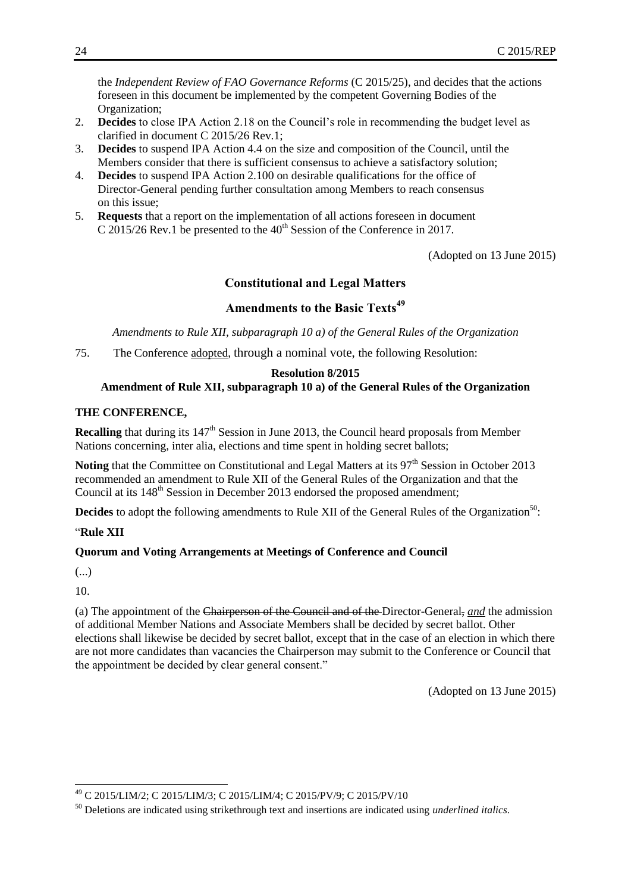the *Independent Review of FAO Governance Reforms* (C 2015/25), and decides that the actions foreseen in this document be implemented by the competent Governing Bodies of the Organization;

2. **Decides** to close IPA Action 2.18 on the Council's role in recommending the budget level as clarified in document C 2015/26 Rev.1;
3. **Decides** to suspend IPA Action 4.4 on the size and composition of the Council, until the Members consider that there is sufficient consensus to achieve a satisfactory solution;
4. **Decides** to suspend IPA Action 2.100 on desirable qualifications for the office of Director-General pending further consultation among Members to reach consensus on this issue;
5. **Requests** that a report on the implementation of all actions foreseen in document C 2015/26 Rev.1 be presented to the 40th Session of the Conference in 2017.

(Adopted on 13 June 2015)

## Constitutional and Legal Matters

### Amendments to the Basic Texts[49]

*Amendments to Rule XII, subparagraph 10 a) of the General Rules of the Organization*

75. The Conference adopted, through a nominal vote, the following Resolution:

**Resolution 8/2015**
**Amendment of Rule XII, subparagraph 10 a) of the General Rules of the Organization**

**THE CONFERENCE,**

**Recalling** that during its 147th Session in June 2013, the Council heard proposals from Member Nations concerning, inter alia, elections and time spent in holding secret ballots;

**Noting** that the Committee on Constitutional and Legal Matters at its 97th Session in October 2013 recommended an amendment to Rule XII of the General Rules of the Organization and that the Council at its 148th Session in December 2013 endorsed the proposed amendment;

**Decides** to adopt the following amendments to Rule XII of the General Rules of the Organization[50]:

"**Rule XII**

**Quorum and Voting Arrangements at Meetings of Conference and Council**

(...)

10.

(a) The appointment of the ~~Chairperson of the Council and of the~~ Director-General~~,~~ *and* the admission of additional Member Nations and Associate Members shall be decided by secret ballot. Other elections shall likewise be decided by secret ballot, except that in the case of an election in which there are not more candidates than vacancies the Chairperson may submit to the Conference or Council that the appointment be decided by clear general consent."

(Adopted on 13 June 2015)

---

[49] C 2015/LIM/2; C 2015/LIM/3; C 2015/LIM/4; C 2015/PV/9; C 2015/PV/10

[50] Deletions are indicated using strikethrough text and insertions are indicated using *underlined italics*.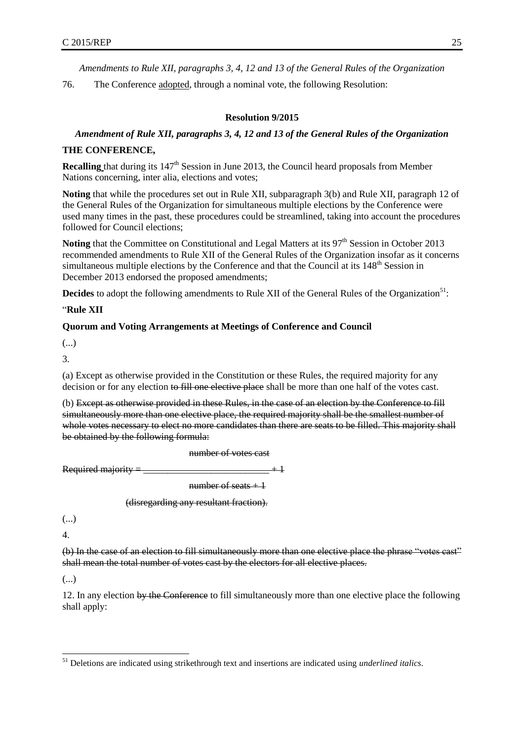*Amendments to Rule XII, paragraphs 3, 4, 12 and 13 of the General Rules of the Organization*

76. The Conference adopted, through a nominal vote, the following Resolution:

**Resolution 9/2015**

***Amendment of Rule XII, paragraphs 3, 4, 12 and 13 of the General Rules of the Organization***

**THE CONFERENCE,**

**Recalling** that during its 147th Session in June 2013, the Council heard proposals from Member Nations concerning, inter alia, elections and votes;

**Noting** that while the procedures set out in Rule XII, subparagraph 3(b) and Rule XII, paragraph 12 of the General Rules of the Organization for simultaneous multiple elections by the Conference were used many times in the past, these procedures could be streamlined, taking into account the procedures followed for Council elections;

**Noting** that the Committee on Constitutional and Legal Matters at its 97th Session in October 2013 recommended amendments to Rule XII of the General Rules of the Organization insofar as it concerns simultaneous multiple elections by the Conference and that the Council at its 148th Session in December 2013 endorsed the proposed amendments;

**Decides** to adopt the following amendments to Rule XII of the General Rules of the Organization[51]:

"**Rule XII**

**Quorum and Voting Arrangements at Meetings of Conference and Council**

(...)

3.

(a) Except as otherwise provided in the Constitution or these Rules, the required majority for any decision or for any election ~~to fill one elective place~~ shall be more than one half of the votes cast.

(b) ~~Except as otherwise provided in these Rules, in the case of an election by the Conference to fill simultaneously more than one elective place, the required majority shall be the smallest number of whole votes necessary to elect no more candidates than there are seats to be filled. This majority shall be obtained by the following formula:~~

$$\text{Required majority} = \frac{\text{number of votes cast}}{\text{number of seats} + 1} + 1$$

~~(disregarding any resultant fraction).~~

(...)

4.

~~(b) In the case of an election to fill simultaneously more than one elective place the phrase "votes cast" shall mean the total number of votes cast by the electors for all elective places.~~

(...)

12. In any election ~~by the Conference~~ to fill simultaneously more than one elective place the following shall apply:

---

[51] Deletions are indicated using strikethrough text and insertions are indicated using *underlined italics*.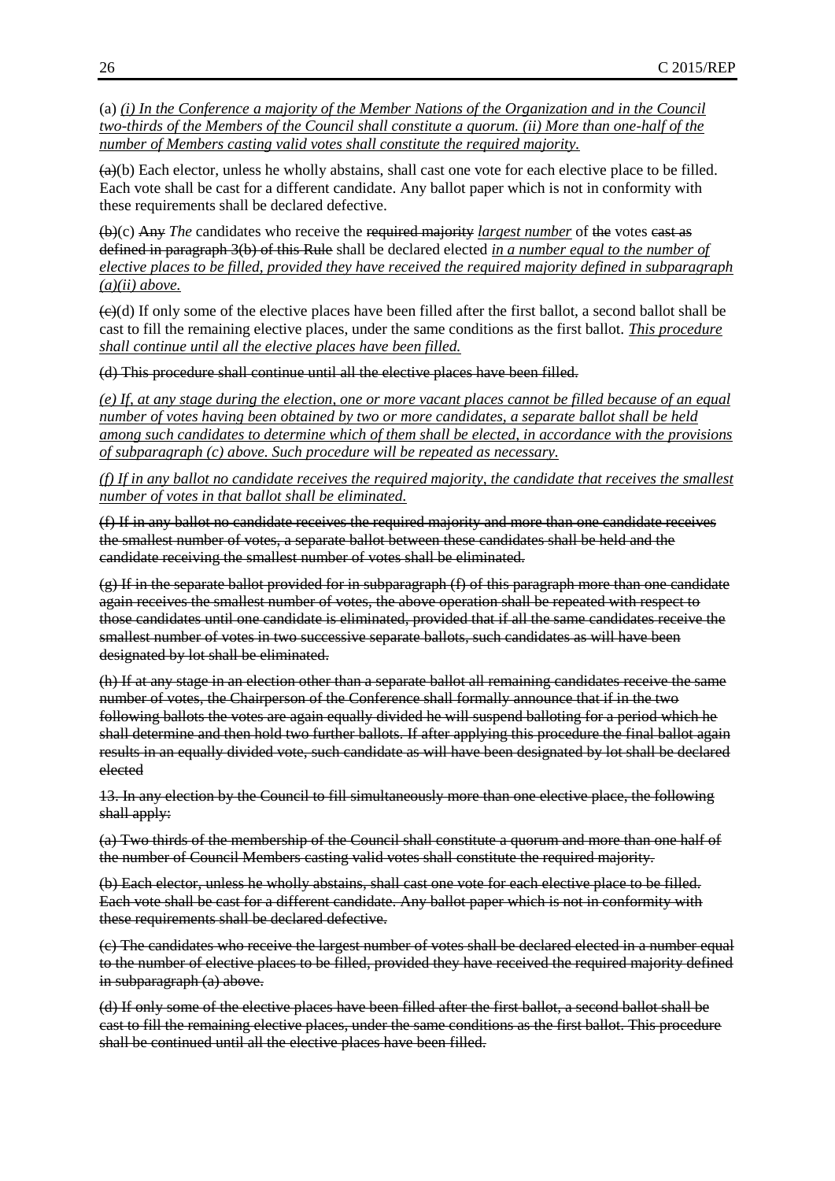(a) *(i) In the Conference a majority of the Member Nations of the Organization and in the Council two-thirds of the Members of the Council shall constitute a quorum. (ii) More than one-half of the number of Members casting valid votes shall constitute the required majority.*

~~(a)~~(b) Each elector, unless he wholly abstains, shall cast one vote for each elective place to be filled. Each vote shall be cast for a different candidate. Any ballot paper which is not in conformity with these requirements shall be declared defective.

~~(b)~~(c) ~~Any~~ *The* candidates who receive the ~~required majority~~ *largest number* of ~~the~~ votes ~~cast as defined in paragraph 3(b) of this Rule~~ shall be declared elected *in a number equal to the number of elective places to be filled, provided they have received the required majority defined in subparagraph (a)(ii) above.*

~~(c)~~(d) If only some of the elective places have been filled after the first ballot, a second ballot shall be cast to fill the remaining elective places, under the same conditions as the first ballot. *This procedure shall continue until all the elective places have been filled.*

~~(d) This procedure shall continue until all the elective places have been filled.~~

*(e) If, at any stage during the election, one or more vacant places cannot be filled because of an equal number of votes having been obtained by two or more candidates, a separate ballot shall be held among such candidates to determine which of them shall be elected, in accordance with the provisions of subparagraph (c) above. Such procedure will be repeated as necessary.*

*(f) If in any ballot no candidate receives the required majority, the candidate that receives the smallest number of votes in that ballot shall be eliminated.*

~~(f) If in any ballot no candidate receives the required majority and more than one candidate receives the smallest number of votes, a separate ballot between these candidates shall be held and the candidate receiving the smallest number of votes shall be eliminated.~~

~~(g) If in the separate ballot provided for in subparagraph (f) of this paragraph more than one candidate again receives the smallest number of votes, the above operation shall be repeated with respect to those candidates until one candidate is eliminated, provided that if all the same candidates receive the smallest number of votes in two successive separate ballots, such candidates as will have been designated by lot shall be eliminated.~~

~~(h) If at any stage in an election other than a separate ballot all remaining candidates receive the same number of votes, the Chairperson of the Conference shall formally announce that if in the two following ballots the votes are again equally divided he will suspend balloting for a period which he shall determine and then hold two further ballots. If after applying this procedure the final ballot again results in an equally divided vote, such candidate as will have been designated by lot shall be declared elected~~

~~13. In any election by the Council to fill simultaneously more than one elective place, the following shall apply:~~

~~(a) Two thirds of the membership of the Council shall constitute a quorum and more than one half of the number of Council Members casting valid votes shall constitute the required majority.~~

~~(b) Each elector, unless he wholly abstains, shall cast one vote for each elective place to be filled. Each vote shall be cast for a different candidate. Any ballot paper which is not in conformity with these requirements shall be declared defective.~~

~~(c) The candidates who receive the largest number of votes shall be declared elected in a number equal to the number of elective places to be filled, provided they have received the required majority defined in subparagraph (a) above.~~

~~(d) If only some of the elective places have been filled after the first ballot, a second ballot shall be cast to fill the remaining elective places, under the same conditions as the first ballot. This procedure shall be continued until all the elective places have been filled.~~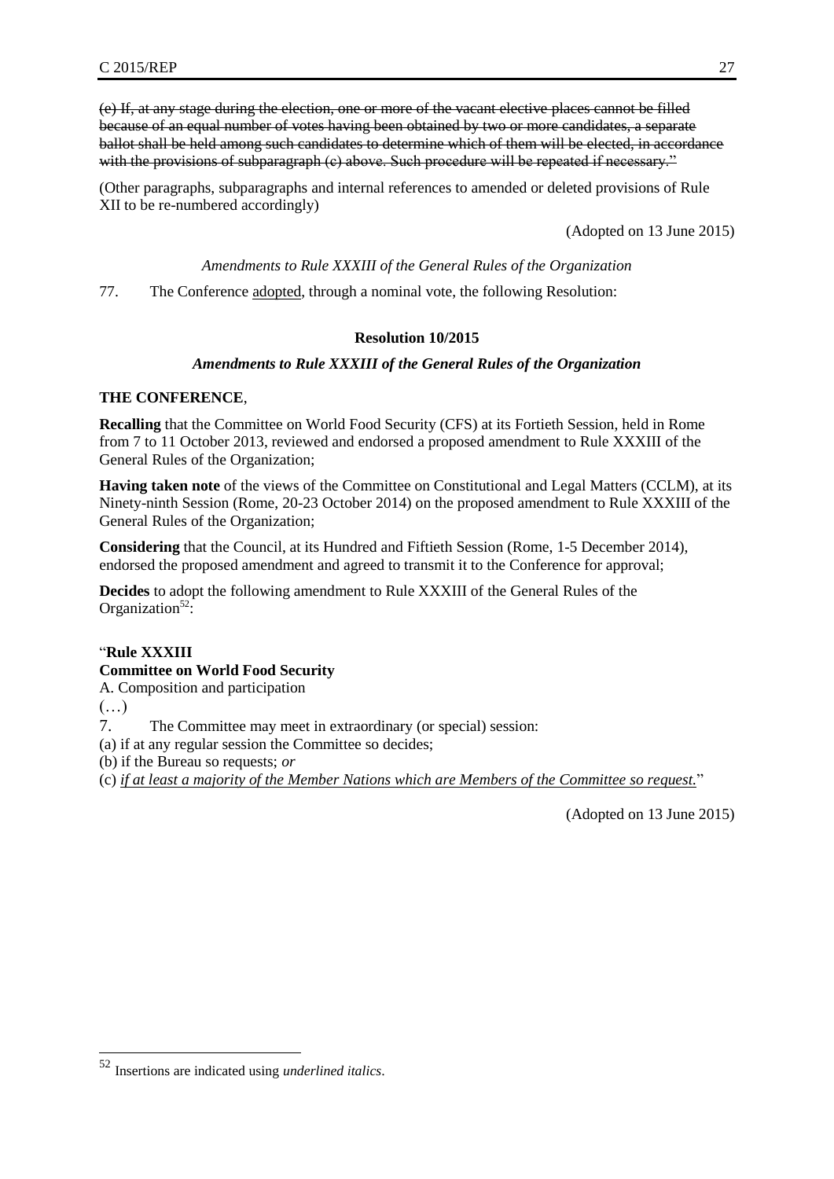~~(e) If, at any stage during the election, one or more of the vacant elective places cannot be filled because of an equal number of votes having been obtained by two or more candidates, a separate ballot shall be held among such candidates to determine which of them will be elected, in accordance with the provisions of subparagraph (c) above. Such procedure will be repeated if necessary."~~

(Other paragraphs, subparagraphs and internal references to amended or deleted provisions of Rule XII to be re-numbered accordingly)

(Adopted on 13 June 2015)

*Amendments to Rule XXXIII of the General Rules of the Organization*

77. The Conference adopted, through a nominal vote, the following Resolution:

**Resolution 10/2015**

***Amendments to Rule XXXIII of the General Rules of the Organization***

**THE CONFERENCE**,

**Recalling** that the Committee on World Food Security (CFS) at its Fortieth Session, held in Rome from 7 to 11 October 2013, reviewed and endorsed a proposed amendment to Rule XXXIII of the General Rules of the Organization;

**Having taken note** of the views of the Committee on Constitutional and Legal Matters (CCLM), at its Ninety-ninth Session (Rome, 20-23 October 2014) on the proposed amendment to Rule XXXIII of the General Rules of the Organization;

**Considering** that the Council, at its Hundred and Fiftieth Session (Rome, 1-5 December 2014), endorsed the proposed amendment and agreed to transmit it to the Conference for approval;

**Decides** to adopt the following amendment to Rule XXXIII of the General Rules of the Organization[52]:

"**Rule XXXIII**
**Committee on World Food Security**
A. Composition and participation
(…)
7. The Committee may meet in extraordinary (or special) session:
(a) if at any regular session the Committee so decides;
(b) if the Bureau so requests; *or*
(c) <u>*if at least a majority of the Member Nations which are Members of the Committee so request.*</u>"

(Adopted on 13 June 2015)

[52] Insertions are indicated using *underlined italics*.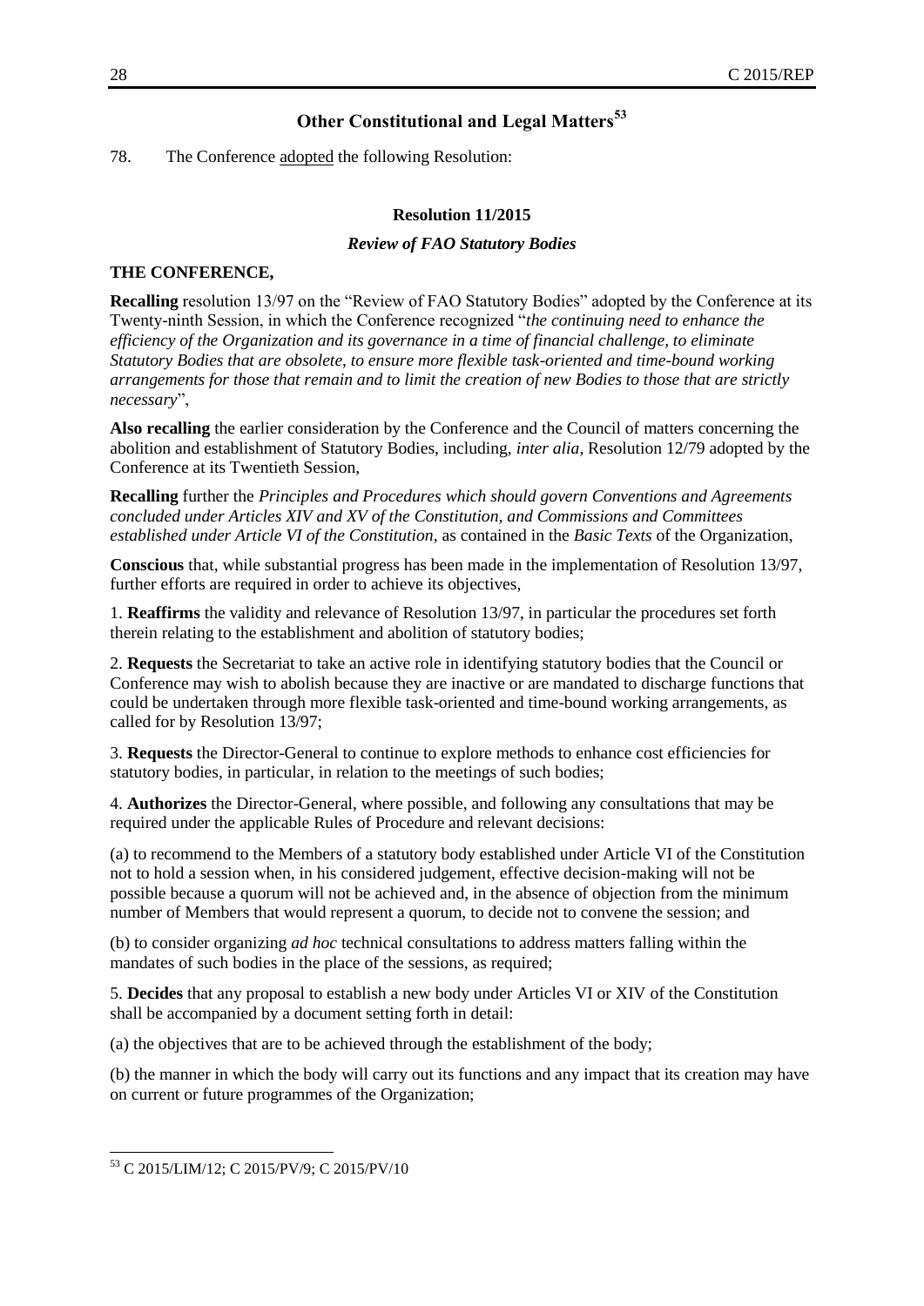## Other Constitutional and Legal Matters[53]

78. The Conference adopted the following Resolution:

### Resolution 11/2015

#### *Review of FAO Statutory Bodies*

**THE CONFERENCE,**

**Recalling** resolution 13/97 on the "Review of FAO Statutory Bodies" adopted by the Conference at its Twenty-ninth Session, in which the Conference recognized "*the continuing need to enhance the efficiency of the Organization and its governance in a time of financial challenge, to eliminate Statutory Bodies that are obsolete, to ensure more flexible task-oriented and time-bound working arrangements for those that remain and to limit the creation of new Bodies to those that are strictly necessary*",

**Also recalling** the earlier consideration by the Conference and the Council of matters concerning the abolition and establishment of Statutory Bodies, including, *inter alia*, Resolution 12/79 adopted by the Conference at its Twentieth Session,

**Recalling** further the *Principles and Procedures which should govern Conventions and Agreements concluded under Articles XIV and XV of the Constitution, and Commissions and Committees established under Article VI of the Constitution*, as contained in the *Basic Texts* of the Organization,

**Conscious** that, while substantial progress has been made in the implementation of Resolution 13/97, further efforts are required in order to achieve its objectives,

1. **Reaffirms** the validity and relevance of Resolution 13/97, in particular the procedures set forth therein relating to the establishment and abolition of statutory bodies;

2. **Requests** the Secretariat to take an active role in identifying statutory bodies that the Council or Conference may wish to abolish because they are inactive or are mandated to discharge functions that could be undertaken through more flexible task-oriented and time-bound working arrangements, as called for by Resolution 13/97;

3. **Requests** the Director-General to continue to explore methods to enhance cost efficiencies for statutory bodies, in particular, in relation to the meetings of such bodies;

4. **Authorizes** the Director-General, where possible, and following any consultations that may be required under the applicable Rules of Procedure and relevant decisions:

(a) to recommend to the Members of a statutory body established under Article VI of the Constitution not to hold a session when, in his considered judgement, effective decision-making will not be possible because a quorum will not be achieved and, in the absence of objection from the minimum number of Members that would represent a quorum, to decide not to convene the session; and

(b) to consider organizing *ad hoc* technical consultations to address matters falling within the mandates of such bodies in the place of the sessions, as required;

5. **Decides** that any proposal to establish a new body under Articles VI or XIV of the Constitution shall be accompanied by a document setting forth in detail:

(a) the objectives that are to be achieved through the establishment of the body;

(b) the manner in which the body will carry out its functions and any impact that its creation may have on current or future programmes of the Organization;

---

[53] C 2015/LIM/12; C 2015/PV/9; C 2015/PV/10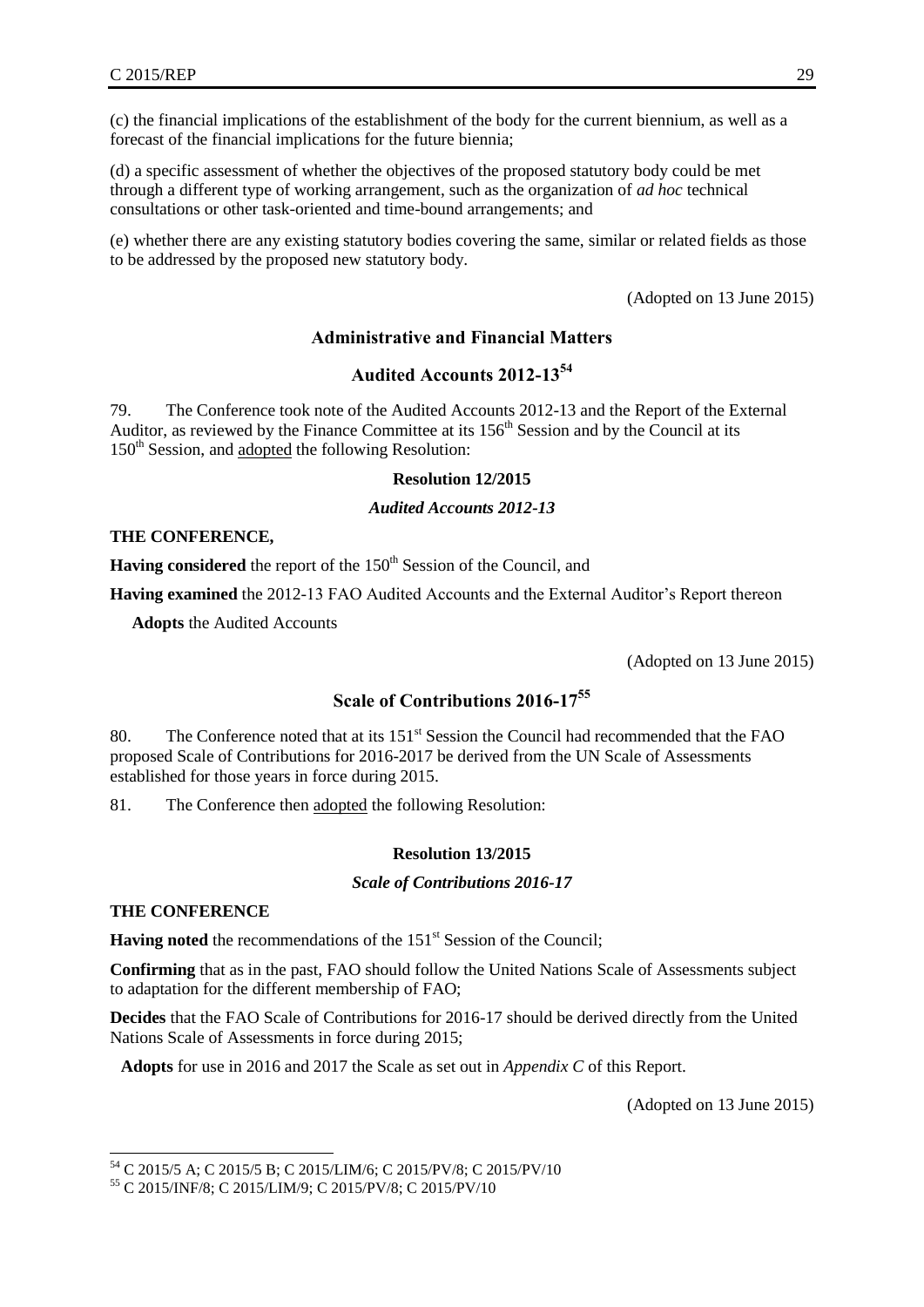(c) the financial implications of the establishment of the body for the current biennium, as well as a forecast of the financial implications for the future biennia;

(d) a specific assessment of whether the objectives of the proposed statutory body could be met through a different type of working arrangement, such as the organization of *ad hoc* technical consultations or other task-oriented and time-bound arrangements; and

(e) whether there are any existing statutory bodies covering the same, similar or related fields as those to be addressed by the proposed new statutory body.

(Adopted on 13 June 2015)

## Administrative and Financial Matters

## Audited Accounts 2012-13[54]

79. The Conference took note of the Audited Accounts 2012-13 and the Report of the External Auditor, as reviewed by the Finance Committee at its 156th Session and by the Council at its 150th Session, and adopted the following Resolution:

**Resolution 12/2015**

***Audited Accounts 2012-13***

**THE CONFERENCE,**

**Having considered** the report of the 150th Session of the Council, and

**Having examined** the 2012-13 FAO Audited Accounts and the External Auditor's Report thereon

**Adopts** the Audited Accounts

(Adopted on 13 June 2015)

## Scale of Contributions 2016-17[55]

80. The Conference noted that at its 151st Session the Council had recommended that the FAO proposed Scale of Contributions for 2016-2017 be derived from the UN Scale of Assessments established for those years in force during 2015.

81. The Conference then adopted the following Resolution:

**Resolution 13/2015**

***Scale of Contributions 2016-17***

**THE CONFERENCE**

**Having noted** the recommendations of the 151st Session of the Council;

**Confirming** that as in the past, FAO should follow the United Nations Scale of Assessments subject to adaptation for the different membership of FAO;

**Decides** that the FAO Scale of Contributions for 2016-17 should be derived directly from the United Nations Scale of Assessments in force during 2015;

**Adopts** for use in 2016 and 2017 the Scale as set out in *Appendix C* of this Report.

(Adopted on 13 June 2015)

---

[54] C 2015/5 A; C 2015/5 B; C 2015/LIM/6; C 2015/PV/8; C 2015/PV/10

[55] C 2015/INF/8; C 2015/LIM/9; C 2015/PV/8; C 2015/PV/10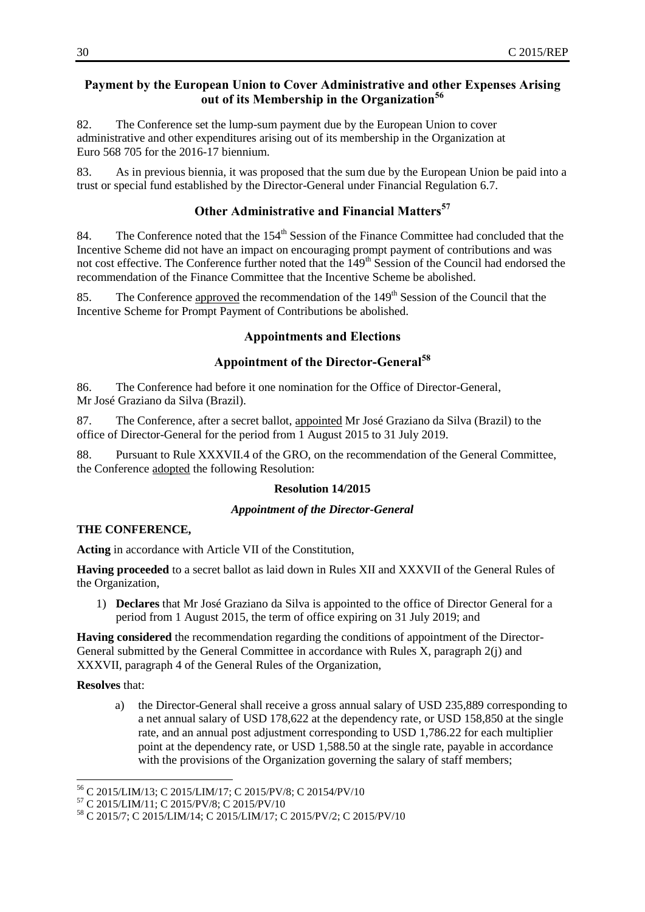## Payment by the European Union to Cover Administrative and other Expenses Arising out of its Membership in the Organization[56]

82. The Conference set the lump-sum payment due by the European Union to cover administrative and other expenditures arising out of its membership in the Organization at Euro 568 705 for the 2016-17 biennium.

83. As in previous biennia, it was proposed that the sum due by the European Union be paid into a trust or special fund established by the Director-General under Financial Regulation 6.7.

## Other Administrative and Financial Matters[57]

84. The Conference noted that the 154th Session of the Finance Committee had concluded that the Incentive Scheme did not have an impact on encouraging prompt payment of contributions and was not cost effective. The Conference further noted that the 149th Session of the Council had endorsed the recommendation of the Finance Committee that the Incentive Scheme be abolished.

85. The Conference approved the recommendation of the 149th Session of the Council that the Incentive Scheme for Prompt Payment of Contributions be abolished.

## Appointments and Elections

## Appointment of the Director-General[58]

86. The Conference had before it one nomination for the Office of Director-General, Mr José Graziano da Silva (Brazil).

87. The Conference, after a secret ballot, appointed Mr José Graziano da Silva (Brazil) to the office of Director-General for the period from 1 August 2015 to 31 July 2019.

88. Pursuant to Rule XXXVII.4 of the GRO, on the recommendation of the General Committee, the Conference adopted the following Resolution:

**Resolution 14/2015**

***Appointment of the Director-General***

**THE CONFERENCE,**

**Acting** in accordance with Article VII of the Constitution,

**Having proceeded** to a secret ballot as laid down in Rules XII and XXXVII of the General Rules of the Organization,

1) **Declares** that Mr José Graziano da Silva is appointed to the office of Director General for a period from 1 August 2015, the term of office expiring on 31 July 2019; and

**Having considered** the recommendation regarding the conditions of appointment of the Director-General submitted by the General Committee in accordance with Rules X, paragraph 2(j) and XXXVII, paragraph 4 of the General Rules of the Organization,

**Resolves** that:

a) the Director-General shall receive a gross annual salary of USD 235,889 corresponding to a net annual salary of USD 178,622 at the dependency rate, or USD 158,850 at the single rate, and an annual post adjustment corresponding to USD 1,786.22 for each multiplier point at the dependency rate, or USD 1,588.50 at the single rate, payable in accordance with the provisions of the Organization governing the salary of staff members;

---

[56] C 2015/LIM/13; C 2015/LIM/17; C 2015/PV/8; C 20154/PV/10

[57] C 2015/LIM/11; C 2015/PV/8; C 2015/PV/10

[58] C 2015/7; C 2015/LIM/14; C 2015/LIM/17; C 2015/PV/2; C 2015/PV/10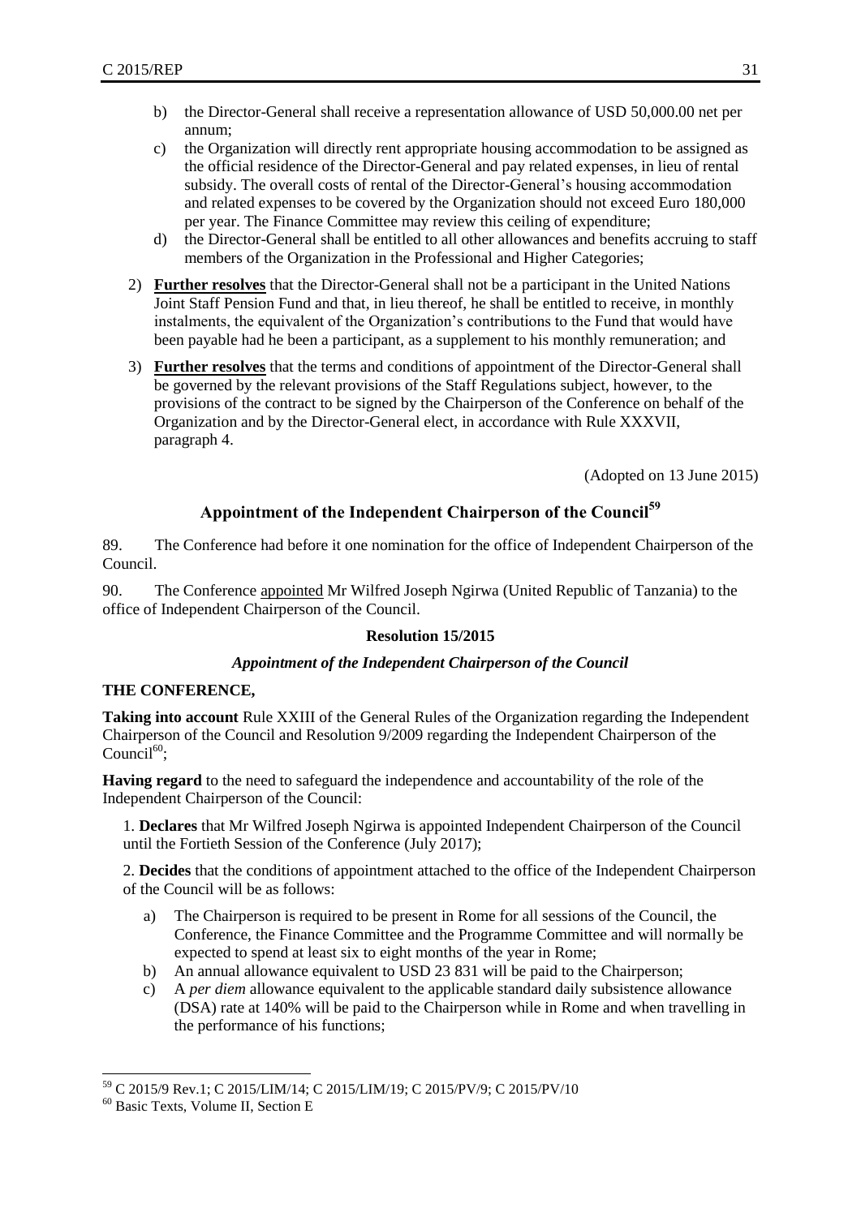b) the Director-General shall receive a representation allowance of USD 50,000.00 net per annum;

c) the Organization will directly rent appropriate housing accommodation to be assigned as the official residence of the Director-General and pay related expenses, in lieu of rental subsidy. The overall costs of rental of the Director-General's housing accommodation and related expenses to be covered by the Organization should not exceed Euro 180,000 per year. The Finance Committee may review this ceiling of expenditure;

d) the Director-General shall be entitled to all other allowances and benefits accruing to staff members of the Organization in the Professional and Higher Categories;

2) **Further resolves** that the Director-General shall not be a participant in the United Nations Joint Staff Pension Fund and that, in lieu thereof, he shall be entitled to receive, in monthly instalments, the equivalent of the Organization's contributions to the Fund that would have been payable had he been a participant, as a supplement to his monthly remuneration; and

3) **Further resolves** that the terms and conditions of appointment of the Director-General shall be governed by the relevant provisions of the Staff Regulations subject, however, to the provisions of the contract to be signed by the Chairperson of the Conference on behalf of the Organization and by the Director-General elect, in accordance with Rule XXXVII, paragraph 4.

(Adopted on 13 June 2015)

## Appointment of the Independent Chairperson of the Council[59]

89. The Conference had before it one nomination for the office of Independent Chairperson of the Council.

90. The Conference appointed Mr Wilfred Joseph Ngirwa (United Republic of Tanzania) to the office of Independent Chairperson of the Council.

**Resolution 15/2015**

***Appointment of the Independent Chairperson of the Council***

**THE CONFERENCE,**

**Taking into account** Rule XXIII of the General Rules of the Organization regarding the Independent Chairperson of the Council and Resolution 9/2009 regarding the Independent Chairperson of the Council[60];

**Having regard** to the need to safeguard the independence and accountability of the role of the Independent Chairperson of the Council:

1. **Declares** that Mr Wilfred Joseph Ngirwa is appointed Independent Chairperson of the Council until the Fortieth Session of the Conference (July 2017);

2. **Decides** that the conditions of appointment attached to the office of the Independent Chairperson of the Council will be as follows:

a) The Chairperson is required to be present in Rome for all sessions of the Council, the Conference, the Finance Committee and the Programme Committee and will normally be expected to spend at least six to eight months of the year in Rome;

b) An annual allowance equivalent to USD 23 831 will be paid to the Chairperson;

c) A *per diem* allowance equivalent to the applicable standard daily subsistence allowance (DSA) rate at 140% will be paid to the Chairperson while in Rome and when travelling in the performance of his functions;

---

[59] C 2015/9 Rev.1; C 2015/LIM/14; C 2015/LIM/19; C 2015/PV/9; C 2015/PV/10

[60] Basic Texts, Volume II, Section E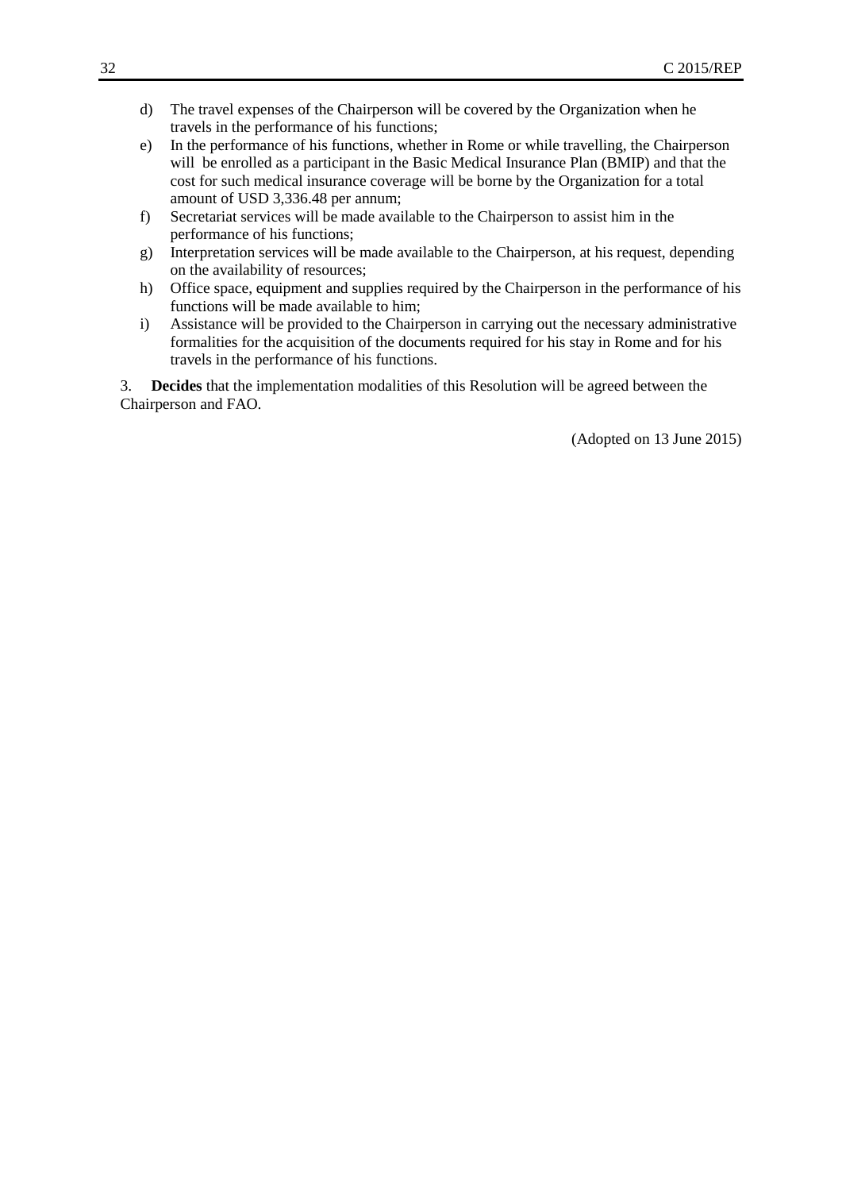d) The travel expenses of the Chairperson will be covered by the Organization when he travels in the performance of his functions;
e) In the performance of his functions, whether in Rome or while travelling, the Chairperson will be enrolled as a participant in the Basic Medical Insurance Plan (BMIP) and that the cost for such medical insurance coverage will be borne by the Organization for a total amount of USD 3,336.48 per annum;
f) Secretariat services will be made available to the Chairperson to assist him in the performance of his functions;
g) Interpretation services will be made available to the Chairperson, at his request, depending on the availability of resources;
h) Office space, equipment and supplies required by the Chairperson in the performance of his functions will be made available to him;
i) Assistance will be provided to the Chairperson in carrying out the necessary administrative formalities for the acquisition of the documents required for his stay in Rome and for his travels in the performance of his functions.

3. **Decides** that the implementation modalities of this Resolution will be agreed between the Chairperson and FAO.

(Adopted on 13 June 2015)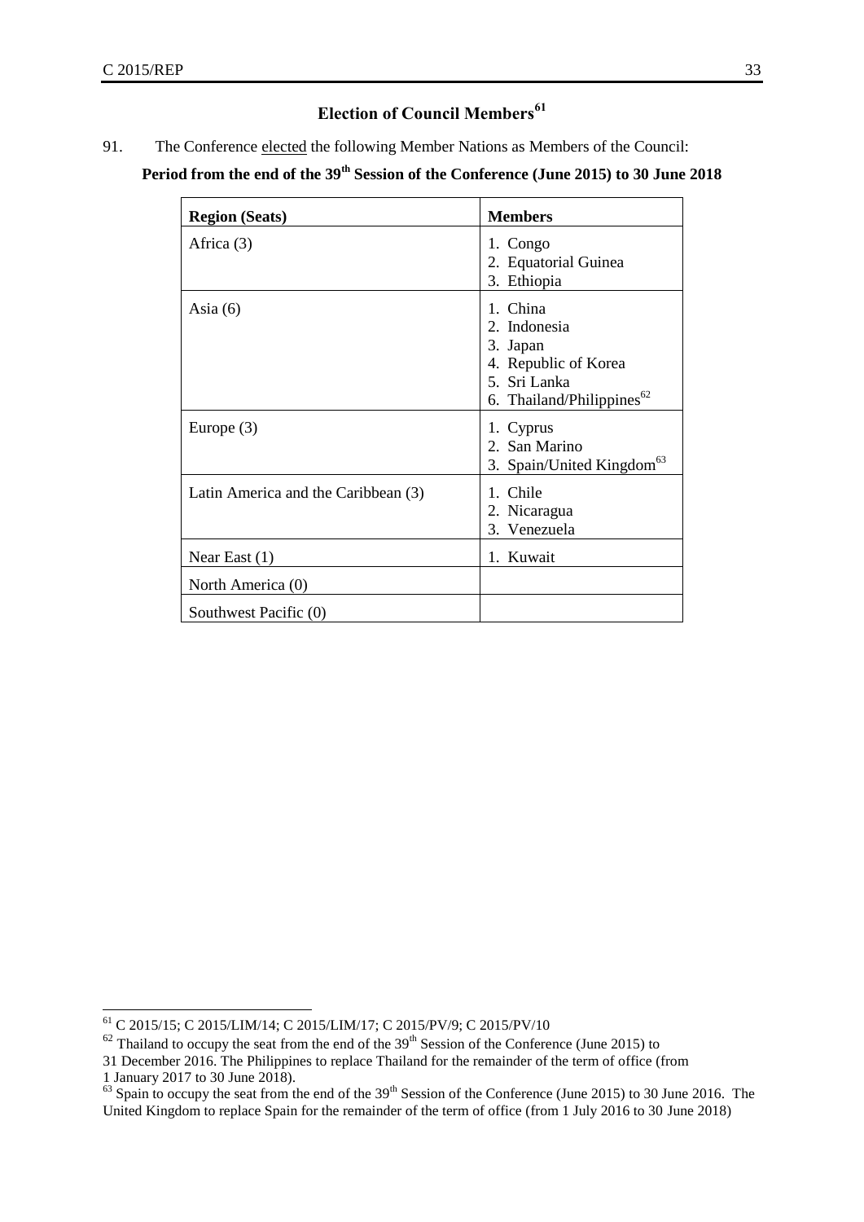## Election of Council Members[61]

91. The Conference elected the following Member Nations as Members of the Council:

**Period from the end of the 39th Session of the Conference (June 2015) to 30 June 2018**

| Region (Seats) | Members |
|---|---|
| Africa (3) | 1. Congo<br>2. Equatorial Guinea<br>3. Ethiopia |
| Asia (6) | 1. China<br>2. Indonesia<br>3. Japan<br>4. Republic of Korea<br>5. Sri Lanka<br>6. Thailand/Philippines[62] |
| Europe (3) | 1. Cyprus<br>2. San Marino<br>3. Spain/United Kingdom[63] |
| Latin America and the Caribbean (3) | 1. Chile<br>2. Nicaragua<br>3. Venezuela |
| Near East (1) | 1. Kuwait |
| North America (0) | |
| Southwest Pacific (0) | |

[61] C 2015/15; C 2015/LIM/14; C 2015/LIM/17; C 2015/PV/9; C 2015/PV/10

[62] Thailand to occupy the seat from the end of the 39th Session of the Conference (June 2015) to 31 December 2016. The Philippines to replace Thailand for the remainder of the term of office (from 1 January 2017 to 30 June 2018).

[63] Spain to occupy the seat from the end of the 39th Session of the Conference (June 2015) to 30 June 2016. The United Kingdom to replace Spain for the remainder of the term of office (from 1 July 2016 to 30 June 2018)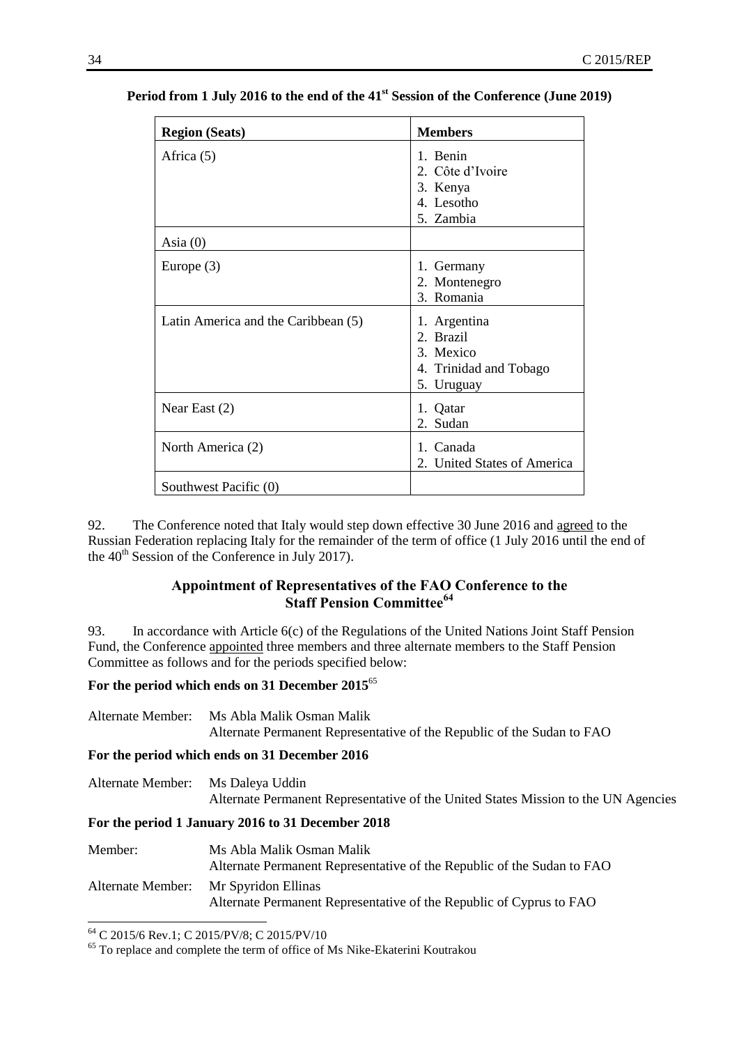**Period from 1 July 2016 to the end of the 41st Session of the Conference (June 2019)**

| Region (Seats) | Members |
|---|---|
| Africa (5) | 1. Benin<br>2. Côte d'Ivoire<br>3. Kenya<br>4. Lesotho<br>5. Zambia |
| Asia (0) | |
| Europe (3) | 1. Germany<br>2. Montenegro<br>3. Romania |
| Latin America and the Caribbean (5) | 1. Argentina<br>2. Brazil<br>3. Mexico<br>4. Trinidad and Tobago<br>5. Uruguay |
| Near East (2) | 1. Qatar<br>2. Sudan |
| North America (2) | 1. Canada<br>2. United States of America |
| Southwest Pacific (0) | |

92. The Conference noted that Italy would step down effective 30 June 2016 and agreed to the Russian Federation replacing Italy for the remainder of the term of office (1 July 2016 until the end of the 40th Session of the Conference in July 2017).

## Appointment of Representatives of the FAO Conference to the Staff Pension Committee[64]

93. In accordance with Article 6(c) of the Regulations of the United Nations Joint Staff Pension Fund, the Conference appointed three members and three alternate members to the Staff Pension Committee as follows and for the periods specified below:

**For the period which ends on 31 December 2015**[65]

Alternate Member: Ms Abla Malik Osman Malik
Alternate Permanent Representative of the Republic of the Sudan to FAO

**For the period which ends on 31 December 2016**

Alternate Member: Ms Daleya Uddin
Alternate Permanent Representative of the United States Mission to the UN Agencies

**For the period 1 January 2016 to 31 December 2018**

Member: Ms Abla Malik Osman Malik
Alternate Permanent Representative of the Republic of the Sudan to FAO

Alternate Member: Mr Spyridon Ellinas
Alternate Permanent Representative of the Republic of Cyprus to FAO

---

[64] C 2015/6 Rev.1; C 2015/PV/8; C 2015/PV/10

[65] To replace and complete the term of office of Ms Nike-Ekaterini Koutrakou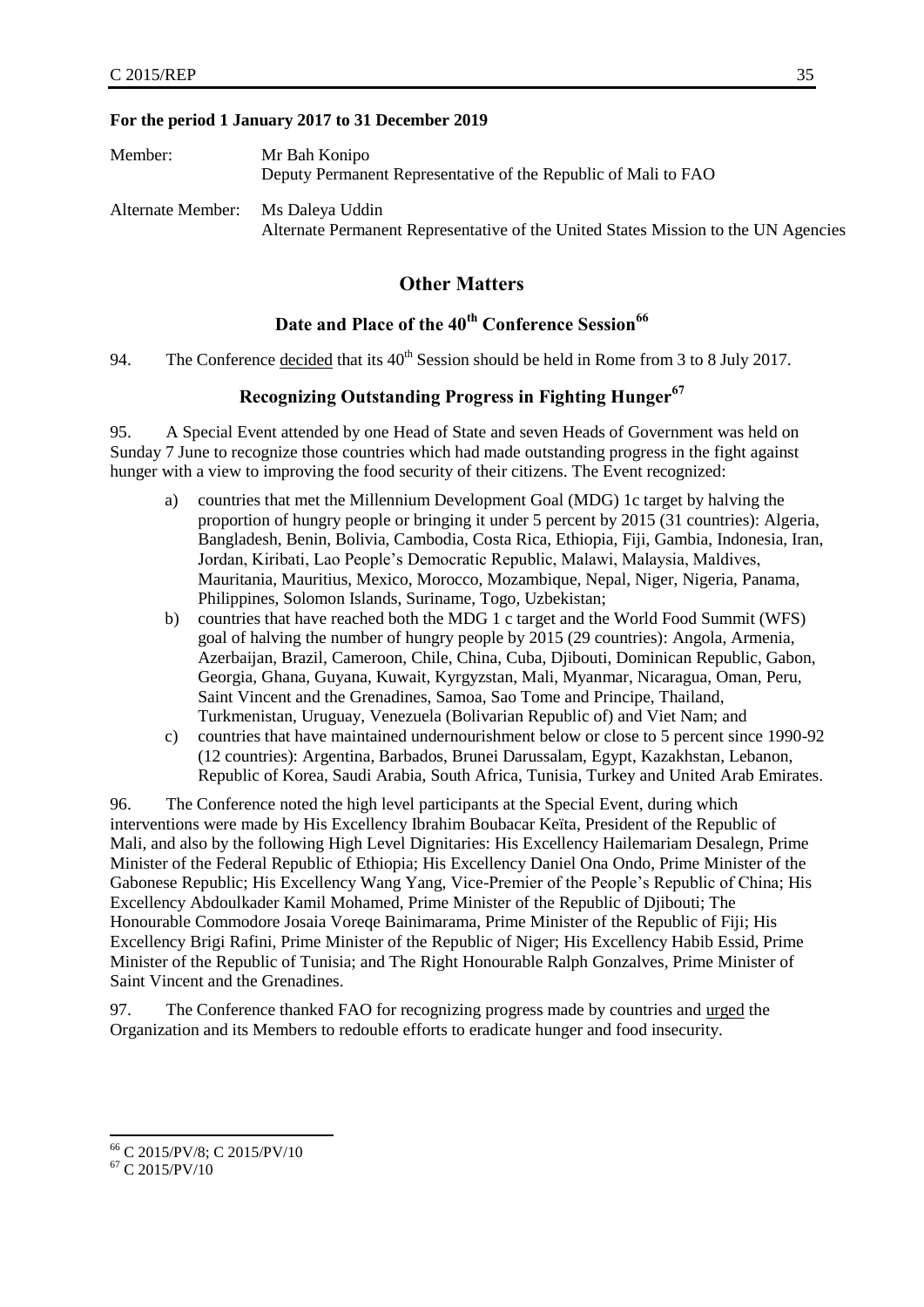**For the period 1 January 2017 to 31 December 2019**

Member: Mr Bah Konipo
Deputy Permanent Representative of the Republic of Mali to FAO

Alternate Member: Ms Daleya Uddin
Alternate Permanent Representative of the United States Mission to the UN Agencies

## Other Matters

### Date and Place of the 40th Conference Session[66]

94. The Conference decided that its 40th Session should be held in Rome from 3 to 8 July 2017.

### Recognizing Outstanding Progress in Fighting Hunger[67]

95. A Special Event attended by one Head of State and seven Heads of Government was held on Sunday 7 June to recognize those countries which had made outstanding progress in the fight against hunger with a view to improving the food security of their citizens. The Event recognized:

a) countries that met the Millennium Development Goal (MDG) 1c target by halving the proportion of hungry people or bringing it under 5 percent by 2015 (31 countries): Algeria, Bangladesh, Benin, Bolivia, Cambodia, Costa Rica, Ethiopia, Fiji, Gambia, Indonesia, Iran, Jordan, Kiribati, Lao People's Democratic Republic, Malawi, Malaysia, Maldives, Mauritania, Mauritius, Mexico, Morocco, Mozambique, Nepal, Niger, Nigeria, Panama, Philippines, Solomon Islands, Suriname, Togo, Uzbekistan;

b) countries that have reached both the MDG 1 c target and the World Food Summit (WFS) goal of halving the number of hungry people by 2015 (29 countries): Angola, Armenia, Azerbaijan, Brazil, Cameroon, Chile, China, Cuba, Djibouti, Dominican Republic, Gabon, Georgia, Ghana, Guyana, Kuwait, Kyrgyzstan, Mali, Myanmar, Nicaragua, Oman, Peru, Saint Vincent and the Grenadines, Samoa, Sao Tome and Principe, Thailand, Turkmenistan, Uruguay, Venezuela (Bolivarian Republic of) and Viet Nam; and

c) countries that have maintained undernourishment below or close to 5 percent since 1990-92 (12 countries): Argentina, Barbados, Brunei Darussalam, Egypt, Kazakhstan, Lebanon, Republic of Korea, Saudi Arabia, South Africa, Tunisia, Turkey and United Arab Emirates.

96. The Conference noted the high level participants at the Special Event, during which interventions were made by His Excellency Ibrahim Boubacar Keïta, President of the Republic of Mali, and also by the following High Level Dignitaries: His Excellency Hailemariam Desalegn, Prime Minister of the Federal Republic of Ethiopia; His Excellency Daniel Ona Ondo, Prime Minister of the Gabonese Republic; His Excellency Wang Yang, Vice-Premier of the People's Republic of China; His Excellency Abdoulkader Kamil Mohamed, Prime Minister of the Republic of Djibouti; The Honourable Commodore Josaia Voreqe Bainimarama, Prime Minister of the Republic of Fiji; His Excellency Brigi Rafini, Prime Minister of the Republic of Niger; His Excellency Habib Essid, Prime Minister of the Republic of Tunisia; and The Right Honourable Ralph Gonzalves, Prime Minister of Saint Vincent and the Grenadines.

97. The Conference thanked FAO for recognizing progress made by countries and urged the Organization and its Members to redouble efforts to eradicate hunger and food insecurity.

---

[66] C 2015/PV/8; C 2015/PV/10

[67] C 2015/PV/10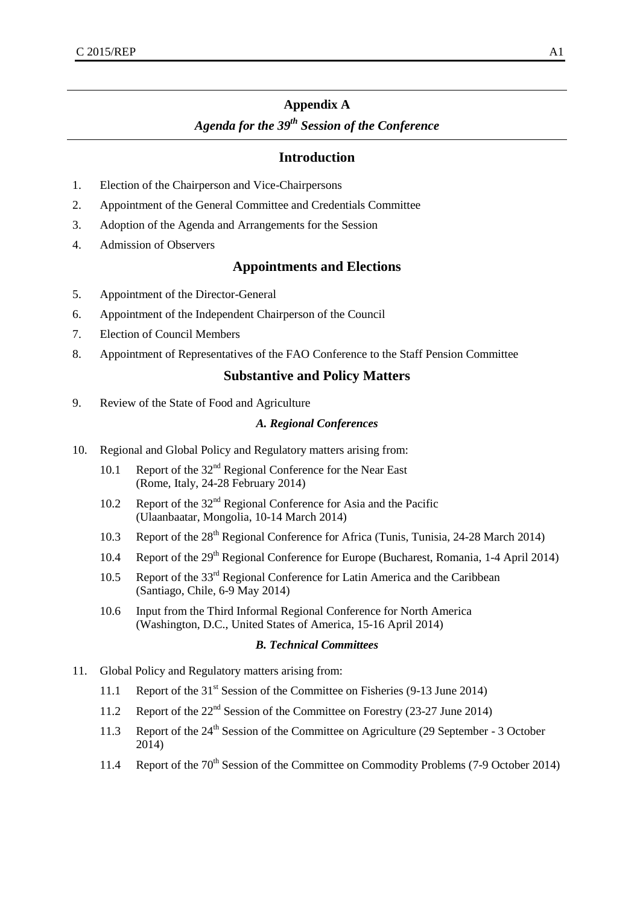# Appendix A

## *Agenda for the 39th Session of the Conference*

### Introduction

1. Election of the Chairperson and Vice-Chairpersons
2. Appointment of the General Committee and Credentials Committee
3. Adoption of the Agenda and Arrangements for the Session
4. Admission of Observers

### Appointments and Elections

5. Appointment of the Director-General
6. Appointment of the Independent Chairperson of the Council
7. Election of Council Members
8. Appointment of Representatives of the FAO Conference to the Staff Pension Committee

### Substantive and Policy Matters

9. Review of the State of Food and Agriculture

#### *A. Regional Conferences*

10. Regional and Global Policy and Regulatory matters arising from:
    - 10.1 Report of the 32nd Regional Conference for the Near East (Rome, Italy, 24-28 February 2014)
    - 10.2 Report of the 32nd Regional Conference for Asia and the Pacific (Ulaanbaatar, Mongolia, 10-14 March 2014)
    - 10.3 Report of the 28th Regional Conference for Africa (Tunis, Tunisia, 24-28 March 2014)
    - 10.4 Report of the 29th Regional Conference for Europe (Bucharest, Romania, 1-4 April 2014)
    - 10.5 Report of the 33rd Regional Conference for Latin America and the Caribbean (Santiago, Chile, 6-9 May 2014)
    - 10.6 Input from the Third Informal Regional Conference for North America (Washington, D.C., United States of America, 15-16 April 2014)

#### *B. Technical Committees*

11. Global Policy and Regulatory matters arising from:
    - 11.1 Report of the 31st Session of the Committee on Fisheries (9-13 June 2014)
    - 11.2 Report of the 22nd Session of the Committee on Forestry (23-27 June 2014)
    - 11.3 Report of the 24th Session of the Committee on Agriculture (29 September - 3 October 2014)
    - 11.4 Report of the 70th Session of the Committee on Commodity Problems (7-9 October 2014)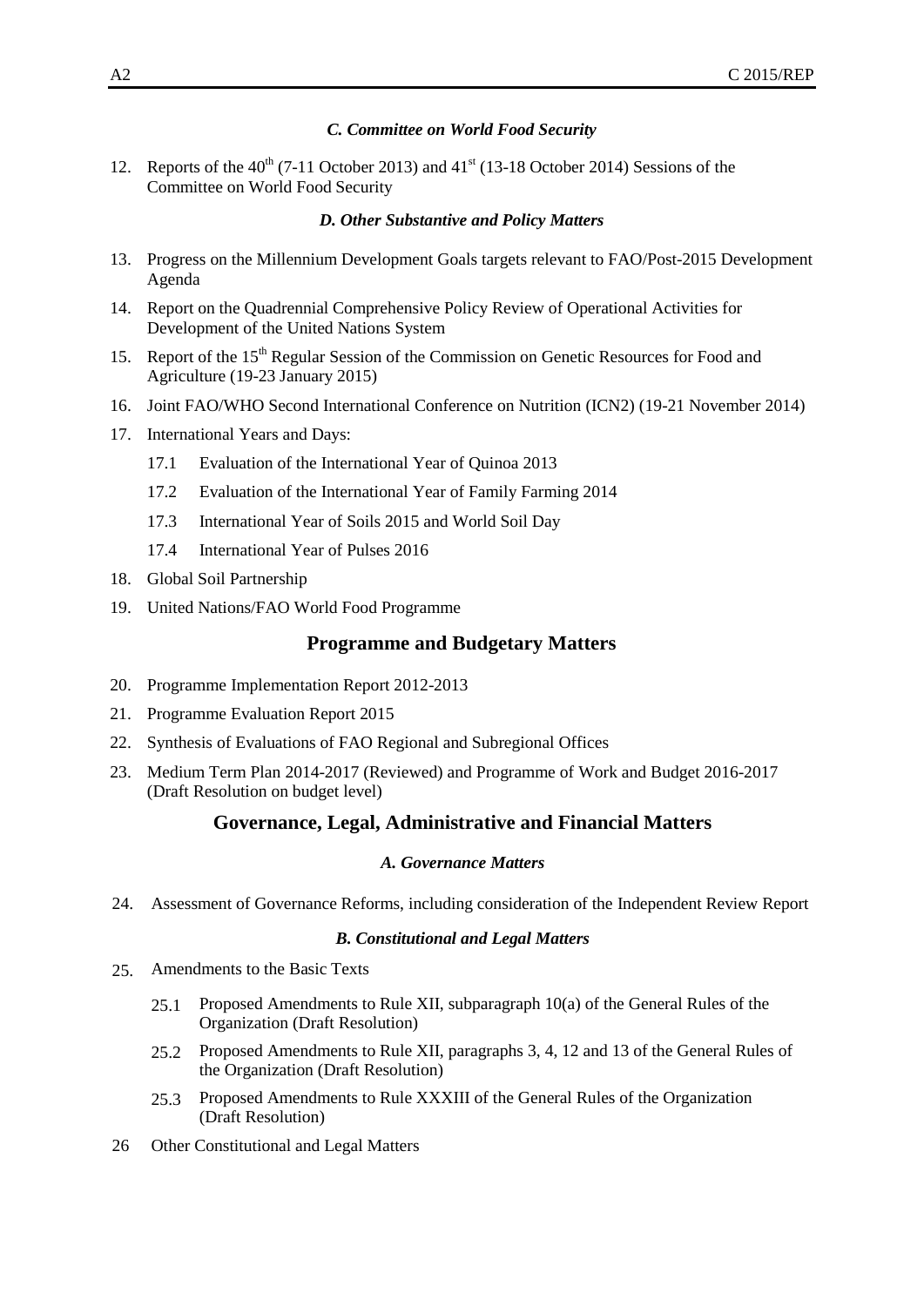### *C. Committee on World Food Security*

12. Reports of the 40th (7-11 October 2013) and 41st (13-18 October 2014) Sessions of the Committee on World Food Security

### *D. Other Substantive and Policy Matters*

13. Progress on the Millennium Development Goals targets relevant to FAO/Post-2015 Development Agenda
14. Report on the Quadrennial Comprehensive Policy Review of Operational Activities for Development of the United Nations System
15. Report of the 15th Regular Session of the Commission on Genetic Resources for Food and Agriculture (19-23 January 2015)
16. Joint FAO/WHO Second International Conference on Nutrition (ICN2) (19-21 November 2014)
17. International Years and Days:
    - 17.1 Evaluation of the International Year of Quinoa 2013
    - 17.2 Evaluation of the International Year of Family Farming 2014
    - 17.3 International Year of Soils 2015 and World Soil Day
    - 17.4 International Year of Pulses 2016
18. Global Soil Partnership
19. United Nations/FAO World Food Programme

## Programme and Budgetary Matters

20. Programme Implementation Report 2012-2013
21. Programme Evaluation Report 2015
22. Synthesis of Evaluations of FAO Regional and Subregional Offices
23. Medium Term Plan 2014-2017 (Reviewed) and Programme of Work and Budget 2016-2017 (Draft Resolution on budget level)

## Governance, Legal, Administrative and Financial Matters

### *A. Governance Matters*

24. Assessment of Governance Reforms, including consideration of the Independent Review Report

### *B. Constitutional and Legal Matters*

25. Amendments to the Basic Texts
    - 25.1 Proposed Amendments to Rule XII, subparagraph 10(a) of the General Rules of the Organization (Draft Resolution)
    - 25.2 Proposed Amendments to Rule XII, paragraphs 3, 4, 12 and 13 of the General Rules of the Organization (Draft Resolution)
    - 25.3 Proposed Amendments to Rule XXXIII of the General Rules of the Organization (Draft Resolution)

26 Other Constitutional and Legal Matters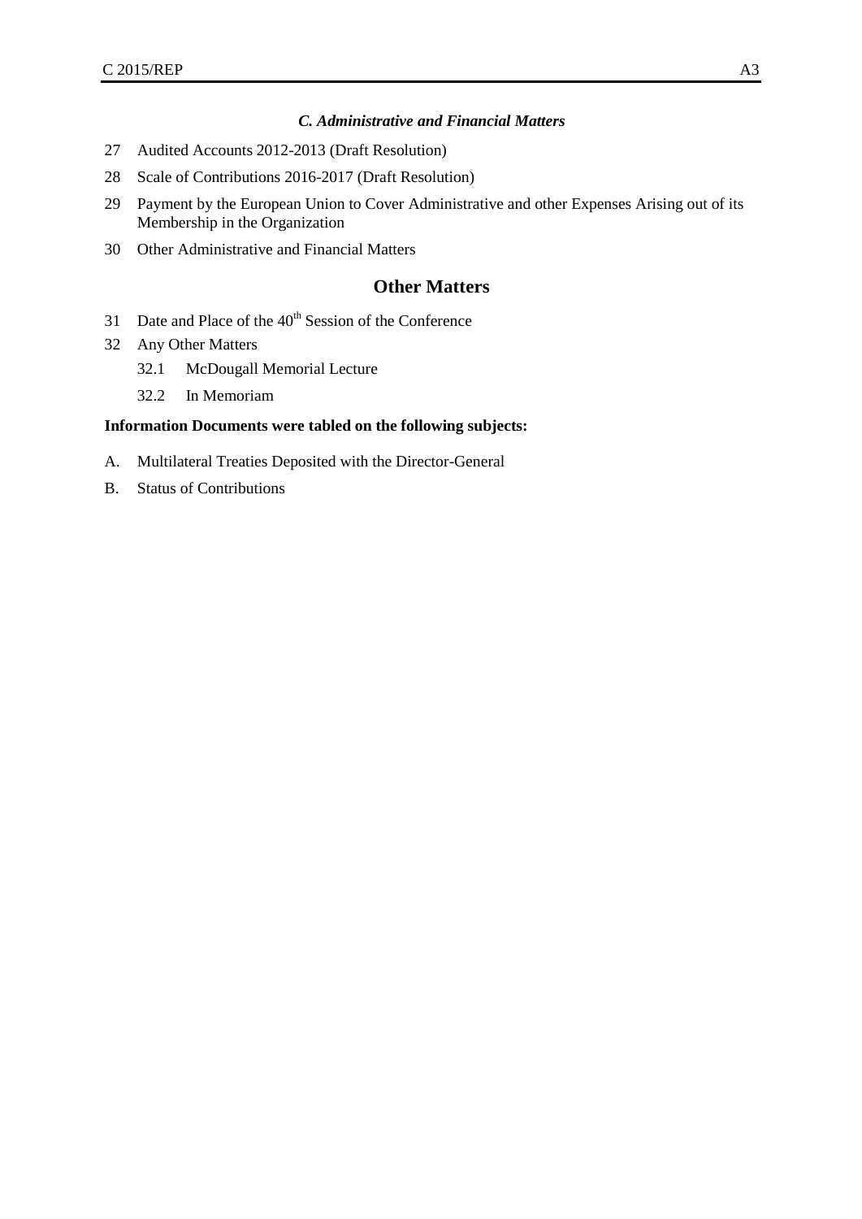### *C. Administrative and Financial Matters*

27 Audited Accounts 2012-2013 (Draft Resolution)

28 Scale of Contributions 2016-2017 (Draft Resolution)

29 Payment by the European Union to Cover Administrative and other Expenses Arising out of its Membership in the Organization

30 Other Administrative and Financial Matters

## Other Matters

31 Date and Place of the 40th Session of the Conference

32 Any Other Matters

   32.1 McDougall Memorial Lecture

   32.2 In Memoriam

**Information Documents were tabled on the following subjects:**

A. Multilateral Treaties Deposited with the Director-General

B. Status of Contributions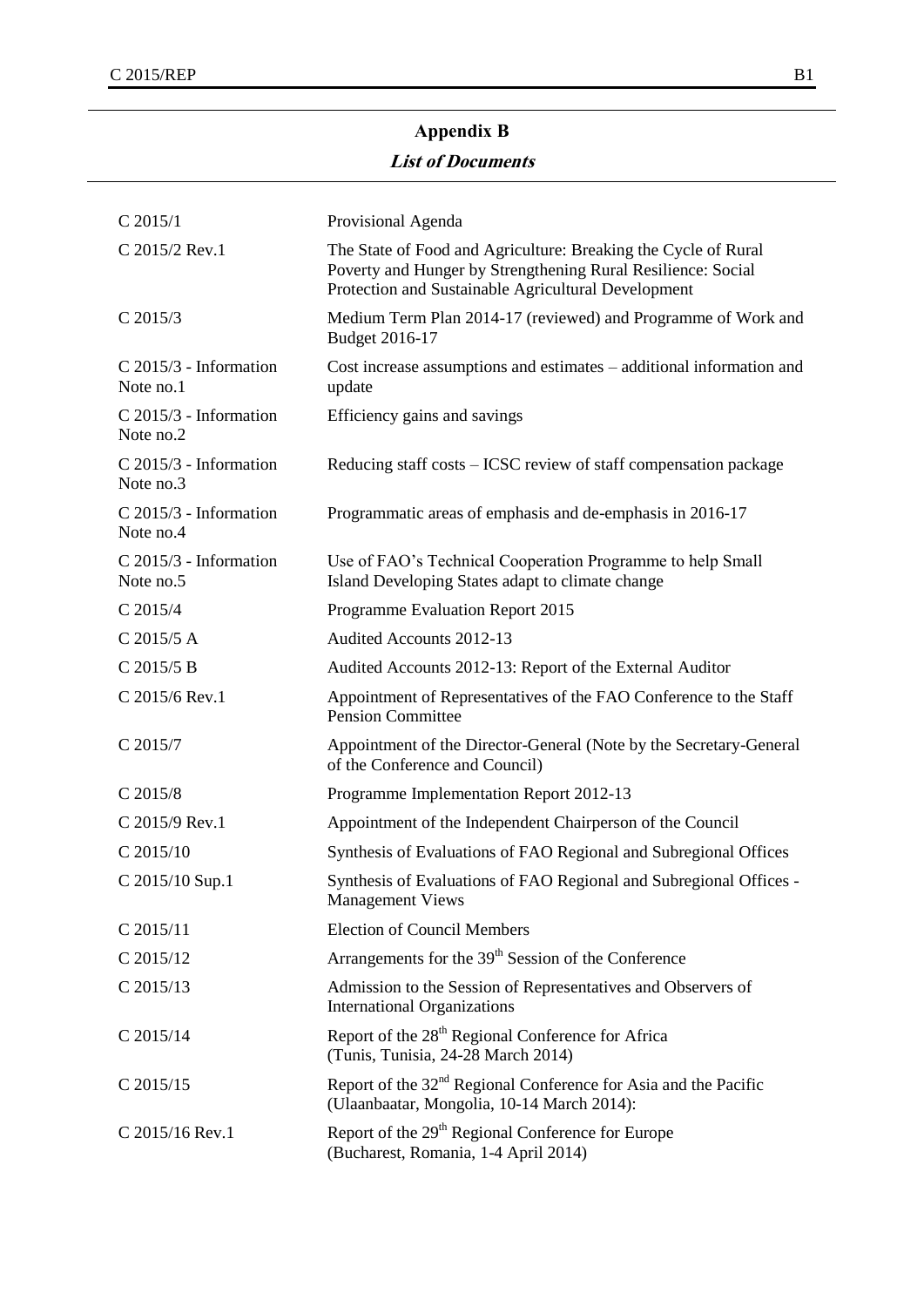## Appendix B

### *List of Documents*

| | |
|---|---|
| C 2015/1 | Provisional Agenda |
| C 2015/2 Rev.1 | The State of Food and Agriculture: Breaking the Cycle of Rural Poverty and Hunger by Strengthening Rural Resilience: Social Protection and Sustainable Agricultural Development |
| C 2015/3 | Medium Term Plan 2014-17 (reviewed) and Programme of Work and Budget 2016-17 |
| C 2015/3 - Information Note no.1 | Cost increase assumptions and estimates – additional information and update |
| C 2015/3 - Information Note no.2 | Efficiency gains and savings |
| C 2015/3 - Information Note no.3 | Reducing staff costs – ICSC review of staff compensation package |
| C 2015/3 - Information Note no.4 | Programmatic areas of emphasis and de-emphasis in 2016-17 |
| C 2015/3 - Information Note no.5 | Use of FAO's Technical Cooperation Programme to help Small Island Developing States adapt to climate change |
| C 2015/4 | Programme Evaluation Report 2015 |
| C 2015/5 A | Audited Accounts 2012-13 |
| C 2015/5 B | Audited Accounts 2012-13: Report of the External Auditor |
| C 2015/6 Rev.1 | Appointment of Representatives of the FAO Conference to the Staff Pension Committee |
| C 2015/7 | Appointment of the Director-General (Note by the Secretary-General of the Conference and Council) |
| C 2015/8 | Programme Implementation Report 2012-13 |
| C 2015/9 Rev.1 | Appointment of the Independent Chairperson of the Council |
| C 2015/10 | Synthesis of Evaluations of FAO Regional and Subregional Offices |
| C 2015/10 Sup.1 | Synthesis of Evaluations of FAO Regional and Subregional Offices - Management Views |
| C 2015/11 | Election of Council Members |
| C 2015/12 | Arrangements for the 39th Session of the Conference |
| C 2015/13 | Admission to the Session of Representatives and Observers of International Organizations |
| C 2015/14 | Report of the 28th Regional Conference for Africa (Tunis, Tunisia, 24-28 March 2014) |
| C 2015/15 | Report of the 32nd Regional Conference for Asia and the Pacific (Ulaanbaatar, Mongolia, 10-14 March 2014): |
| C 2015/16 Rev.1 | Report of the 29th Regional Conference for Europe (Bucharest, Romania, 1-4 April 2014) |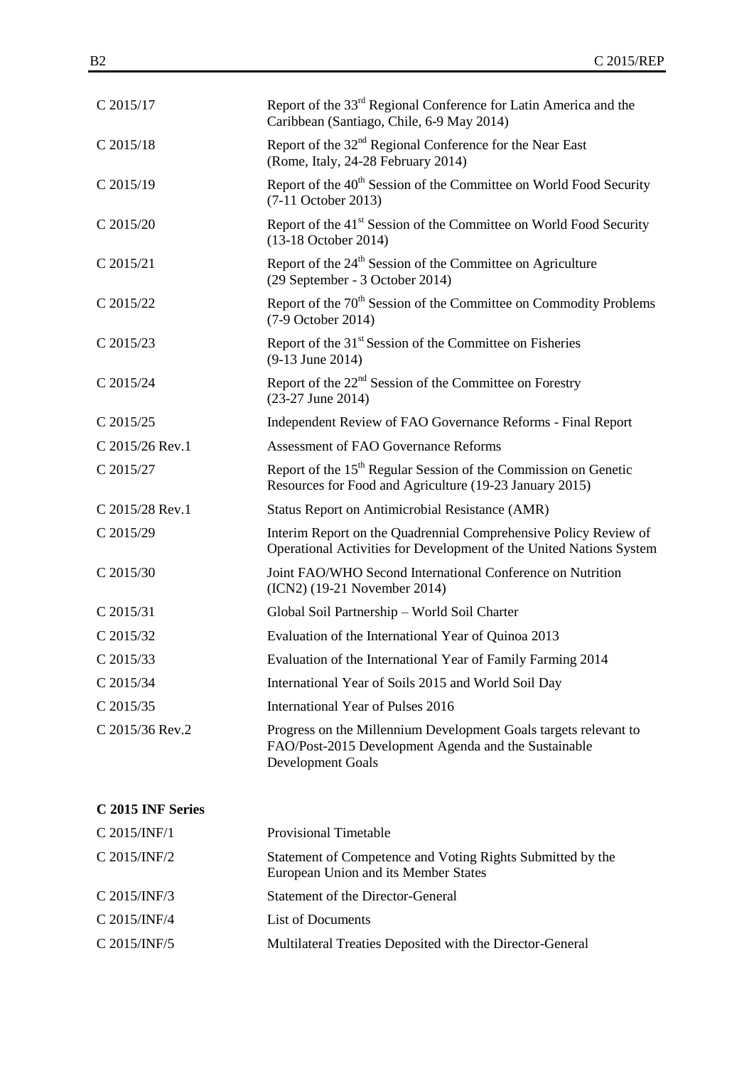| | |
|---|---|
| C 2015/17 | Report of the 33rd Regional Conference for Latin America and the Caribbean (Santiago, Chile, 6-9 May 2014) |
| C 2015/18 | Report of the 32nd Regional Conference for the Near East (Rome, Italy, 24-28 February 2014) |
| C 2015/19 | Report of the 40th Session of the Committee on World Food Security (7-11 October 2013) |
| C 2015/20 | Report of the 41st Session of the Committee on World Food Security (13-18 October 2014) |
| C 2015/21 | Report of the 24th Session of the Committee on Agriculture (29 September - 3 October 2014) |
| C 2015/22 | Report of the 70th Session of the Committee on Commodity Problems (7-9 October 2014) |
| C 2015/23 | Report of the 31st Session of the Committee on Fisheries (9-13 June 2014) |
| C 2015/24 | Report of the 22nd Session of the Committee on Forestry (23-27 June 2014) |
| C 2015/25 | Independent Review of FAO Governance Reforms - Final Report |
| C 2015/26 Rev.1 | Assessment of FAO Governance Reforms |
| C 2015/27 | Report of the 15th Regular Session of the Commission on Genetic Resources for Food and Agriculture (19-23 January 2015) |
| C 2015/28 Rev.1 | Status Report on Antimicrobial Resistance (AMR) |
| C 2015/29 | Interim Report on the Quadrennial Comprehensive Policy Review of Operational Activities for Development of the United Nations System |
| C 2015/30 | Joint FAO/WHO Second International Conference on Nutrition (ICN2) (19-21 November 2014) |
| C 2015/31 | Global Soil Partnership – World Soil Charter |
| C 2015/32 | Evaluation of the International Year of Quinoa 2013 |
| C 2015/33 | Evaluation of the International Year of Family Farming 2014 |
| C 2015/34 | International Year of Soils 2015 and World Soil Day |
| C 2015/35 | International Year of Pulses 2016 |
| C 2015/36 Rev.2 | Progress on the Millennium Development Goals targets relevant to FAO/Post-2015 Development Agenda and the Sustainable Development Goals |

**C 2015 INF Series**

| | |
|---|---|
| C 2015/INF/1 | Provisional Timetable |
| C 2015/INF/2 | Statement of Competence and Voting Rights Submitted by the European Union and its Member States |
| C 2015/INF/3 | Statement of the Director-General |
| C 2015/INF/4 | List of Documents |
| C 2015/INF/5 | Multilateral Treaties Deposited with the Director-General |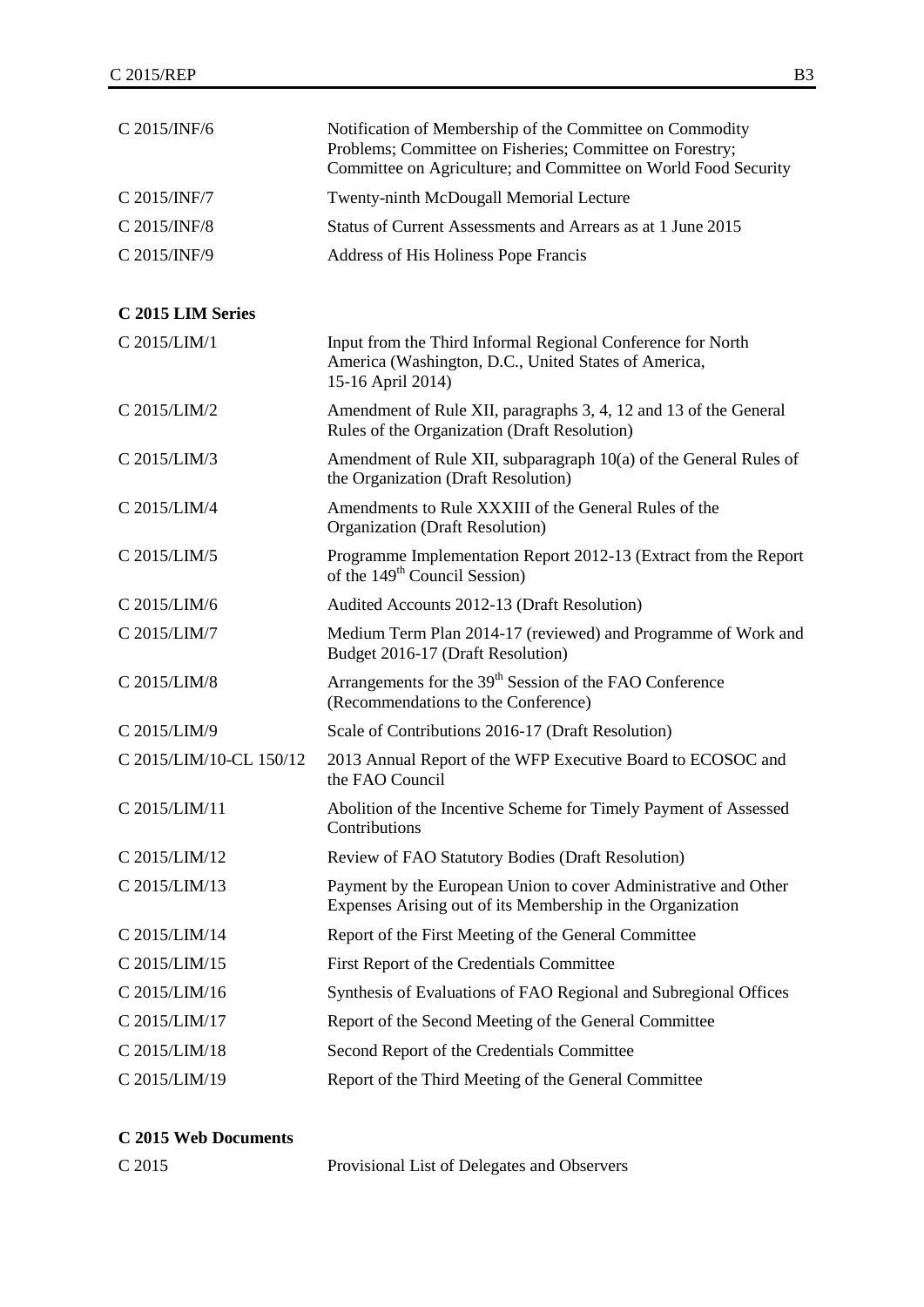| | |
|---|---|
| C 2015/INF/6 | Notification of Membership of the Committee on Commodity Problems; Committee on Fisheries; Committee on Forestry; Committee on Agriculture; and Committee on World Food Security |
| C 2015/INF/7 | Twenty-ninth McDougall Memorial Lecture |
| C 2015/INF/8 | Status of Current Assessments and Arrears as at 1 June 2015 |
| C 2015/INF/9 | Address of His Holiness Pope Francis |

**C 2015 LIM Series**

| | |
|---|---|
| C 2015/LIM/1 | Input from the Third Informal Regional Conference for North America (Washington, D.C., United States of America, 15-16 April 2014) |
| C 2015/LIM/2 | Amendment of Rule XII, paragraphs 3, 4, 12 and 13 of the General Rules of the Organization (Draft Resolution) |
| C 2015/LIM/3 | Amendment of Rule XII, subparagraph 10(a) of the General Rules of the Organization (Draft Resolution) |
| C 2015/LIM/4 | Amendments to Rule XXXIII of the General Rules of the Organization (Draft Resolution) |
| C 2015/LIM/5 | Programme Implementation Report 2012-13 (Extract from the Report of the 149th Council Session) |
| C 2015/LIM/6 | Audited Accounts 2012-13 (Draft Resolution) |
| C 2015/LIM/7 | Medium Term Plan 2014-17 (reviewed) and Programme of Work and Budget 2016-17 (Draft Resolution) |
| C 2015/LIM/8 | Arrangements for the 39th Session of the FAO Conference (Recommendations to the Conference) |
| C 2015/LIM/9 | Scale of Contributions 2016-17 (Draft Resolution) |
| C 2015/LIM/10-CL 150/12 | 2013 Annual Report of the WFP Executive Board to ECOSOC and the FAO Council |
| C 2015/LIM/11 | Abolition of the Incentive Scheme for Timely Payment of Assessed Contributions |
| C 2015/LIM/12 | Review of FAO Statutory Bodies (Draft Resolution) |
| C 2015/LIM/13 | Payment by the European Union to cover Administrative and Other Expenses Arising out of its Membership in the Organization |
| C 2015/LIM/14 | Report of the First Meeting of the General Committee |
| C 2015/LIM/15 | First Report of the Credentials Committee |
| C 2015/LIM/16 | Synthesis of Evaluations of FAO Regional and Subregional Offices |
| C 2015/LIM/17 | Report of the Second Meeting of the General Committee |
| C 2015/LIM/18 | Second Report of the Credentials Committee |
| C 2015/LIM/19 | Report of the Third Meeting of the General Committee |

**C 2015 Web Documents**

| | |
|---|---|
| C 2015 | Provisional List of Delegates and Observers |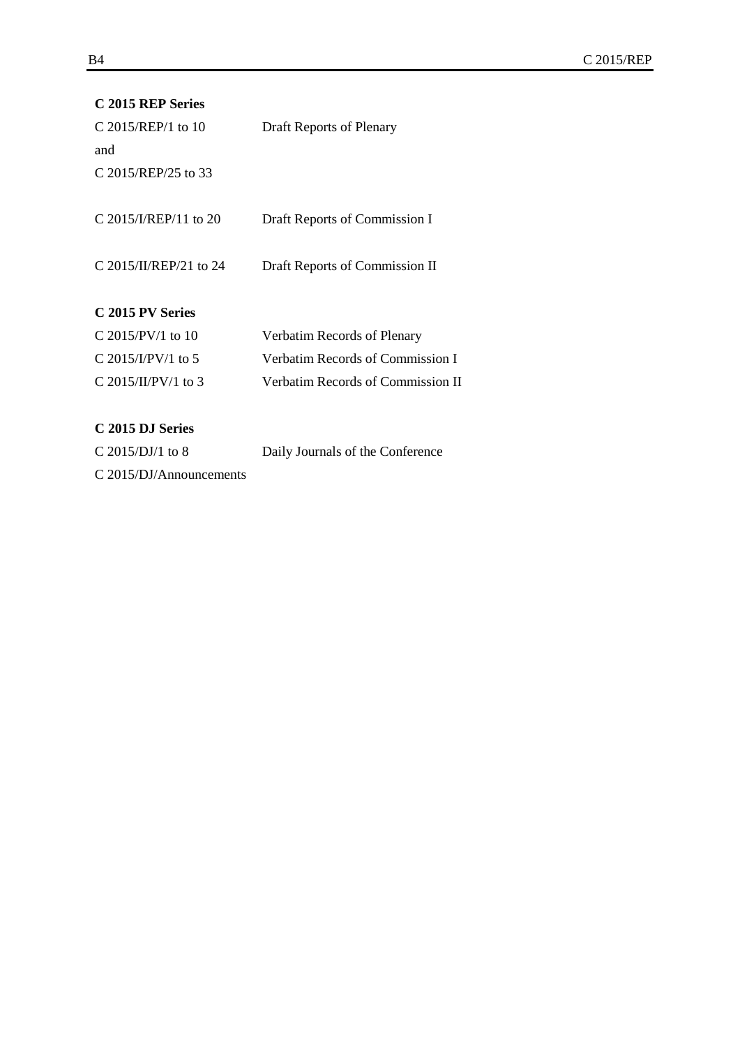**C 2015 REP Series**

| | |
|---|---|
| C 2015/REP/1 to 10 and C 2015/REP/25 to 33 | Draft Reports of Plenary |
| C 2015/I/REP/11 to 20 | Draft Reports of Commission I |
| C 2015/II/REP/21 to 24 | Draft Reports of Commission II |

**C 2015 PV Series**

| | |
|---|---|
| C 2015/PV/1 to 10 | Verbatim Records of Plenary |
| C 2015/I/PV/1 to 5 | Verbatim Records of Commission I |
| C 2015/II/PV/1 to 3 | Verbatim Records of Commission II |

**C 2015 DJ Series**

| | |
|---|---|
| C 2015/DJ/1 to 8 | Daily Journals of the Conference |
| C 2015/DJ/Announcements | |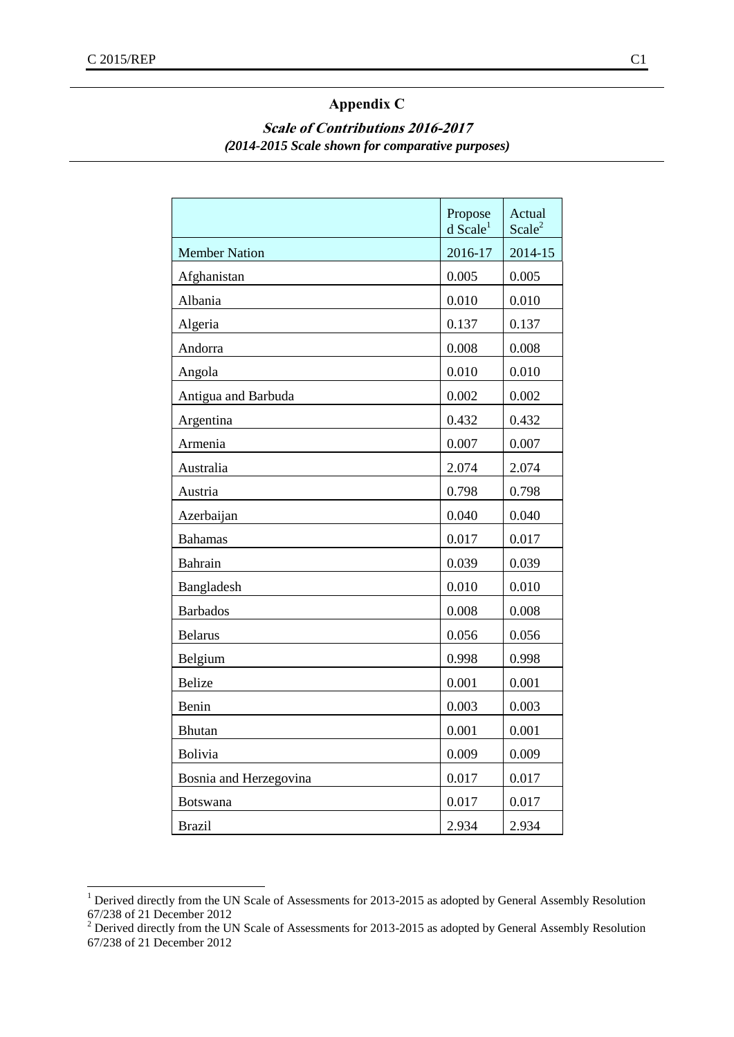## Appendix C

### *Scale of Contributions 2016-2017*

*(2014-2015 Scale shown for comparative purposes)*

| | Proposed Scale[1] | Actual Scale[2] |
|---|---|---|
| Member Nation | 2016-17 | 2014-15 |
| Afghanistan | 0.005 | 0.005 |
| Albania | 0.010 | 0.010 |
| Algeria | 0.137 | 0.137 |
| Andorra | 0.008 | 0.008 |
| Angola | 0.010 | 0.010 |
| Antigua and Barbuda | 0.002 | 0.002 |
| Argentina | 0.432 | 0.432 |
| Armenia | 0.007 | 0.007 |
| Australia | 2.074 | 2.074 |
| Austria | 0.798 | 0.798 |
| Azerbaijan | 0.040 | 0.040 |
| Bahamas | 0.017 | 0.017 |
| Bahrain | 0.039 | 0.039 |
| Bangladesh | 0.010 | 0.010 |
| Barbados | 0.008 | 0.008 |
| Belarus | 0.056 | 0.056 |
| Belgium | 0.998 | 0.998 |
| Belize | 0.001 | 0.001 |
| Benin | 0.003 | 0.003 |
| Bhutan | 0.001 | 0.001 |
| Bolivia | 0.009 | 0.009 |
| Bosnia and Herzegovina | 0.017 | 0.017 |
| Botswana | 0.017 | 0.017 |
| Brazil | 2.934 | 2.934 |

[1] Derived directly from the UN Scale of Assessments for 2013-2015 as adopted by General Assembly Resolution 67/238 of 21 December 2012

[2] Derived directly from the UN Scale of Assessments for 2013-2015 as adopted by General Assembly Resolution 67/238 of 21 December 2012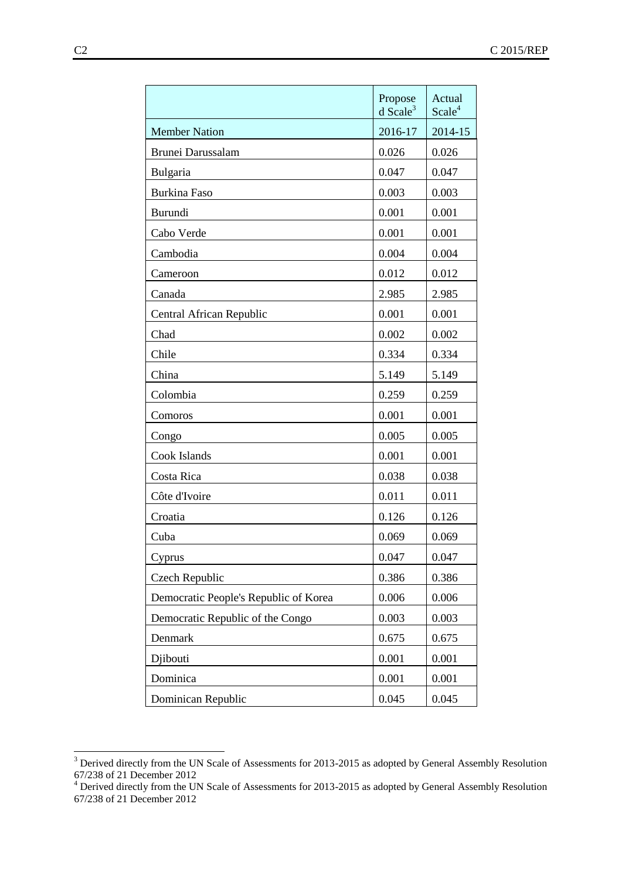| | Proposed Scale[3] | Actual Scale[4] |
|---|---|---|
| Member Nation | 2016-17 | 2014-15 |
| Brunei Darussalam | 0.026 | 0.026 |
| Bulgaria | 0.047 | 0.047 |
| Burkina Faso | 0.003 | 0.003 |
| Burundi | 0.001 | 0.001 |
| Cabo Verde | 0.001 | 0.001 |
| Cambodia | 0.004 | 0.004 |
| Cameroon | 0.012 | 0.012 |
| Canada | 2.985 | 2.985 |
| Central African Republic | 0.001 | 0.001 |
| Chad | 0.002 | 0.002 |
| Chile | 0.334 | 0.334 |
| China | 5.149 | 5.149 |
| Colombia | 0.259 | 0.259 |
| Comoros | 0.001 | 0.001 |
| Congo | 0.005 | 0.005 |
| Cook Islands | 0.001 | 0.001 |
| Costa Rica | 0.038 | 0.038 |
| Côte d'Ivoire | 0.011 | 0.011 |
| Croatia | 0.126 | 0.126 |
| Cuba | 0.069 | 0.069 |
| Cyprus | 0.047 | 0.047 |
| Czech Republic | 0.386 | 0.386 |
| Democratic People's Republic of Korea | 0.006 | 0.006 |
| Democratic Republic of the Congo | 0.003 | 0.003 |
| Denmark | 0.675 | 0.675 |
| Djibouti | 0.001 | 0.001 |
| Dominica | 0.001 | 0.001 |
| Dominican Republic | 0.045 | 0.045 |

[3] Derived directly from the UN Scale of Assessments for 2013-2015 as adopted by General Assembly Resolution 67/238 of 21 December 2012

[4] Derived directly from the UN Scale of Assessments for 2013-2015 as adopted by General Assembly Resolution 67/238 of 21 December 2012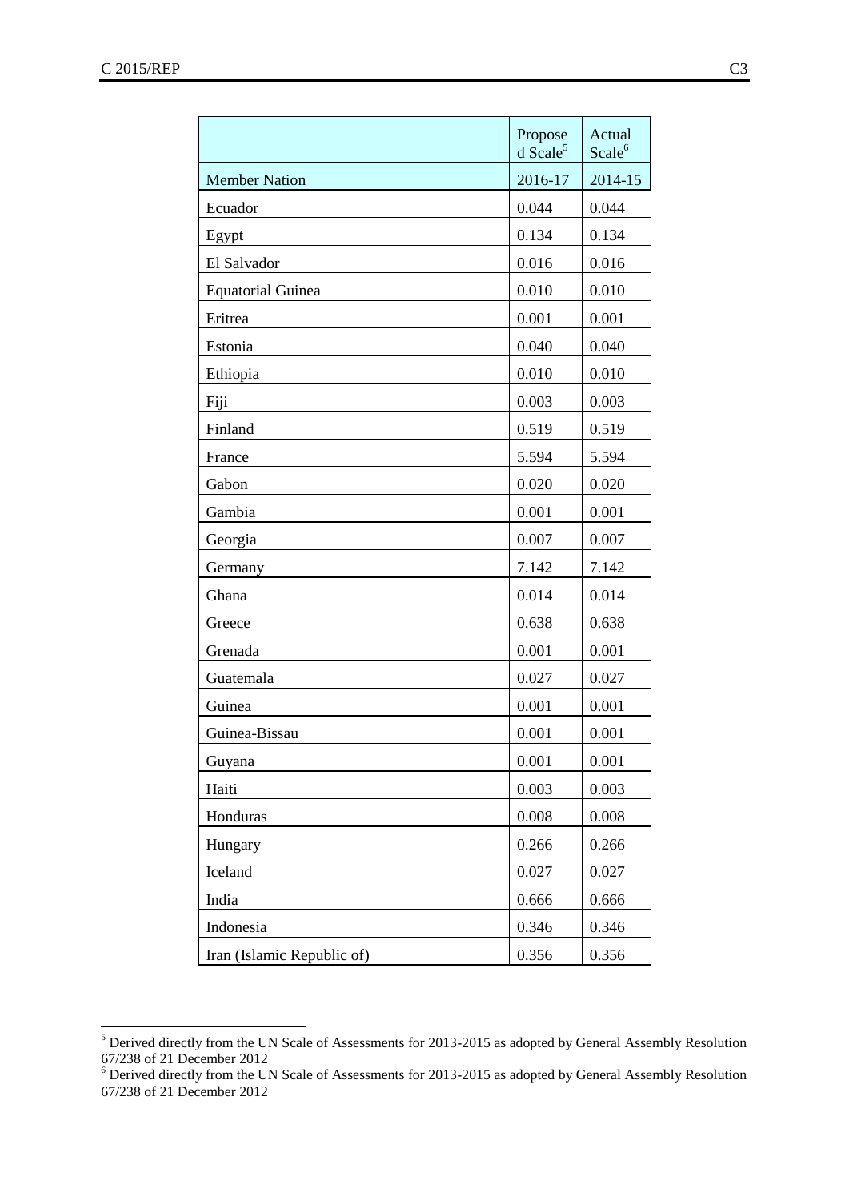| | Proposed Scale[5] | Actual Scale[6] |
|---|---|---|
| Member Nation | 2016-17 | 2014-15 |
| Ecuador | 0.044 | 0.044 |
| Egypt | 0.134 | 0.134 |
| El Salvador | 0.016 | 0.016 |
| Equatorial Guinea | 0.010 | 0.010 |
| Eritrea | 0.001 | 0.001 |
| Estonia | 0.040 | 0.040 |
| Ethiopia | 0.010 | 0.010 |
| Fiji | 0.003 | 0.003 |
| Finland | 0.519 | 0.519 |
| France | 5.594 | 5.594 |
| Gabon | 0.020 | 0.020 |
| Gambia | 0.001 | 0.001 |
| Georgia | 0.007 | 0.007 |
| Germany | 7.142 | 7.142 |
| Ghana | 0.014 | 0.014 |
| Greece | 0.638 | 0.638 |
| Grenada | 0.001 | 0.001 |
| Guatemala | 0.027 | 0.027 |
| Guinea | 0.001 | 0.001 |
| Guinea-Bissau | 0.001 | 0.001 |
| Guyana | 0.001 | 0.001 |
| Haiti | 0.003 | 0.003 |
| Honduras | 0.008 | 0.008 |
| Hungary | 0.266 | 0.266 |
| Iceland | 0.027 | 0.027 |
| India | 0.666 | 0.666 |
| Indonesia | 0.346 | 0.346 |
| Iran (Islamic Republic of) | 0.356 | 0.356 |

[5] Derived directly from the UN Scale of Assessments for 2013-2015 as adopted by General Assembly Resolution 67/238 of 21 December 2012

[6] Derived directly from the UN Scale of Assessments for 2013-2015 as adopted by General Assembly Resolution 67/238 of 21 December 2012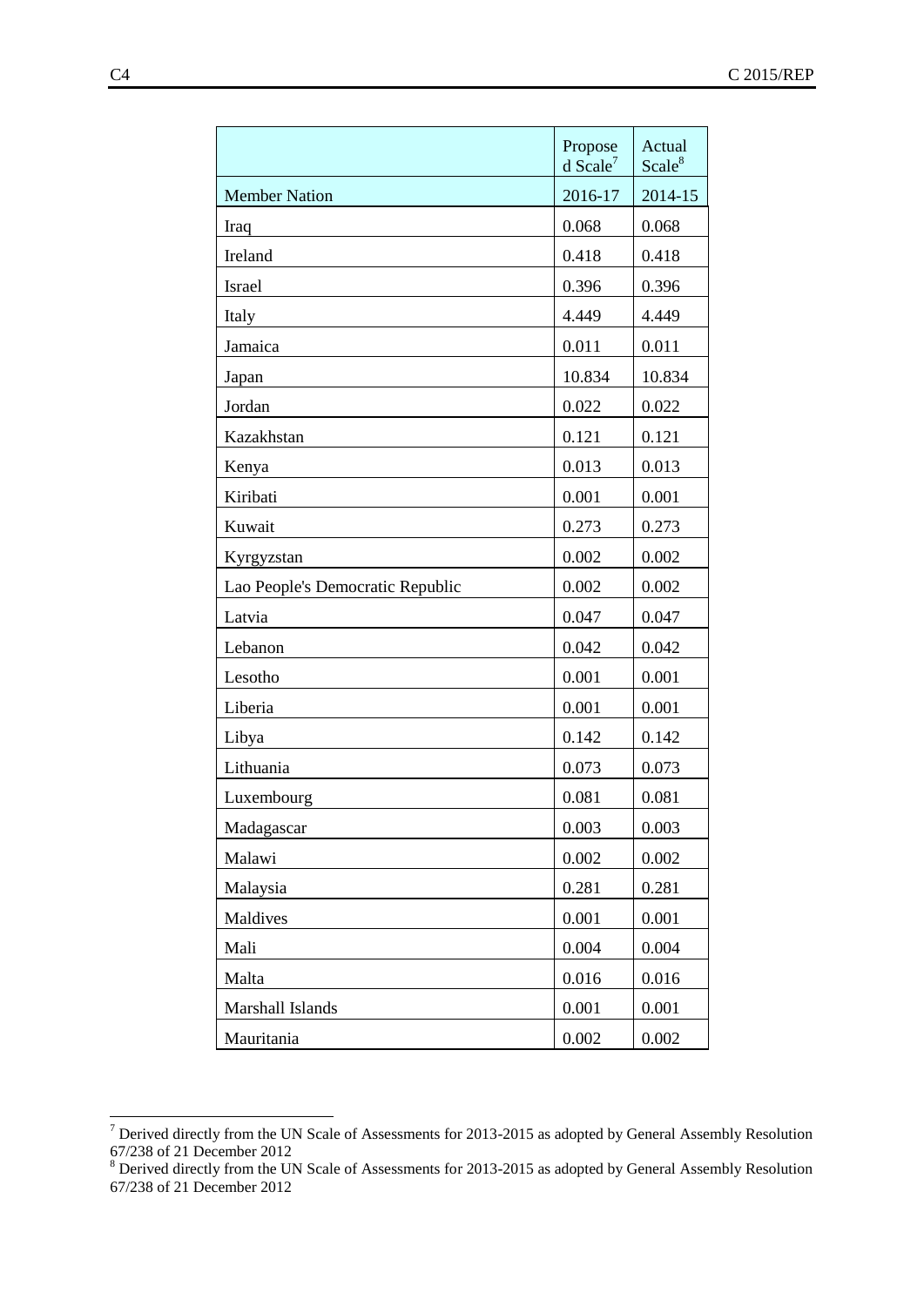| | Proposed Scale[7] | Actual Scale[8] |
|---|---|---|
| Member Nation | 2016-17 | 2014-15 |
| Iraq | 0.068 | 0.068 |
| Ireland | 0.418 | 0.418 |
| Israel | 0.396 | 0.396 |
| Italy | 4.449 | 4.449 |
| Jamaica | 0.011 | 0.011 |
| Japan | 10.834 | 10.834 |
| Jordan | 0.022 | 0.022 |
| Kazakhstan | 0.121 | 0.121 |
| Kenya | 0.013 | 0.013 |
| Kiribati | 0.001 | 0.001 |
| Kuwait | 0.273 | 0.273 |
| Kyrgyzstan | 0.002 | 0.002 |
| Lao People's Democratic Republic | 0.002 | 0.002 |
| Latvia | 0.047 | 0.047 |
| Lebanon | 0.042 | 0.042 |
| Lesotho | 0.001 | 0.001 |
| Liberia | 0.001 | 0.001 |
| Libya | 0.142 | 0.142 |
| Lithuania | 0.073 | 0.073 |
| Luxembourg | 0.081 | 0.081 |
| Madagascar | 0.003 | 0.003 |
| Malawi | 0.002 | 0.002 |
| Malaysia | 0.281 | 0.281 |
| Maldives | 0.001 | 0.001 |
| Mali | 0.004 | 0.004 |
| Malta | 0.016 | 0.016 |
| Marshall Islands | 0.001 | 0.001 |
| Mauritania | 0.002 | 0.002 |

[7] Derived directly from the UN Scale of Assessments for 2013-2015 as adopted by General Assembly Resolution 67/238 of 21 December 2012

[8] Derived directly from the UN Scale of Assessments for 2013-2015 as adopted by General Assembly Resolution 67/238 of 21 December 2012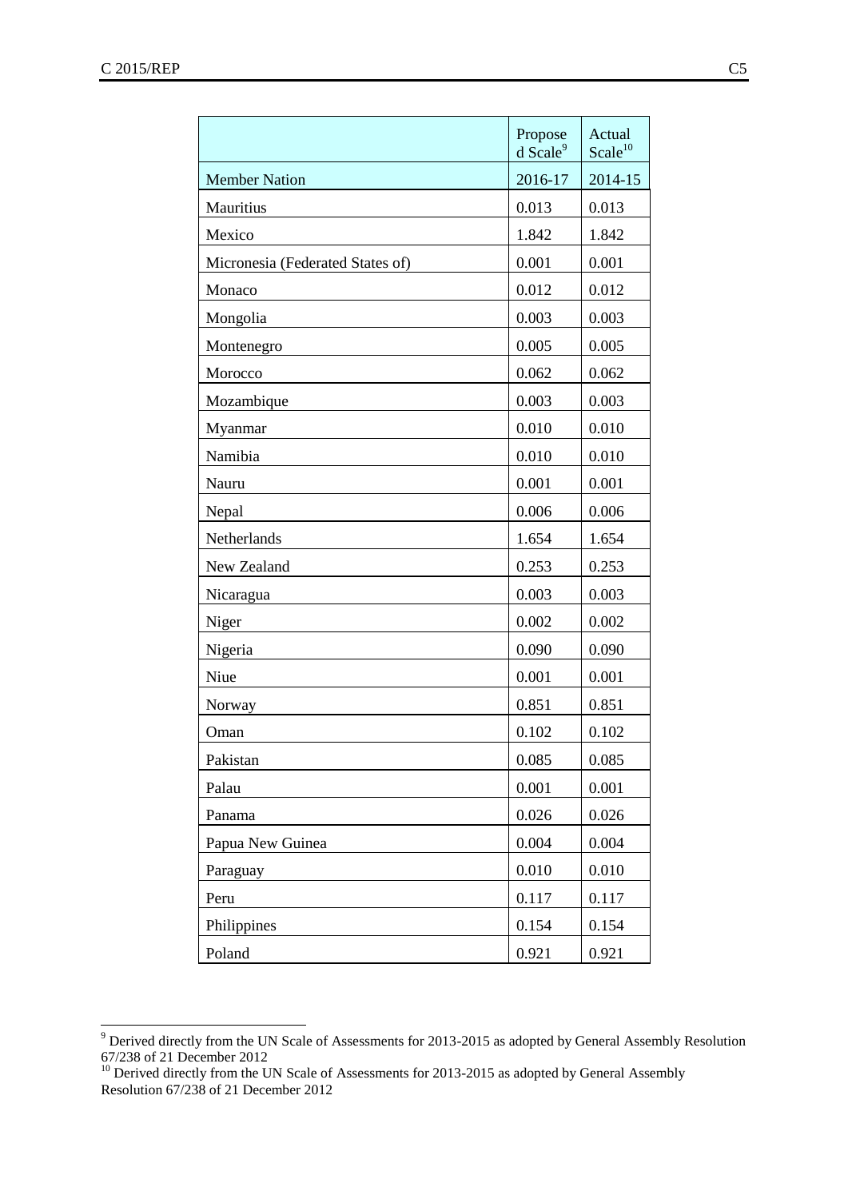| | Proposed Scale[9] | Actual Scale[10] |
|---|---|---|
| Member Nation | 2016-17 | 2014-15 |
| Mauritius | 0.013 | 0.013 |
| Mexico | 1.842 | 1.842 |
| Micronesia (Federated States of) | 0.001 | 0.001 |
| Monaco | 0.012 | 0.012 |
| Mongolia | 0.003 | 0.003 |
| Montenegro | 0.005 | 0.005 |
| Morocco | 0.062 | 0.062 |
| Mozambique | 0.003 | 0.003 |
| Myanmar | 0.010 | 0.010 |
| Namibia | 0.010 | 0.010 |
| Nauru | 0.001 | 0.001 |
| Nepal | 0.006 | 0.006 |
| Netherlands | 1.654 | 1.654 |
| New Zealand | 0.253 | 0.253 |
| Nicaragua | 0.003 | 0.003 |
| Niger | 0.002 | 0.002 |
| Nigeria | 0.090 | 0.090 |
| Niue | 0.001 | 0.001 |
| Norway | 0.851 | 0.851 |
| Oman | 0.102 | 0.102 |
| Pakistan | 0.085 | 0.085 |
| Palau | 0.001 | 0.001 |
| Panama | 0.026 | 0.026 |
| Papua New Guinea | 0.004 | 0.004 |
| Paraguay | 0.010 | 0.010 |
| Peru | 0.117 | 0.117 |
| Philippines | 0.154 | 0.154 |
| Poland | 0.921 | 0.921 |

[9] Derived directly from the UN Scale of Assessments for 2013-2015 as adopted by General Assembly Resolution 67/238 of 21 December 2012

[10] Derived directly from the UN Scale of Assessments for 2013-2015 as adopted by General Assembly Resolution 67/238 of 21 December 2012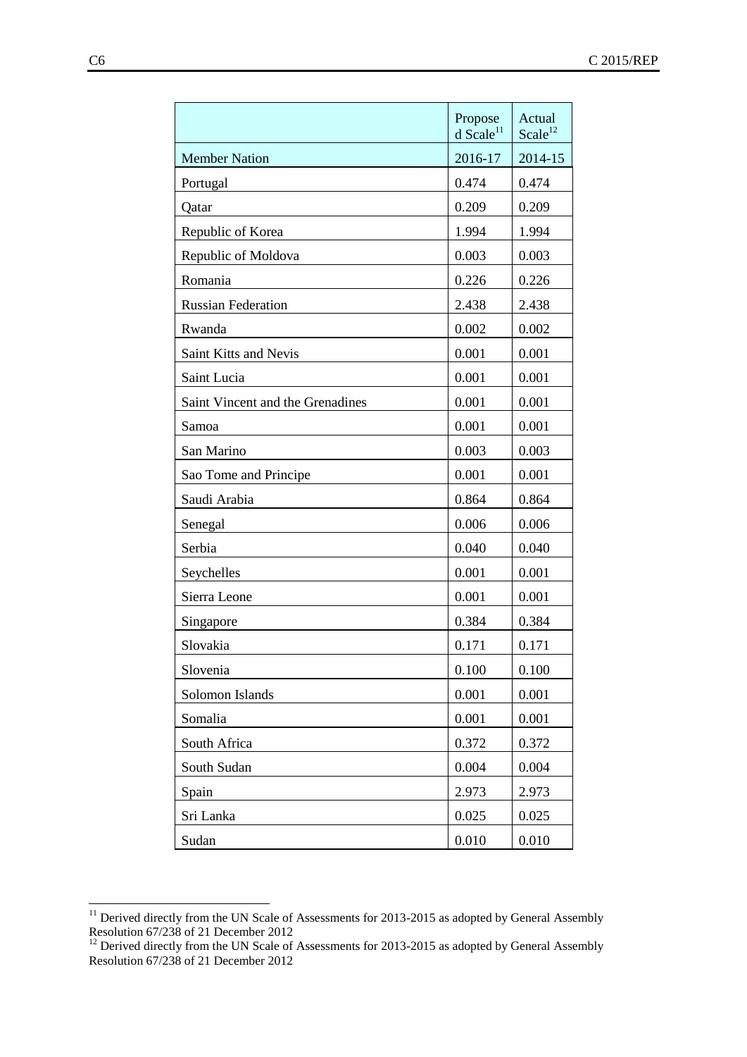| | Proposed Scale[11] | Actual Scale[12] |
|---|---|---|
| Member Nation | 2016-17 | 2014-15 |
| Portugal | 0.474 | 0.474 |
| Qatar | 0.209 | 0.209 |
| Republic of Korea | 1.994 | 1.994 |
| Republic of Moldova | 0.003 | 0.003 |
| Romania | 0.226 | 0.226 |
| Russian Federation | 2.438 | 2.438 |
| Rwanda | 0.002 | 0.002 |
| Saint Kitts and Nevis | 0.001 | 0.001 |
| Saint Lucia | 0.001 | 0.001 |
| Saint Vincent and the Grenadines | 0.001 | 0.001 |
| Samoa | 0.001 | 0.001 |
| San Marino | 0.003 | 0.003 |
| Sao Tome and Principe | 0.001 | 0.001 |
| Saudi Arabia | 0.864 | 0.864 |
| Senegal | 0.006 | 0.006 |
| Serbia | 0.040 | 0.040 |
| Seychelles | 0.001 | 0.001 |
| Sierra Leone | 0.001 | 0.001 |
| Singapore | 0.384 | 0.384 |
| Slovakia | 0.171 | 0.171 |
| Slovenia | 0.100 | 0.100 |
| Solomon Islands | 0.001 | 0.001 |
| Somalia | 0.001 | 0.001 |
| South Africa | 0.372 | 0.372 |
| South Sudan | 0.004 | 0.004 |
| Spain | 2.973 | 2.973 |
| Sri Lanka | 0.025 | 0.025 |
| Sudan | 0.010 | 0.010 |

[11] Derived directly from the UN Scale of Assessments for 2013-2015 as adopted by General Assembly Resolution 67/238 of 21 December 2012

[12] Derived directly from the UN Scale of Assessments for 2013-2015 as adopted by General Assembly Resolution 67/238 of 21 December 2012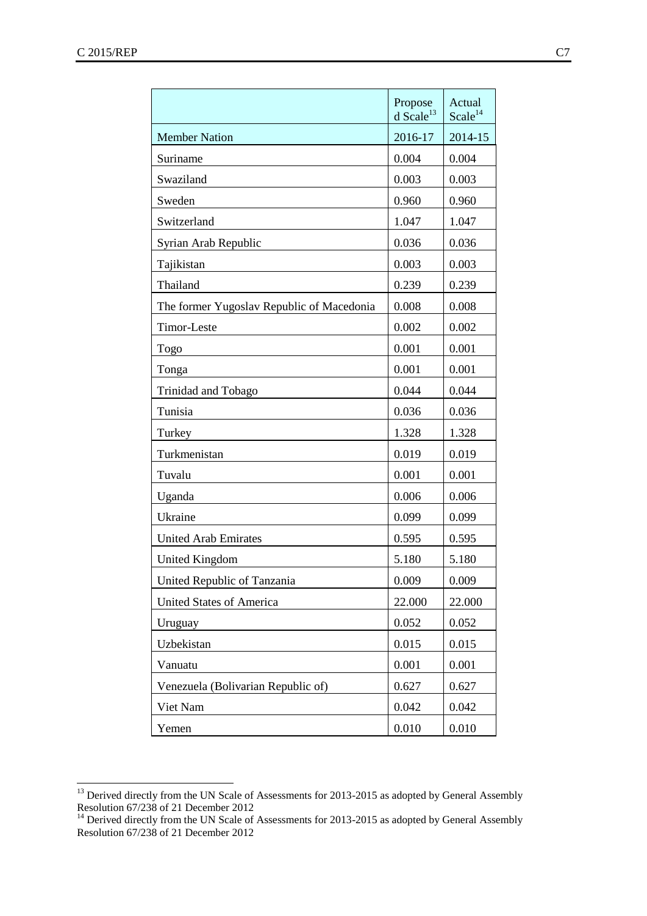| | Proposed Scale[13] | Actual Scale[14] |
|---|---|---|
| Member Nation | 2016-17 | 2014-15 |
| Suriname | 0.004 | 0.004 |
| Swaziland | 0.003 | 0.003 |
| Sweden | 0.960 | 0.960 |
| Switzerland | 1.047 | 1.047 |
| Syrian Arab Republic | 0.036 | 0.036 |
| Tajikistan | 0.003 | 0.003 |
| Thailand | 0.239 | 0.239 |
| The former Yugoslav Republic of Macedonia | 0.008 | 0.008 |
| Timor-Leste | 0.002 | 0.002 |
| Togo | 0.001 | 0.001 |
| Tonga | 0.001 | 0.001 |
| Trinidad and Tobago | 0.044 | 0.044 |
| Tunisia | 0.036 | 0.036 |
| Turkey | 1.328 | 1.328 |
| Turkmenistan | 0.019 | 0.019 |
| Tuvalu | 0.001 | 0.001 |
| Uganda | 0.006 | 0.006 |
| Ukraine | 0.099 | 0.099 |
| United Arab Emirates | 0.595 | 0.595 |
| United Kingdom | 5.180 | 5.180 |
| United Republic of Tanzania | 0.009 | 0.009 |
| United States of America | 22.000 | 22.000 |
| Uruguay | 0.052 | 0.052 |
| Uzbekistan | 0.015 | 0.015 |
| Vanuatu | 0.001 | 0.001 |
| Venezuela (Bolivarian Republic of) | 0.627 | 0.627 |
| Viet Nam | 0.042 | 0.042 |
| Yemen | 0.010 | 0.010 |

[13] Derived directly from the UN Scale of Assessments for 2013-2015 as adopted by General Assembly Resolution 67/238 of 21 December 2012

[14] Derived directly from the UN Scale of Assessments for 2013-2015 as adopted by General Assembly Resolution 67/238 of 21 December 2012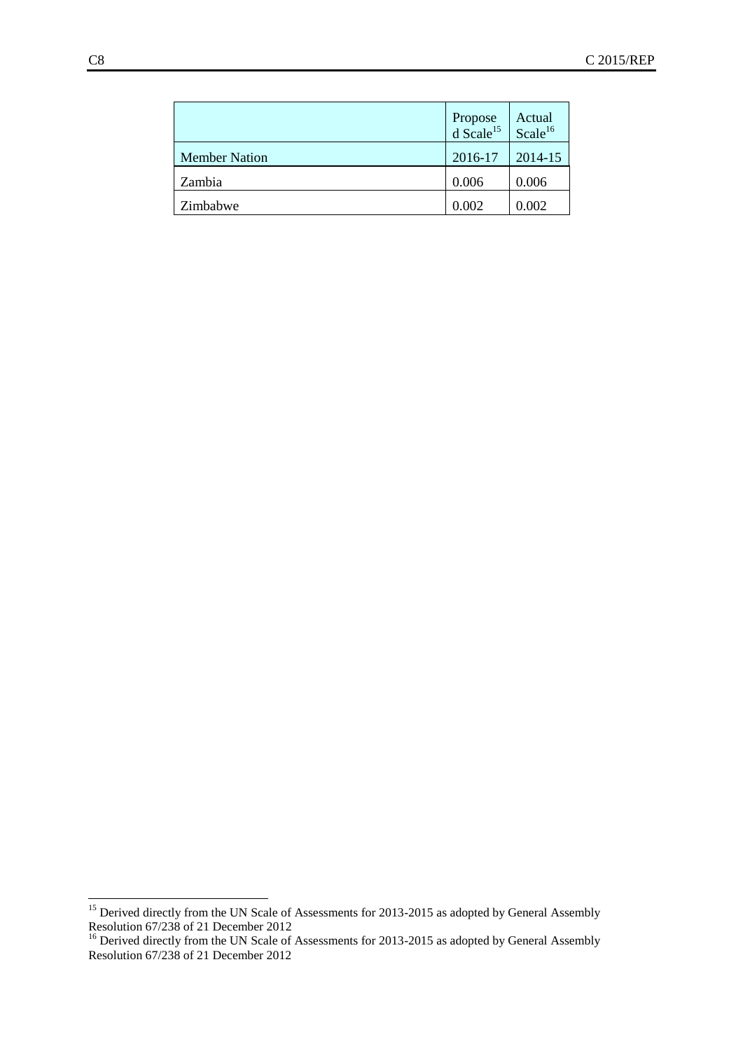| | Proposed Scale[15] | Actual Scale[16] |
|---|---|---|
| Member Nation | 2016-17 | 2014-15 |
| Zambia | 0.006 | 0.006 |
| Zimbabwe | 0.002 | 0.002 |

[15] Derived directly from the UN Scale of Assessments for 2013-2015 as adopted by General Assembly Resolution 67/238 of 21 December 2012

[16] Derived directly from the UN Scale of Assessments for 2013-2015 as adopted by General Assembly Resolution 67/238 of 21 December 2012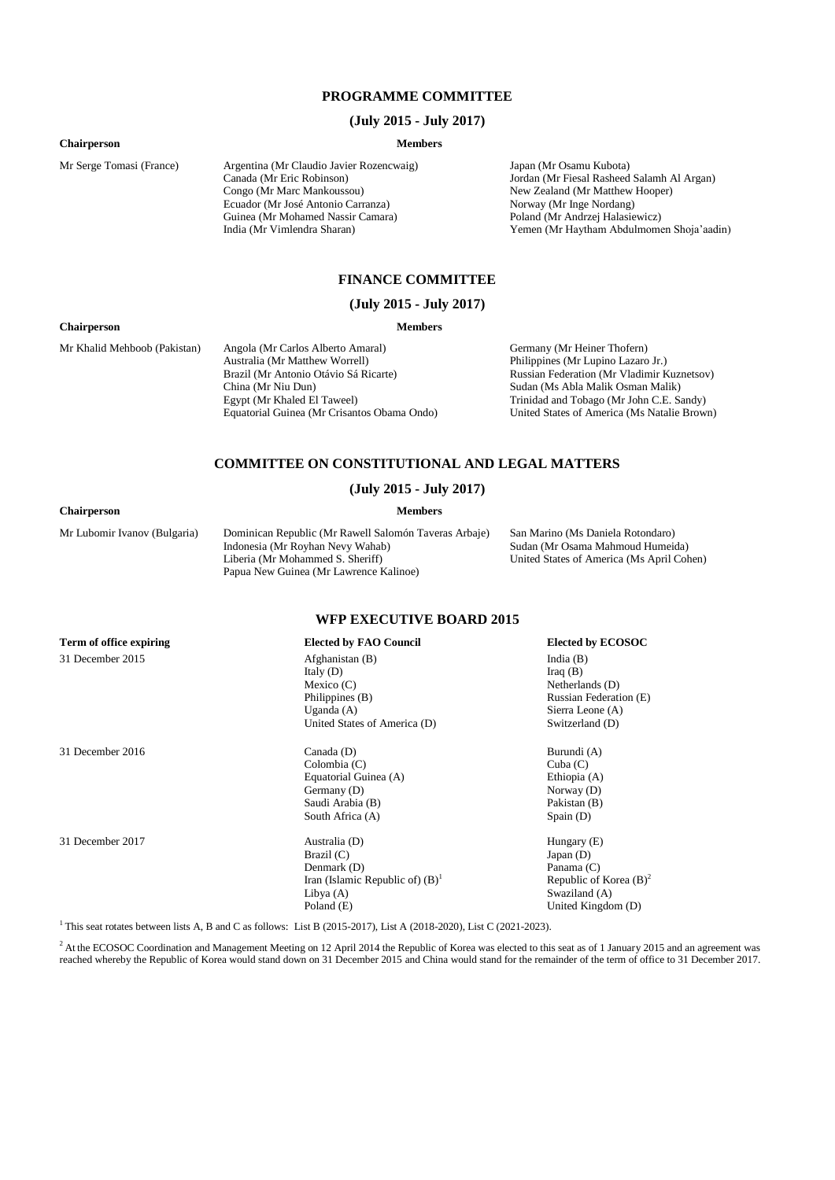## PROGRAMME COMMITTEE

**(July 2015 - July 2017)**

| Chairperson | Members | |
|---|---|---|
| Mr Serge Tomasi (France) | Argentina (Mr Claudio Javier Rozencwaig) | Japan (Mr Osamu Kubota) |
| | Canada (Mr Eric Robinson) | Jordan (Mr Fiesal Rasheed Salamh Al Argan) |
| | Congo (Mr Marc Mankoussou) | New Zealand (Mr Matthew Hooper) |
| | Ecuador (Mr José Antonio Carranza) | Norway (Mr Inge Nordang) |
| | Guinea (Mr Mohamed Nassir Camara) | Poland (Mr Andrzej Halasiewicz) |
| | India (Mr Vimlendra Sharan) | Yemen (Mr Haytham Abdulmomen Shoja'aadin) |

## FINANCE COMMITTEE

**(July 2015 - July 2017)**

| Chairperson | Members | |
|---|---|---|
| Mr Khalid Mehboob (Pakistan) | Angola (Mr Carlos Alberto Amaral) | Germany (Mr Heiner Thofern) |
| | Australia (Mr Matthew Worrell) | Philippines (Mr Lupino Lazaro Jr.) |
| | Brazil (Mr Antonio Otávio Sá Ricarte) | Russian Federation (Mr Vladimir Kuznetsov) |
| | China (Mr Niu Dun) | Sudan (Ms Abla Malik Osman Malik) |
| | Egypt (Mr Khaled El Taweel) | Trinidad and Tobago (Mr John C.E. Sandy) |
| | Equatorial Guinea (Mr Crisantos Obama Ondo) | United States of America (Ms Natalie Brown) |

## COMMITTEE ON CONSTITUTIONAL AND LEGAL MATTERS

**(July 2015 - July 2017)**

| Chairperson | Members | |
|---|---|---|
| Mr Lubomir Ivanov (Bulgaria) | Dominican Republic (Mr Rawell Salomón Taveras Arbaje) | San Marino (Ms Daniela Rotondaro) |
| | Indonesia (Mr Royhan Nevy Wahab) | Sudan (Mr Osama Mahmoud Humeida) |
| | Liberia (Mr Mohammed S. Sheriff) | United States of America (Ms April Cohen) |
| | Papua New Guinea (Mr Lawrence Kalinoe) | |

## WFP EXECUTIVE BOARD 2015

| Term of office expiring | Elected by FAO Council | Elected by ECOSOC |
|---|---|---|
| 31 December 2015 | Afghanistan (B) | India (B) |
| | Italy (D) | Iraq (B) |
| | Mexico (C) | Netherlands (D) |
| | Philippines (B) | Russian Federation (E) |
| | Uganda (A) | Sierra Leone (A) |
| | United States of America (D) | Switzerland (D) |
| 31 December 2016 | Canada (D) | Burundi (A) |
| | Colombia (C) | Cuba (C) |
| | Equatorial Guinea (A) | Ethiopia (A) |
| | Germany (D) | Norway (D) |
| | Saudi Arabia (B) | Pakistan (B) |
| | South Africa (A) | Spain (D) |
| 31 December 2017 | Australia (D) | Hungary (E) |
| | Brazil (C) | Japan (D) |
| | Denmark (D) | Panama (C) |
| | Iran (Islamic Republic of) (B)[1] | Republic of Korea (B)[2] |
| | Libya (A) | Swaziland (A) |
| | Poland (E) | United Kingdom (D) |

[1] This seat rotates between lists A, B and C as follows: List B (2015-2017), List A (2018-2020), List C (2021-2023).

[2] At the ECOSOC Coordination and Management Meeting on 12 April 2014 the Republic of Korea was elected to this seat as of 1 January 2015 and an agreement was reached whereby the Republic of Korea would stand down on 31 December 2015 and China would stand for the remainder of the term of office to 31 December 2017.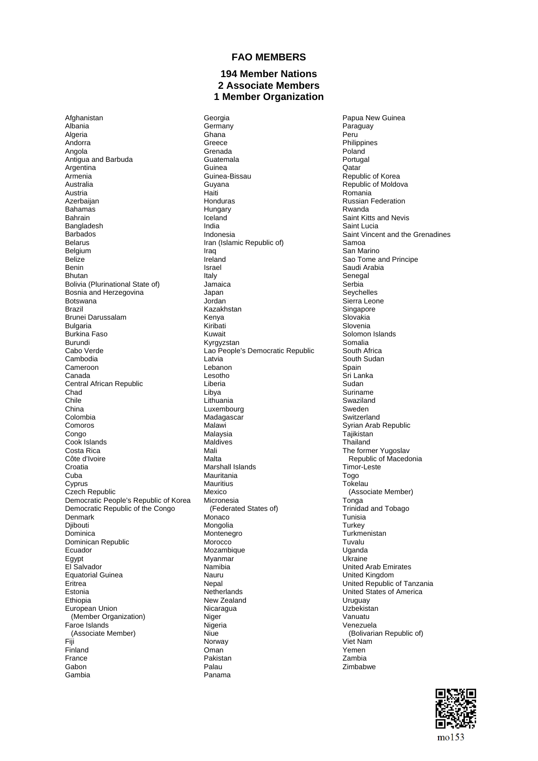# FAO MEMBERS

## 194 Member Nations
## 2 Associate Members
## 1 Member Organization

Afghanistan
Albania
Algeria
Andorra
Angola
Antigua and Barbuda
Argentina
Armenia
Australia
Austria
Azerbaijan
Bahamas
Bahrain
Bangladesh
Barbados
Belarus
Belgium
Belize
Benin
Bhutan
Bolivia (Plurinational State of)
Bosnia and Herzegovina
Botswana
Brazil
Brunei Darussalam
Bulgaria
Burkina Faso
Burundi
Cabo Verde
Cambodia
Cameroon
Canada
Central African Republic
Chad
Chile
China
Colombia
Comoros
Congo
Cook Islands
Costa Rica
Côte d'Ivoire
Croatia
Cuba
Cyprus
Czech Republic
Democratic People's Republic of Korea
Democratic Republic of the Congo
Denmark
Djibouti
Dominica
Dominican Republic
Ecuador
Egypt
El Salvador
Equatorial Guinea
Eritrea
Estonia
Ethiopia
European Union (Member Organization)
Faroe Islands (Associate Member)
Fiji
Finland
France
Gabon
Gambia
Georgia
Germany
Ghana
Greece
Grenada
Guatemala
Guinea
Guinea-Bissau
Guyana
Haiti
Honduras
Hungary
Iceland
India
Indonesia
Iran (Islamic Republic of)
Iraq
Ireland
Israel
Italy
Jamaica
Japan
Jordan
Kazakhstan
Kenya
Kiribati
Kuwait
Kyrgyzstan
Lao People's Democratic Republic
Latvia
Lebanon
Lesotho
Liberia
Libya
Lithuania
Luxembourg
Madagascar
Malawi
Malaysia
Maldives
Mali
Malta
Marshall Islands
Mauritania
Mauritius
Mexico
Micronesia (Federated States of)
Monaco
Mongolia
Montenegro
Morocco
Mozambique
Myanmar
Namibia
Nauru
Nepal
Netherlands
New Zealand
Nicaragua
Niger
Nigeria
Niue
Norway
Oman
Pakistan
Palau
Panama
Papua New Guinea
Paraguay
Peru
Philippines
Poland
Portugal
Qatar
Republic of Korea
Republic of Moldova
Romania
Russian Federation
Rwanda
Saint Kitts and Nevis
Saint Lucia
Saint Vincent and the Grenadines
Samoa
San Marino
Sao Tome and Principe
Saudi Arabia
Senegal
Serbia
Seychelles
Sierra Leone
Singapore
Slovakia
Slovenia
Solomon Islands
Somalia
South Africa
South Sudan
Spain
Sri Lanka
Sudan
Suriname
Swaziland
Sweden
Switzerland
Syrian Arab Republic
Tajikistan
Thailand
The former Yugoslav Republic of Macedonia
Timor-Leste
Togo
Tokelau (Associate Member)
Tonga
Trinidad and Tobago
Tunisia
Turkey
Turkmenistan
Tuvalu
Uganda
Ukraine
United Arab Emirates
United Kingdom
United Republic of Tanzania
United States of America
Uruguay
Uzbekistan
Vanuatu
Venezuela (Bolivarian Republic of)
Viet Nam
Yemen
Zambia
Zimbabwe

mo153